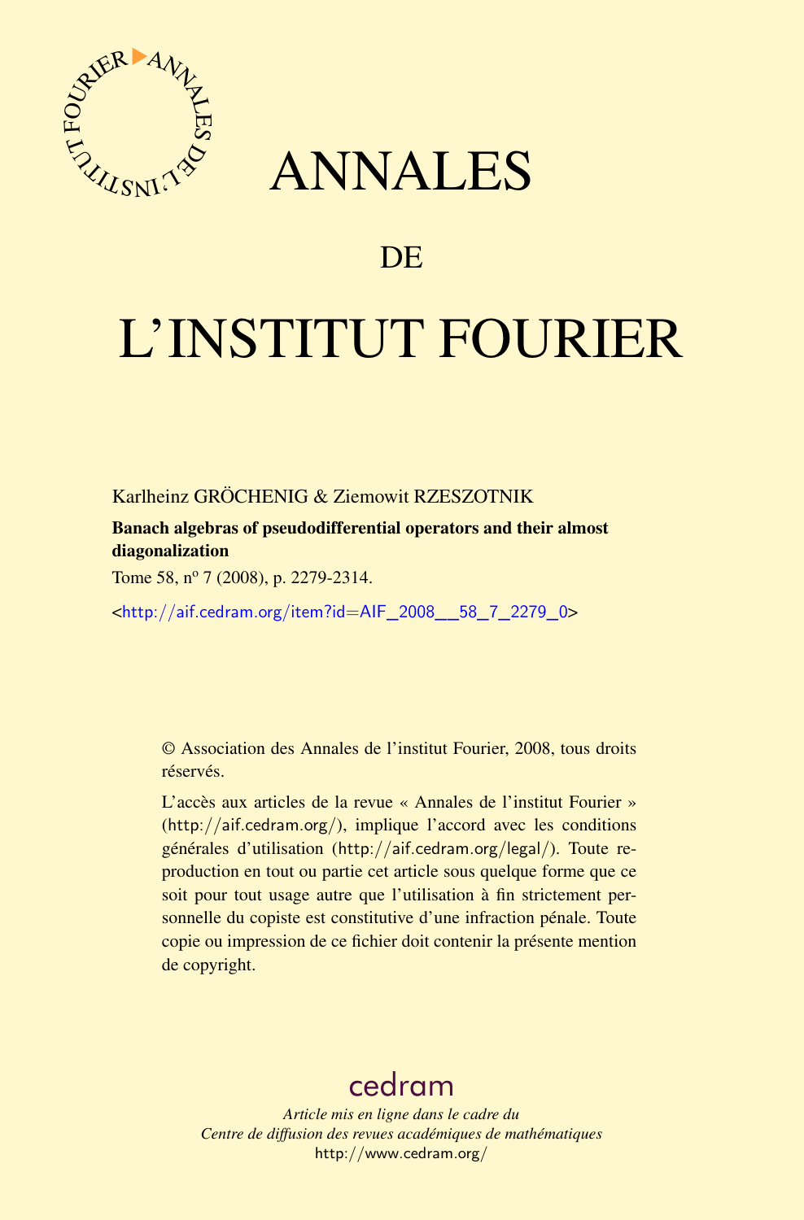# ANNALES

# DE

# L'INSTITUT FOURIER

Karlheinz GRÖCHENIG & Ziemowit RZESZOTNIK

**Banach algebras of pseudodifferential operators and their almost diagonalization**

Tome 58, nº 7 (2008), p. 2279-2314.

<http://aif.cedram.org/item?id=AIF_2008__58_7_2279_0>

© Association des Annales de l'institut Fourier, 2008, tous droits réservés.

L'accès aux articles de la revue « Annales de l'institut Fourier » (http://aif.cedram.org/), implique l'accord avec les conditions générales d'utilisation (http://aif.cedram.org/legal/). Toute reproduction en tout ou partie cet article sous quelque forme que ce soit pour tout usage autre que l'utilisation à fin strictement personnelle du copiste est constitutive d'une infraction pénale. Toute copie ou impression de ce fichier doit contenir la présente mention de copyright.

cedram

*Article mis en ligne dans le cadre du*
*Centre de diffusion des revues académiques de mathématiques*
http://www.cedram.org/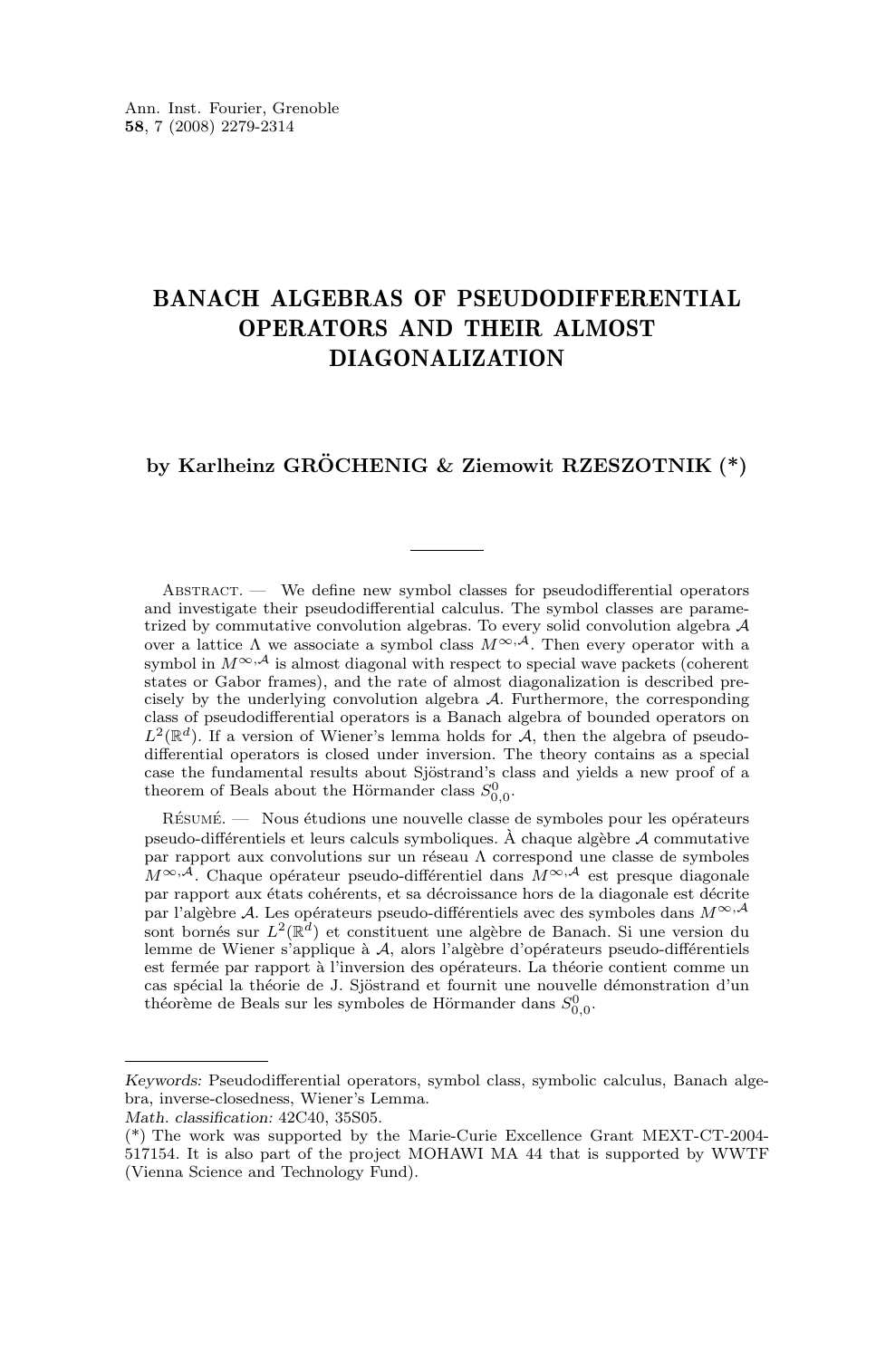# BANACH ALGEBRAS OF PSEUDODIFFERENTIAL OPERATORS AND THEIR ALMOST DIAGONALIZATION

**by Karlheinz GRÖCHENIG & Ziemowit RZESZOTNIK (\*)**

---

Abstract. — We define new symbol classes for pseudodifferential operators and investigate their pseudodifferential calculus. The symbol classes are parametrized by commutative convolution algebras. To every solid convolution algebra $\mathcal{A}$ over a lattice $\Lambda$ we associate a symbol class $M^{\infty,\mathcal{A}}$. Then every operator with a symbol in $M^{\infty,\mathcal{A}}$ is almost diagonal with respect to special wave packets (coherent states or Gabor frames), and the rate of almost diagonalization is described precisely by the underlying convolution algebra $\mathcal{A}$. Furthermore, the corresponding class of pseudodifferential operators is a Banach algebra of bounded operators on $L^2(\mathbb{R}^d)$. If a version of Wiener's lemma holds for $\mathcal{A}$, then the algebra of pseudodifferential operators is closed under inversion. The theory contains as a special case the fundamental results about Sjöstrand's class and yields a new proof of a theorem of Beals about the Hörmander class $S^0_{0,0}$.

Résumé. — Nous étudions une nouvelle classe de symboles pour les opérateurs pseudo-différentiels et leurs calculs symboliques. À chaque algèbre $\mathcal{A}$ commutative par rapport aux convolutions sur un réseau $\Lambda$ correspond une classe de symboles $M^{\infty,\mathcal{A}}$. Chaque opérateur pseudo-différentiel dans $M^{\infty,\mathcal{A}}$ est presque diagonale par rapport aux états cohérents, et sa décroissance hors de la diagonale est décrite par l'algèbre $\mathcal{A}$. Les opérateurs pseudo-différentiels avec des symboles dans $M^{\infty,\mathcal{A}}$ sont bornés sur $L^2(\mathbb{R}^d)$ et constituent une algèbre de Banach. Si une version du lemme de Wiener s'applique à $\mathcal{A}$, alors l'algèbre d'opérateurs pseudo-différentiels est fermée par rapport à l'inversion des opérateurs. La théorie contient comme un cas spécial la théorie de J. Sjöstrand et fournit une nouvelle démonstration d'un théorème de Beals sur les symboles de Hörmander dans $S^0_{0,0}$.

---

*Keywords:* Pseudodifferential operators, symbol class, symbolic calculus, Banach algebra, inverse-closedness, Wiener's Lemma.

*Math. classification:* 42C40, 35S05.

(\*) The work was supported by the Marie-Curie Excellence Grant MEXT-CT-2004-517154. It is also part of the project MOHAWI MA 44 that is supported by WWTF (Vienna Science and Technology Fund).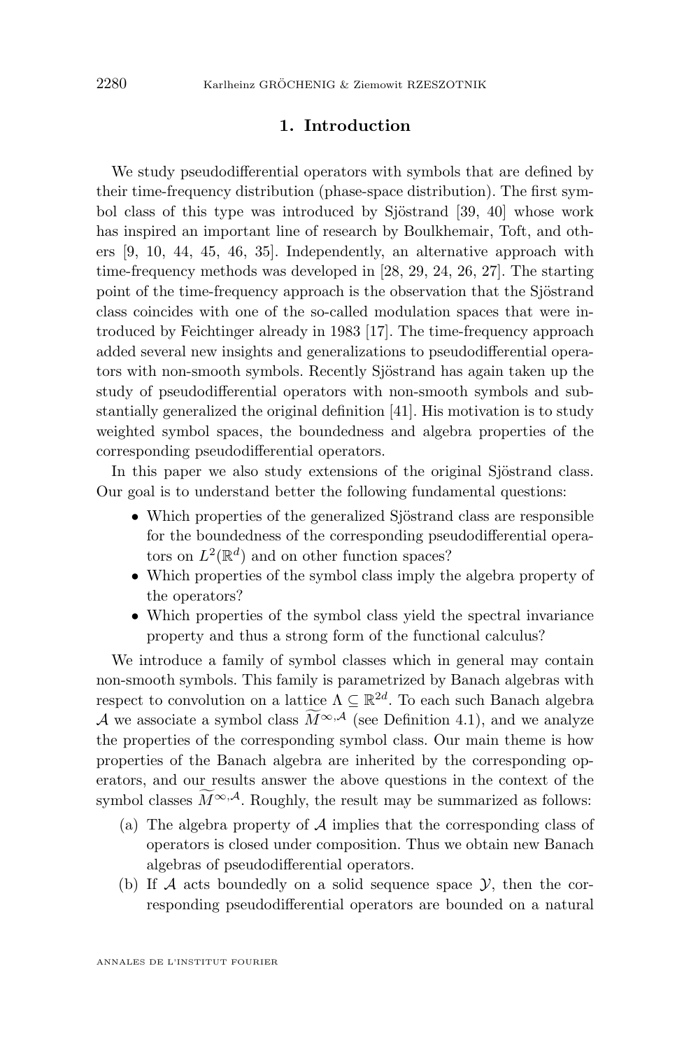## 1. Introduction

We study pseudodifferential operators with symbols that are defined by their time-frequency distribution (phase-space distribution). The first symbol class of this type was introduced by Sjöstrand [39, 40] whose work has inspired an important line of research by Boulkhemair, Toft, and others [9, 10, 44, 45, 46, 35]. Independently, an alternative approach with time-frequency methods was developed in [28, 29, 24, 26, 27]. The starting point of the time-frequency approach is the observation that the Sjöstrand class coincides with one of the so-called modulation spaces that were introduced by Feichtinger already in 1983 [17]. The time-frequency approach added several new insights and generalizations to pseudodifferential operators with non-smooth symbols. Recently Sjöstrand has again taken up the study of pseudodifferential operators with non-smooth symbols and substantially generalized the original definition [41]. His motivation is to study weighted symbol spaces, the boundedness and algebra properties of the corresponding pseudodifferential operators.

In this paper we also study extensions of the original Sjöstrand class. Our goal is to understand better the following fundamental questions:

- Which properties of the generalized Sjöstrand class are responsible for the boundedness of the corresponding pseudodifferential operators on $L^2(\mathbb{R}^d)$ and on other function spaces?
- Which properties of the symbol class imply the algebra property of the operators?
- Which properties of the symbol class yield the spectral invariance property and thus a strong form of the functional calculus?

We introduce a family of symbol classes which in general may contain non-smooth symbols. This family is parametrized by Banach algebras with respect to convolution on a lattice $\Lambda \subseteq \mathbb{R}^{2d}$. To each such Banach algebra $\mathcal{A}$ we associate a symbol class $\widetilde{M}^{\infty,\mathcal{A}}$ (see Definition 4.1), and we analyze the properties of the corresponding symbol class. Our main theme is how properties of the Banach algebra are inherited by the corresponding operators, and our results answer the above questions in the context of the symbol classes $\widetilde{M}^{\infty,\mathcal{A}}$. Roughly, the result may be summarized as follows:

(a) The algebra property of $\mathcal{A}$ implies that the corresponding class of operators is closed under composition. Thus we obtain new Banach algebras of pseudodifferential operators.

(b) If $\mathcal{A}$ acts boundedly on a solid sequence space $\mathcal{Y}$, then the corresponding pseudodifferential operators are bounded on a natural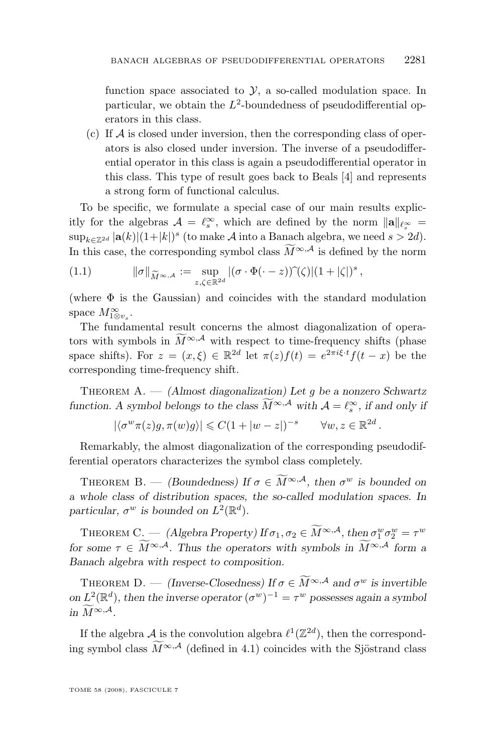function space associated to $\mathcal{Y}$, a so-called modulation space. In particular, we obtain the $L^2$-boundedness of pseudodifferential operators in this class.

(c) If $\mathcal{A}$ is closed under inversion, then the corresponding class of operators is also closed under inversion. The inverse of a pseudodifferential operator in this class is again a pseudodifferential operator in this class. This type of result goes back to Beals [4] and represents a strong form of functional calculus.

To be specific, we formulate a special case of our main results explicitly for the algebras $\mathcal{A} = \ell^\infty_s$, which are defined by the norm $\|\mathbf{a}\|_{\ell^\infty_s} = \sup_{k \in \mathbb{Z}^{2d}} |\mathbf{a}(k)|(1+|k|)^s$ (to make $\mathcal{A}$ into a Banach algebra, we need $s > 2d$). In this case, the corresponding symbol class $\widetilde{M}^{\infty,\mathcal{A}}$ is defined by the norm

$$
\|\sigma\|_{\widetilde{M}^{\infty,\mathcal{A}}} := \sup_{z,\zeta \in \mathbb{R}^{2d}} |(\sigma \cdot \Phi(\cdot - z))\widehat{\ }(\zeta)|(1 + |\zeta|)^s , \tag{1.1}
$$

(where $\Phi$ is the Gaussian) and coincides with the standard modulation space $M^\infty_{1 \otimes v_s}$.

The fundamental result concerns the almost diagonalization of operators with symbols in $\widetilde{M}^{\infty,\mathcal{A}}$ with respect to time-frequency shifts (phase space shifts). For $z = (x, \xi) \in \mathbb{R}^{2d}$ let $\pi(z)f(t) = e^{2\pi i \xi \cdot t} f(t - x)$ be the corresponding time-frequency shift.

Theorem A. — *(Almost diagonalization) Let $g$ be a nonzero Schwartz function. A symbol belongs to the class $\widetilde{M}^{\infty,\mathcal{A}}$ with $\mathcal{A} = \ell^\infty_s$, if and only if*

$$
|\langle \sigma^w \pi(z) g, \pi(w) g \rangle| \leqslant C(1 + |w - z|)^{-s} \qquad \forall w, z \in \mathbb{R}^{2d} .
$$

Remarkably, the almost diagonalization of the corresponding pseudodifferential operators characterizes the symbol class completely.

Theorem B. — *(Boundedness) If $\sigma \in \widetilde{M}^{\infty,\mathcal{A}}$, then $\sigma^w$ is bounded on a whole class of distribution spaces, the so-called modulation spaces. In particular, $\sigma^w$ is bounded on $L^2(\mathbb{R}^d)$.*

Theorem C. — *(Algebra Property) If $\sigma_1, \sigma_2 \in \widetilde{M}^{\infty,\mathcal{A}}$, then $\sigma_1^w \sigma_2^w = \tau^w$ for some $\tau \in \widetilde{M}^{\infty,\mathcal{A}}$. Thus the operators with symbols in $\widetilde{M}^{\infty,\mathcal{A}}$ form a Banach algebra with respect to composition.*

Theorem D. — *(Inverse-Closedness) If $\sigma \in \widetilde{M}^{\infty,\mathcal{A}}$ and $\sigma^w$ is invertible on $L^2(\mathbb{R}^d)$, then the inverse operator $(\sigma^w)^{-1} = \tau^w$ possesses again a symbol in $\widetilde{M}^{\infty,\mathcal{A}}$.*

If the algebra $\mathcal{A}$ is the convolution algebra $\ell^1(\mathbb{Z}^{2d})$, then the corresponding symbol class $\widetilde{M}^{\infty,\mathcal{A}}$ (defined in 4.1) coincides with the Sjöstrand class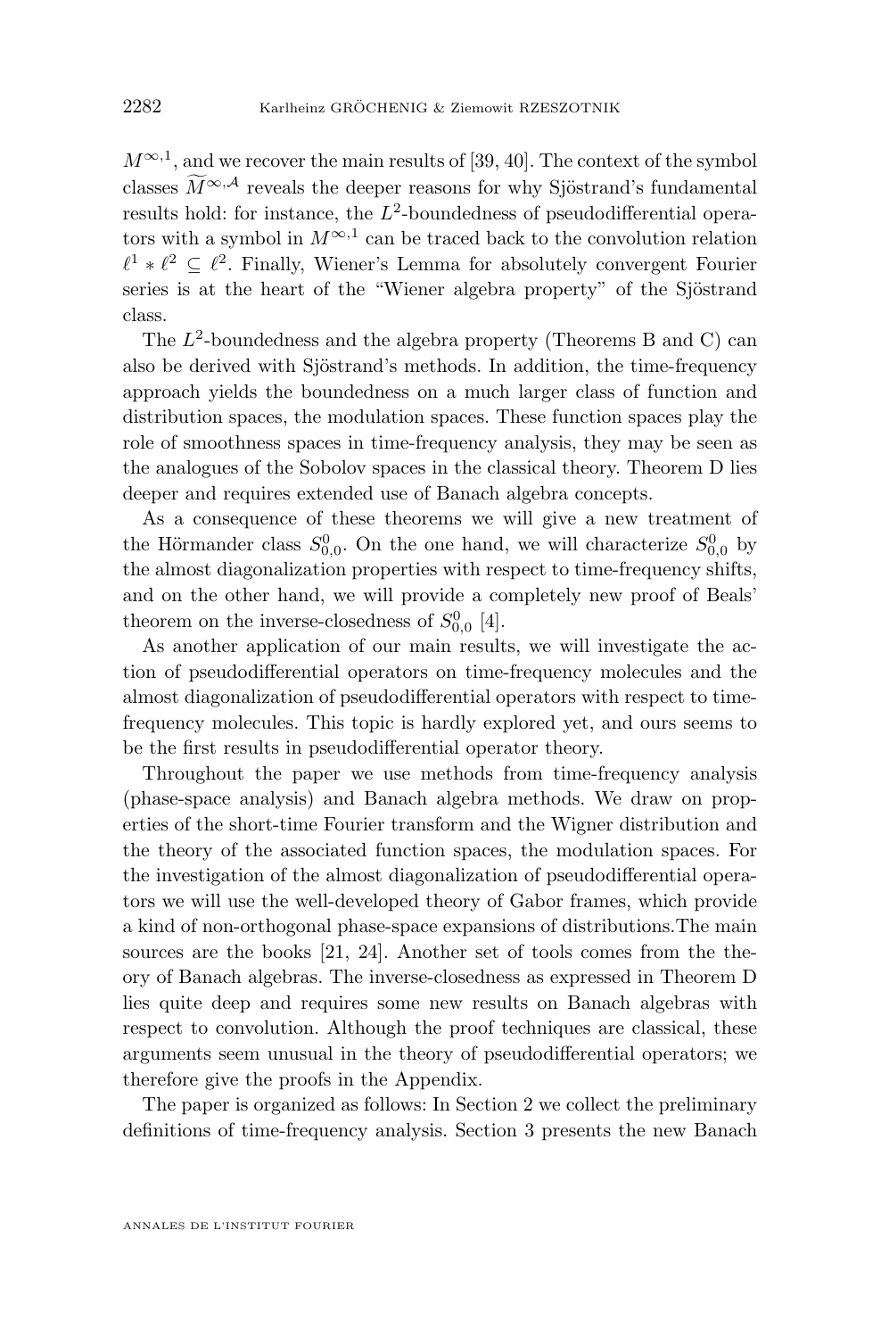$M^{\infty,1}$, and we recover the main results of [39, 40]. The context of the symbol classes $\widetilde{M}^{\infty,\mathcal{A}}$ reveals the deeper reasons for why Sjöstrand's fundamental results hold: for instance, the $L^2$-boundedness of pseudodifferential operators with a symbol in $M^{\infty,1}$ can be traced back to the convolution relation $\ell^1 * \ell^2 \subseteq \ell^2$. Finally, Wiener's Lemma for absolutely convergent Fourier series is at the heart of the "Wiener algebra property" of the Sjöstrand class.

The $L^2$-boundedness and the algebra property (Theorems B and C) can also be derived with Sjöstrand's methods. In addition, the time-frequency approach yields the boundedness on a much larger class of function and distribution spaces, the modulation spaces. These function spaces play the role of smoothness spaces in time-frequency analysis, they may be seen as the analogues of the Sobolev spaces in the classical theory. Theorem D lies deeper and requires extended use of Banach algebra concepts.

As a consequence of these theorems we will give a new treatment of the Hörmander class $S^0_{0,0}$. On the one hand, we will characterize $S^0_{0,0}$ by the almost diagonalization properties with respect to time-frequency shifts, and on the other hand, we will provide a completely new proof of Beals' theorem on the inverse-closedness of $S^0_{0,0}$ [4].

As another application of our main results, we will investigate the action of pseudodifferential operators on time-frequency molecules and the almost diagonalization of pseudodifferential operators with respect to time-frequency molecules. This topic is hardly explored yet, and ours seems to be the first results in pseudodifferential operator theory.

Throughout the paper we use methods from time-frequency analysis (phase-space analysis) and Banach algebra methods. We draw on properties of the short-time Fourier transform and the Wigner distribution and the theory of the associated function spaces, the modulation spaces. For the investigation of the almost diagonalization of pseudodifferential operators we will use the well-developed theory of Gabor frames, which provide a kind of non-orthogonal phase-space expansions of distributions.The main sources are the books [21, 24]. Another set of tools comes from the theory of Banach algebras. The inverse-closedness as expressed in Theorem D lies quite deep and requires some new results on Banach algebras with respect to convolution. Although the proof techniques are classical, these arguments seem unusual in the theory of pseudodifferential operators; we therefore give the proofs in the Appendix.

The paper is organized as follows: In Section 2 we collect the preliminary definitions of time-frequency analysis. Section 3 presents the new Banach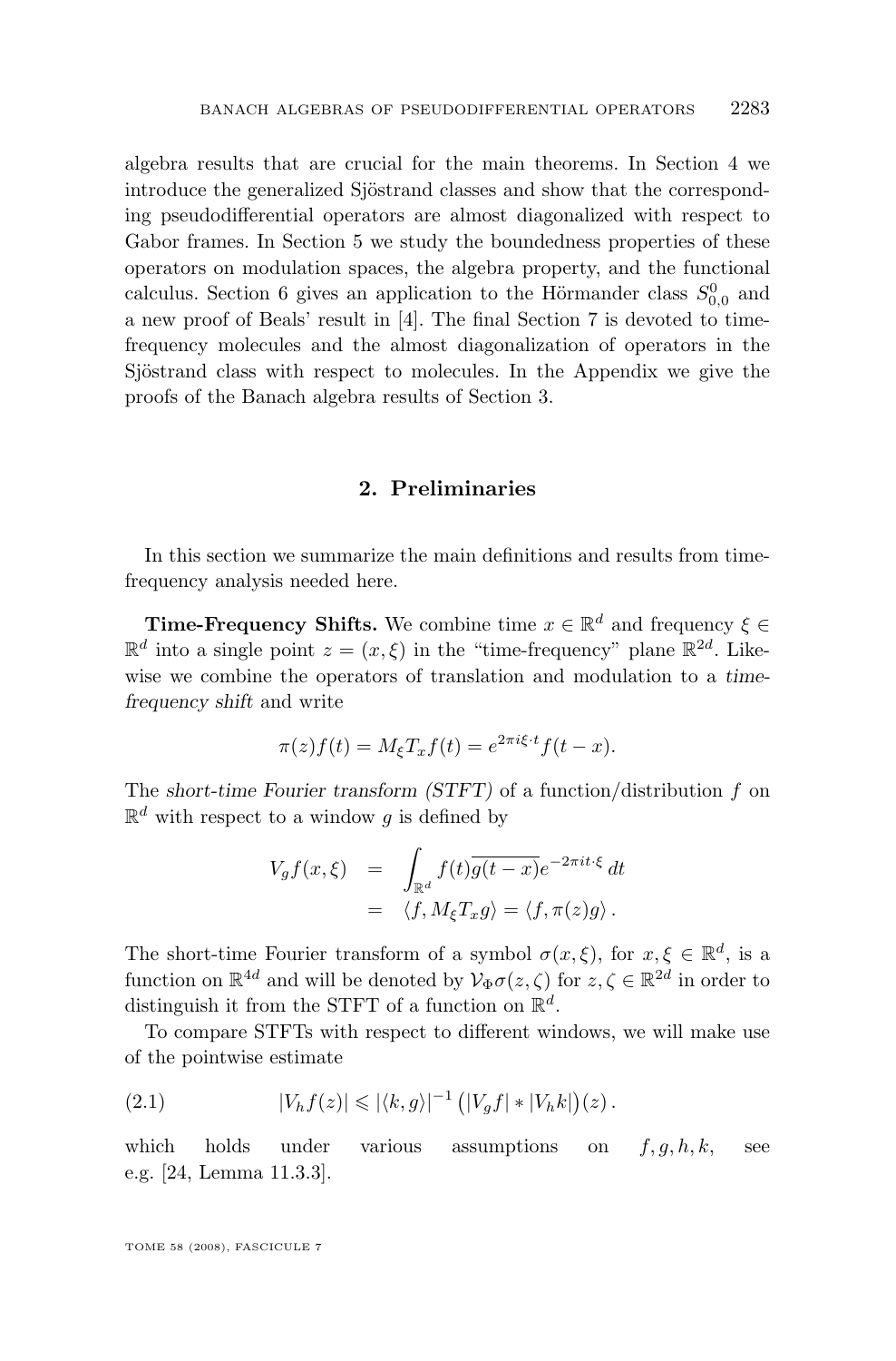algebra results that are crucial for the main theorems. In Section 4 we introduce the generalized Sjöstrand classes and show that the corresponding pseudodifferential operators are almost diagonalized with respect to Gabor frames. In Section 5 we study the boundedness properties of these operators on modulation spaces, the algebra property, and the functional calculus. Section 6 gives an application to the Hörmander class $S^0_{0,0}$ and a new proof of Beals' result in [4]. The final Section 7 is devoted to time-frequency molecules and the almost diagonalization of operators in the Sjöstrand class with respect to molecules. In the Appendix we give the proofs of the Banach algebra results of Section 3.

## 2. Preliminaries

In this section we summarize the main definitions and results from time-frequency analysis needed here.

**Time-Frequency Shifts.** We combine time $x \in \mathbb{R}^d$ and frequency $\xi \in \mathbb{R}^d$ into a single point $z = (x, \xi)$ in the "time-frequency" plane $\mathbb{R}^{2d}$. Likewise we combine the operators of translation and modulation to a *time-frequency shift* and write

$$\pi(z)f(t) = M_\xi T_x f(t) = e^{2\pi i \xi \cdot t} f(t-x).$$

The *short-time Fourier transform (STFT)* of a function/distribution $f$ on $\mathbb{R}^d$ with respect to a window $g$ is defined by

$$\begin{aligned} V_g f(x,\xi) &= \int_{\mathbb{R}^d} f(t)\overline{g(t-x)} e^{-2\pi i t\cdot\xi}\, dt \\ &= \langle f, M_\xi T_x g\rangle = \langle f, \pi(z) g\rangle\,. \end{aligned}$$

The short-time Fourier transform of a symbol $\sigma(x,\xi)$, for $x, \xi \in \mathbb{R}^d$, is a function on $\mathbb{R}^{4d}$ and will be denoted by $\mathcal{V}_\Phi \sigma(z,\zeta)$ for $z, \zeta \in \mathbb{R}^{2d}$ in order to distinguish it from the STFT of a function on $\mathbb{R}^d$.

To compare STFTs with respect to different windows, we will make use of the pointwise estimate

$$|V_h f(z)| \leqslant |\langle k, g\rangle|^{-1} \big(|V_g f| * |V_h k|\big)(z)\,. \tag{2.1}$$

which holds under various assumptions on $f, g, h, k$, see e.g. [24, Lemma 11.3.3].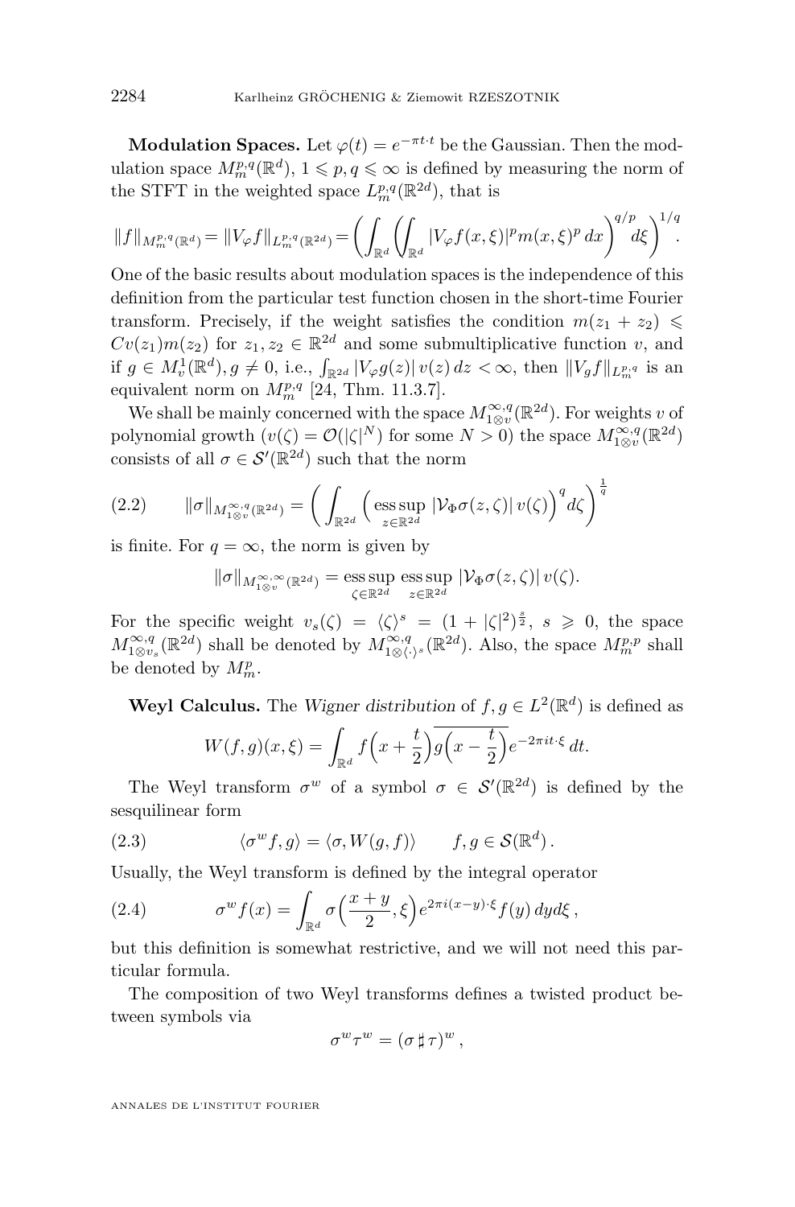**Modulation Spaces.** Let $\varphi(t) = e^{-\pi t \cdot t}$ be the Gaussian. Then the modulation space $M^{p,q}_m(\mathbb{R}^d)$, $1 \leqslant p, q \leqslant \infty$ is defined by measuring the norm of the STFT in the weighted space $L^{p,q}_m(\mathbb{R}^{2d})$, that is

$$\|f\|_{M^{p,q}_m(\mathbb{R}^d)} = \|V_\varphi f\|_{L^{p,q}_m(\mathbb{R}^{2d})} = \left( \int_{\mathbb{R}^d} \left( \int_{\mathbb{R}^d} |V_\varphi f(x,\xi)|^p m(x,\xi)^p \, dx \right)^{q/p} d\xi \right)^{1/q}.$$

One of the basic results about modulation spaces is the independence of this definition from the particular test function chosen in the short-time Fourier transform. Precisely, if the weight satisfies the condition $m(z_1 + z_2) \leqslant Cv(z_1)m(z_2)$ for $z_1, z_2 \in \mathbb{R}^{2d}$ and some submultiplicative function $v$, and if $g \in M^1_v(\mathbb{R}^d), g \neq 0$, i.e., $\int_{\mathbb{R}^{2d}} |V_\varphi g(z)| \, v(z) \, dz < \infty$, then $\|V_g f\|_{L^{p,q}_m}$ is an equivalent norm on $M^{p,q}_m$ [24, Thm. 11.3.7].

We shall be mainly concerned with the space $M^{\infty,q}_{1\otimes v}(\mathbb{R}^{2d})$. For weights $v$ of polynomial growth ($v(\zeta) = \mathcal{O}(|\zeta|^N)$ for some $N > 0$) the space $M^{\infty,q}_{1\otimes v}(\mathbb{R}^{2d})$ consists of all $\sigma \in \mathcal{S}'(\mathbb{R}^{2d})$ such that the norm

$$\|\sigma\|_{M^{\infty,q}_{1\otimes v}(\mathbb{R}^{2d})} = \left( \int_{\mathbb{R}^{2d}} \Big( \operatorname*{ess\,sup}_{z\in\mathbb{R}^{2d}} |\mathcal{V}_\Phi \sigma(z,\zeta)| \, v(\zeta) \Big)^q d\zeta \right)^{\frac{1}{q}} \tag{2.2}$$

is finite. For $q = \infty$, the norm is given by

$$\|\sigma\|_{M^{\infty,\infty}_{1\otimes v}(\mathbb{R}^{2d})} = \operatorname*{ess\,sup}_{\zeta\in\mathbb{R}^{2d}} \operatorname*{ess\,sup}_{z\in\mathbb{R}^{2d}} |\mathcal{V}_\Phi \sigma(z,\zeta)| \, v(\zeta).$$

For the specific weight $v_s(\zeta) = \langle \zeta \rangle^s = (1 + |\zeta|^2)^{\frac{s}{2}}$, $s \geqslant 0$, the space $M^{\infty,q}_{1\otimes v_s}(\mathbb{R}^{2d})$ shall be denoted by $M^{\infty,q}_{1\otimes\langle\cdot\rangle^s}(\mathbb{R}^{2d})$. Also, the space $M^{p,p}_m$ shall be denoted by $M^p_m$.

**Weyl Calculus.** The *Wigner distribution* of $f, g \in L^2(\mathbb{R}^d)$ is defined as

$$W(f,g)(x,\xi) = \int_{\mathbb{R}^d} f\Big(x + \frac{t}{2}\Big) \overline{g\Big(x - \frac{t}{2}\Big)} e^{-2\pi i t\cdot\xi} \, dt.$$

The Weyl transform $\sigma^w$ of a symbol $\sigma \in \mathcal{S}'(\mathbb{R}^{2d})$ is defined by the sesquilinear form

$$\langle \sigma^w f, g \rangle = \langle \sigma, W(g,f) \rangle \qquad f, g \in \mathcal{S}(\mathbb{R}^d)\,. \tag{2.3}$$

Usually, the Weyl transform is defined by the integral operator

$$\sigma^w f(x) = \int_{\mathbb{R}^d} \sigma\Big(\frac{x+y}{2}, \xi\Big) e^{2\pi i (x-y)\cdot\xi} f(y) \, dy d\xi\,, \tag{2.4}$$

but this definition is somewhat restrictive, and we will not need this particular formula.

The composition of two Weyl transforms defines a twisted product between symbols via

$$\sigma^w \tau^w = (\sigma \,\sharp\, \tau)^w\,,$$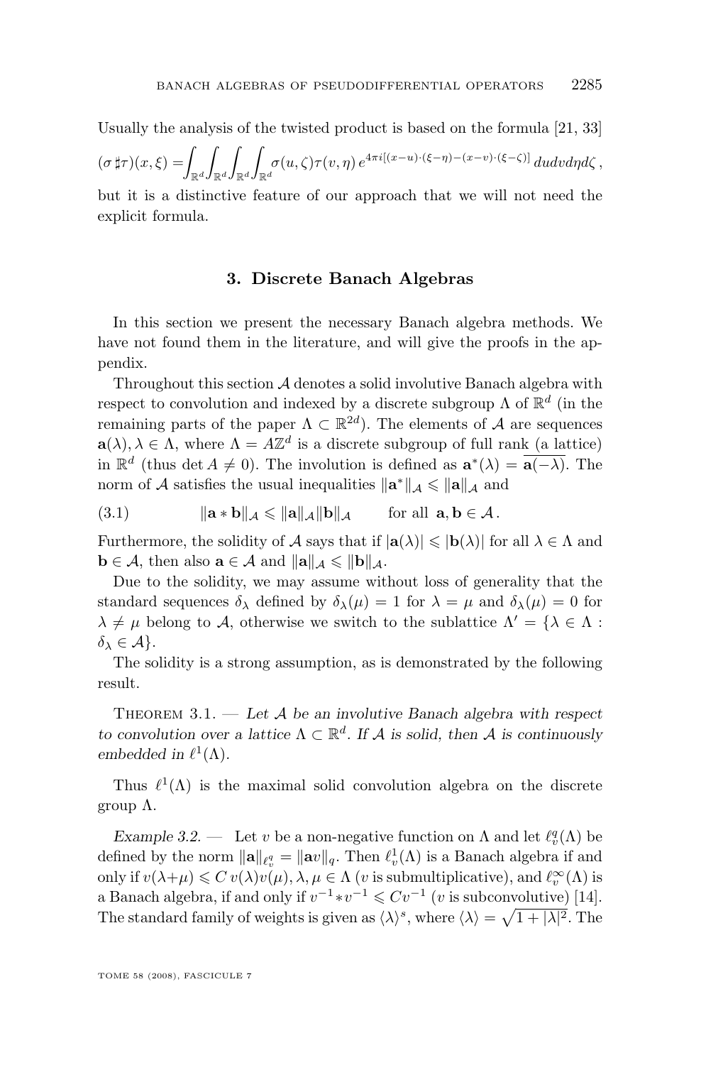Usually the analysis of the twisted product is based on the formula [21, 33]

$$(\sigma \,\sharp \tau)(x,\xi) = \int_{\mathbb{R}^d}\int_{\mathbb{R}^d}\int_{\mathbb{R}^d}\int_{\mathbb{R}^d} \sigma(u,\zeta)\tau(v,\eta)\, e^{4\pi i[(x-u)\cdot(\xi-\eta)-(x-v)\cdot(\xi-\zeta)]}\, du dv d\eta d\zeta\,,$$

but it is a distinctive feature of our approach that we will not need the explicit formula.

## 3. Discrete Banach Algebras

In this section we present the necessary Banach algebra methods. We have not found them in the literature, and will give the proofs in the appendix.

Throughout this section $\mathcal{A}$ denotes a solid involutive Banach algebra with respect to convolution and indexed by a discrete subgroup $\Lambda$ of $\mathbb{R}^d$ (in the remaining parts of the paper $\Lambda \subset \mathbb{R}^{2d}$). The elements of $\mathcal{A}$ are sequences $\mathbf{a}(\lambda), \lambda \in \Lambda$, where $\Lambda = A\mathbb{Z}^d$ is a discrete subgroup of full rank (a lattice) in $\mathbb{R}^d$ (thus $\det A \neq 0$). The involution is defined as $\mathbf{a}^*(\lambda) = \overline{\mathbf{a}(-\lambda)}$. The norm of $\mathcal{A}$ satisfies the usual inequalities $\|\mathbf{a}^*\|_{\mathcal{A}} \leqslant \|\mathbf{a}\|_{\mathcal{A}}$ and

$$\|\mathbf{a} * \mathbf{b}\|_{\mathcal{A}} \leqslant \|\mathbf{a}\|_{\mathcal{A}}\|\mathbf{b}\|_{\mathcal{A}} \qquad \text{for all } \mathbf{a},\mathbf{b} \in \mathcal{A}\,. \tag{3.1}$$

Furthermore, the solidity of $\mathcal{A}$ says that if $|\mathbf{a}(\lambda)| \leqslant |\mathbf{b}(\lambda)|$ for all $\lambda \in \Lambda$ and $\mathbf{b} \in \mathcal{A}$, then also $\mathbf{a} \in \mathcal{A}$ and $\|\mathbf{a}\|_{\mathcal{A}} \leqslant \|\mathbf{b}\|_{\mathcal{A}}$.

Due to the solidity, we may assume without loss of generality that the standard sequences $\delta_\lambda$ defined by $\delta_\lambda(\mu) = 1$ for $\lambda = \mu$ and $\delta_\lambda(\mu) = 0$ for $\lambda \neq \mu$ belong to $\mathcal{A}$, otherwise we switch to the sublattice $\Lambda' = \{\lambda \in \Lambda : \delta_\lambda \in \mathcal{A}\}$.

The solidity is a strong assumption, as is demonstrated by the following result.

Theorem 3.1. — *Let $\mathcal{A}$ be an involutive Banach algebra with respect to convolution over a lattice $\Lambda \subset \mathbb{R}^d$. If $\mathcal{A}$ is solid, then $\mathcal{A}$ is continuously embedded in $\ell^1(\Lambda)$.*

Thus $\ell^1(\Lambda)$ is the maximal solid convolution algebra on the discrete group $\Lambda$.

*Example 3.2.* — Let $v$ be a non-negative function on $\Lambda$ and let $\ell^q_v(\Lambda)$ be defined by the norm $\|\mathbf{a}\|_{\ell^q_v} = \|\mathbf{a}v\|_q$. Then $\ell^1_v(\Lambda)$ is a Banach algebra if and only if $v(\lambda+\mu) \leqslant C\, v(\lambda)v(\mu), \lambda,\mu \in \Lambda$ ($v$ is submultiplicative), and $\ell^\infty_v(\Lambda)$ is a Banach algebra, if and only if $v^{-1} * v^{-1} \leqslant Cv^{-1}$ ($v$ is subconvolutive) [14]. The standard family of weights is given as $\langle\lambda\rangle^s$, where $\langle\lambda\rangle = \sqrt{1+|\lambda|^2}$. The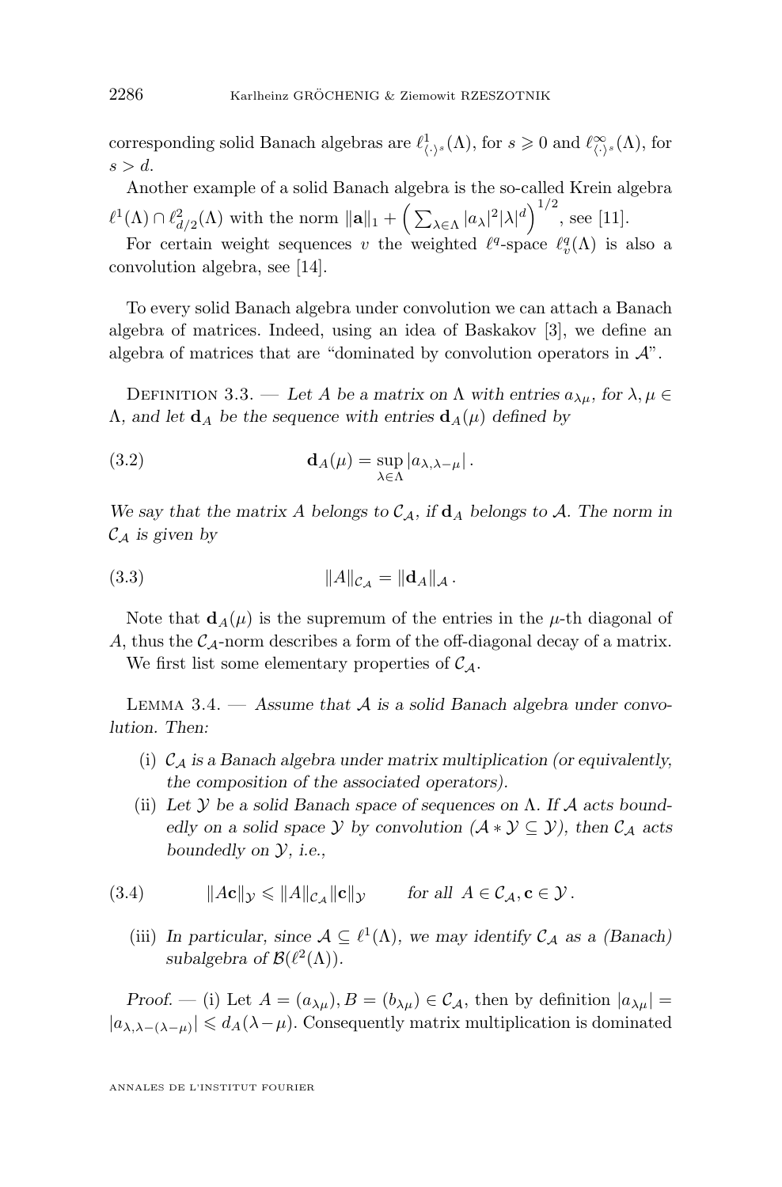corresponding solid Banach algebras are $\ell^1_{\langle\cdot\rangle^s}(\Lambda)$, for $s \geqslant 0$ and $\ell^\infty_{\langle\cdot\rangle^s}(\Lambda)$, for $s > d$.

Another example of a solid Banach algebra is the so-called Krein algebra $\ell^1(\Lambda) \cap \ell^2_{d/2}(\Lambda)$ with the norm $\|\mathbf{a}\|_1 + \Big(\sum_{\lambda\in\Lambda} |a_\lambda|^2 |\lambda|^d\Big)^{1/2}$, see [11].

For certain weight sequences $v$ the weighted $\ell^q$-space $\ell^q_v(\Lambda)$ is also a convolution algebra, see [14].

To every solid Banach algebra under convolution we can attach a Banach algebra of matrices. Indeed, using an idea of Baskakov [3], we define an algebra of matrices that are "dominated by convolution operators in $\mathcal{A}$".

Definition 3.3. — *Let $A$ be a matrix on $\Lambda$ with entries $a_{\lambda\mu}$, for $\lambda, \mu \in \Lambda$, and let $\mathbf{d}_A$ be the sequence with entries $\mathbf{d}_A(\mu)$ defined by*

$$\mathbf{d}_A(\mu) = \sup_{\lambda\in\Lambda} |a_{\lambda,\lambda-\mu}| \,. \tag{3.2}$$

*We say that the matrix $A$ belongs to $\mathcal{C}_\mathcal{A}$, if $\mathbf{d}_A$ belongs to $\mathcal{A}$. The norm in $\mathcal{C}_\mathcal{A}$ is given by*

$$\|A\|_{\mathcal{C}_\mathcal{A}} = \|\mathbf{d}_A\|_\mathcal{A} \,. \tag{3.3}$$

Note that $\mathbf{d}_A(\mu)$ is the supremum of the entries in the $\mu$-th diagonal of $A$, thus the $\mathcal{C}_\mathcal{A}$-norm describes a form of the off-diagonal decay of a matrix.

We first list some elementary properties of $\mathcal{C}_\mathcal{A}$.

Lemma 3.4. — *Assume that $\mathcal{A}$ is a solid Banach algebra under convolution. Then:*

- (i) *$\mathcal{C}_\mathcal{A}$ is a Banach algebra under matrix multiplication (or equivalently, the composition of the associated operators).*
- (ii) *Let $\mathcal{Y}$ be a solid Banach space of sequences on $\Lambda$. If $\mathcal{A}$ acts boundedly on a solid space $\mathcal{Y}$ by convolution ($\mathcal{A} * \mathcal{Y} \subseteq \mathcal{Y}$), then $\mathcal{C}_\mathcal{A}$ acts boundedly on $\mathcal{Y}$, i.e.,*

$$\|A\mathbf{c}\|_\mathcal{Y} \leqslant \|A\|_{\mathcal{C}_\mathcal{A}} \|\mathbf{c}\|_\mathcal{Y} \qquad \text{for all } A \in \mathcal{C}_\mathcal{A}, \mathbf{c} \in \mathcal{Y} \,. \tag{3.4}$$

- (iii) *In particular, since $\mathcal{A} \subseteq \ell^1(\Lambda)$, we may identify $\mathcal{C}_\mathcal{A}$ as a (Banach) subalgebra of $\mathcal{B}(\ell^2(\Lambda))$.*

*Proof.* — (i) Let $A = (a_{\lambda\mu}), B = (b_{\lambda\mu}) \in \mathcal{C}_\mathcal{A}$, then by definition $|a_{\lambda\mu}| = |a_{\lambda,\lambda-(\lambda-\mu)}| \leqslant d_A(\lambda-\mu)$. Consequently matrix multiplication is dominated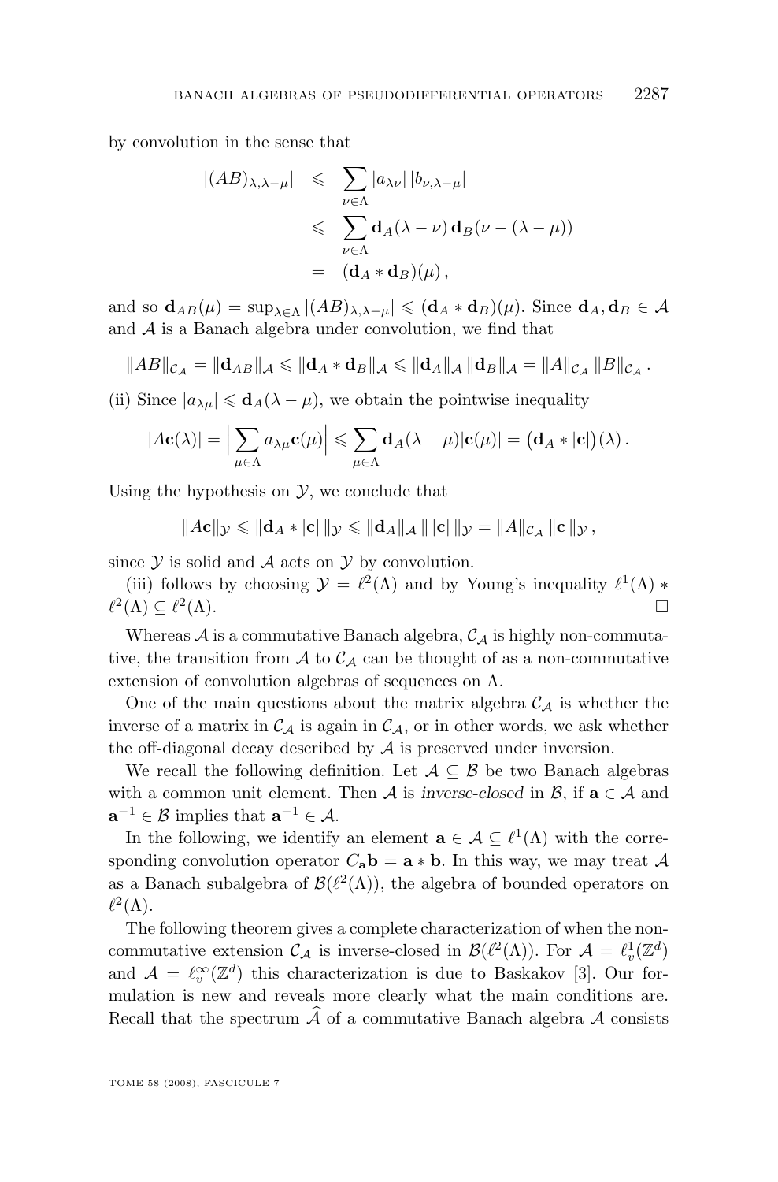by convolution in the sense that

$$
\begin{aligned}
|(AB)_{\lambda,\lambda-\mu}| &\leqslant \sum_{\nu\in\Lambda} |a_{\lambda\nu}|\,|b_{\nu,\lambda-\mu}| \\
&\leqslant \sum_{\nu\in\Lambda} \mathbf{d}_A(\lambda-\nu)\,\mathbf{d}_B(\nu-(\lambda-\mu)) \\
&= (\mathbf{d}_A * \mathbf{d}_B)(\mu)\,,
\end{aligned}
$$

and so $\mathbf{d}_{AB}(\mu) = \sup_{\lambda\in\Lambda} |(AB)_{\lambda,\lambda-\mu}| \leqslant (\mathbf{d}_A * \mathbf{d}_B)(\mu)$. Since $\mathbf{d}_A, \mathbf{d}_B \in \mathcal{A}$ and $\mathcal{A}$ is a Banach algebra under convolution, we find that

$$
\|AB\|_{\mathcal{C}_\mathcal{A}} = \|\mathbf{d}_{AB}\|_\mathcal{A} \leqslant \|\mathbf{d}_A * \mathbf{d}_B\|_\mathcal{A} \leqslant \|\mathbf{d}_A\|_\mathcal{A}\,\|\mathbf{d}_B\|_\mathcal{A} = \|A\|_{\mathcal{C}_\mathcal{A}}\,\|B\|_{\mathcal{C}_\mathcal{A}}\,.
$$

(ii) Since $|a_{\lambda\mu}| \leqslant \mathbf{d}_A(\lambda-\mu)$, we obtain the pointwise inequality

$$
|A\mathbf{c}(\lambda)| = \Big|\sum_{\mu\in\Lambda} a_{\lambda\mu}\mathbf{c}(\mu)\Big| \leqslant \sum_{\mu\in\Lambda} \mathbf{d}_A(\lambda-\mu)|\mathbf{c}(\mu)| = \big(\mathbf{d}_A * |\mathbf{c}|\big)(\lambda)\,.
$$

Using the hypothesis on $\mathcal{Y}$, we conclude that

$$
\|A\mathbf{c}\|_\mathcal{Y} \leqslant \|\mathbf{d}_A * |\mathbf{c}|\,\|_\mathcal{Y} \leqslant \|\mathbf{d}_A\|_\mathcal{A}\,\|\,|\mathbf{c}|\,\|_\mathcal{Y} = \|A\|_{\mathcal{C}_\mathcal{A}}\,\|\mathbf{c}\,\|_\mathcal{Y}\,,
$$

since $\mathcal{Y}$ is solid and $\mathcal{A}$ acts on $\mathcal{Y}$ by convolution.

(iii) follows by choosing $\mathcal{Y} = \ell^2(\Lambda)$ and by Young's inequality $\ell^1(\Lambda) * \ell^2(\Lambda) \subseteq \ell^2(\Lambda)$. □

Whereas $\mathcal{A}$ is a commutative Banach algebra, $\mathcal{C}_\mathcal{A}$ is highly non-commutative, the transition from $\mathcal{A}$ to $\mathcal{C}_\mathcal{A}$ can be thought of as a non-commutative extension of convolution algebras of sequences on $\Lambda$.

One of the main questions about the matrix algebra $\mathcal{C}_\mathcal{A}$ is whether the inverse of a matrix in $\mathcal{C}_\mathcal{A}$ is again in $\mathcal{C}_\mathcal{A}$, or in other words, we ask whether the off-diagonal decay described by $\mathcal{A}$ is preserved under inversion.

We recall the following definition. Let $\mathcal{A} \subseteq \mathcal{B}$ be two Banach algebras with a common unit element. Then $\mathcal{A}$ is *inverse-closed* in $\mathcal{B}$, if $\mathbf{a} \in \mathcal{A}$ and $\mathbf{a}^{-1} \in \mathcal{B}$ implies that $\mathbf{a}^{-1} \in \mathcal{A}$.

In the following, we identify an element $\mathbf{a} \in \mathcal{A} \subseteq \ell^1(\Lambda)$ with the corresponding convolution operator $C_\mathbf{a}\mathbf{b} = \mathbf{a} * \mathbf{b}$. In this way, we may treat $\mathcal{A}$ as a Banach subalgebra of $\mathcal{B}(\ell^2(\Lambda))$, the algebra of bounded operators on $\ell^2(\Lambda)$.

The following theorem gives a complete characterization of when the non-commutative extension $\mathcal{C}_\mathcal{A}$ is inverse-closed in $\mathcal{B}(\ell^2(\Lambda))$. For $\mathcal{A} = \ell^1_v(\mathbb{Z}^d)$ and $\mathcal{A} = \ell^\infty_v(\mathbb{Z}^d)$ this characterization is due to Baskakov [3]. Our formulation is new and reveals more clearly what the main conditions are. Recall that the spectrum $\widehat{\mathcal{A}}$ of a commutative Banach algebra $\mathcal{A}$ consists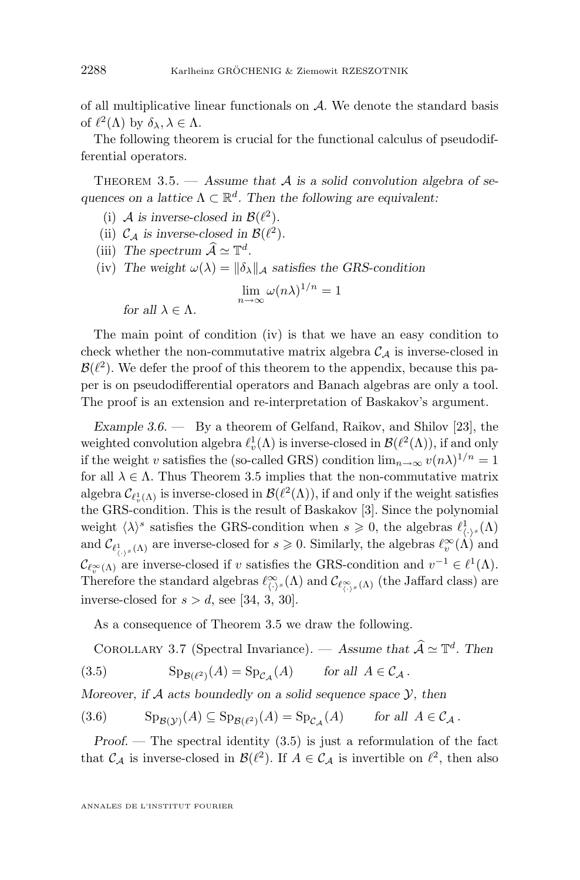of all multiplicative linear functionals on $\mathcal{A}$. We denote the standard basis of $\ell^2(\Lambda)$ by $\delta_\lambda, \lambda \in \Lambda$.

The following theorem is crucial for the functional calculus of pseudodifferential operators.

Theorem 3.5. — *Assume that $\mathcal{A}$ is a solid convolution algebra of sequences on a lattice $\Lambda \subset \mathbb{R}^d$. Then the following are equivalent:*

(i) *$\mathcal{A}$ is inverse-closed in $\mathcal{B}(\ell^2)$.*

(ii) *$\mathcal{C}_\mathcal{A}$ is inverse-closed in $\mathcal{B}(\ell^2)$.*

(iii) *The spectrum $\widehat{\mathcal{A}} \simeq \mathbb{T}^d$.*

(iv) *The weight $\omega(\lambda) = \|\delta_\lambda\|_\mathcal{A}$ satisfies the GRS-condition*

$$\lim_{n\to\infty} \omega(n\lambda)^{1/n} = 1$$

*for all $\lambda \in \Lambda$.*

The main point of condition (iv) is that we have an easy condition to check whether the non-commutative matrix algebra $\mathcal{C}_\mathcal{A}$ is inverse-closed in $\mathcal{B}(\ell^2)$. We defer the proof of this theorem to the appendix, because this paper is on pseudodifferential operators and Banach algebras are only a tool. The proof is an extension and re-interpretation of Baskakov's argument.

*Example 3.6.* — By a theorem of Gelfand, Raikov, and Shilov [23], the weighted convolution algebra $\ell^1_v(\Lambda)$ is inverse-closed in $\mathcal{B}(\ell^2(\Lambda))$, if and only if the weight $v$ satisfies the (so-called GRS) condition $\lim_{n\to\infty} v(n\lambda)^{1/n} = 1$ for all $\lambda \in \Lambda$. Thus Theorem 3.5 implies that the non-commutative matrix algebra $\mathcal{C}_{\ell^1_v(\Lambda)}$ is inverse-closed in $\mathcal{B}(\ell^2(\Lambda))$, if and only if the weight satisfies the GRS-condition. This is the result of Baskakov [3]. Since the polynomial weight $\langle\lambda\rangle^s$ satisfies the GRS-condition when $s \geqslant 0$, the algebras $\ell^1_{\langle\cdot\rangle^s}(\Lambda)$ and $\mathcal{C}_{\ell^1_{\langle\cdot\rangle^s}(\Lambda)}$ are inverse-closed for $s \geqslant 0$. Similarly, the algebras $\ell^\infty_v(\Lambda)$ and $\mathcal{C}_{\ell^\infty_v(\Lambda)}$ are inverse-closed if $v$ satisfies the GRS-condition and $v^{-1} \in \ell^1(\Lambda)$. Therefore the standard algebras $\ell^\infty_{\langle\cdot\rangle^s}(\Lambda)$ and $\mathcal{C}_{\ell^\infty_{\langle\cdot\rangle^s}(\Lambda)}$ (the Jaffard class) are inverse-closed for $s > d$, see [34, 3, 30].

As a consequence of Theorem 3.5 we draw the following.

Corollary 3.7 (Spectral Invariance). — *Assume that $\widehat{\mathcal{A}} \simeq \mathbb{T}^d$. Then*

$$\mathrm{Sp}_{\mathcal{B}(\ell^2)}(A) = \mathrm{Sp}_{\mathcal{C}_\mathcal{A}}(A) \qquad \text{for all } A \in \mathcal{C}_\mathcal{A}\,. \tag{3.5}$$

*Moreover, if $\mathcal{A}$ acts boundedly on a solid sequence space $\mathcal{Y}$, then*

$$\mathrm{Sp}_{\mathcal{B}(\mathcal{Y})}(A) \subseteq \mathrm{Sp}_{\mathcal{B}(\ell^2)}(A) = \mathrm{Sp}_{\mathcal{C}_\mathcal{A}}(A) \qquad \text{for all } A \in \mathcal{C}_\mathcal{A}\,. \tag{3.6}$$

*Proof.* — The spectral identity (3.5) is just a reformulation of the fact that $\mathcal{C}_\mathcal{A}$ is inverse-closed in $\mathcal{B}(\ell^2)$. If $A \in \mathcal{C}_\mathcal{A}$ is invertible on $\ell^2$, then also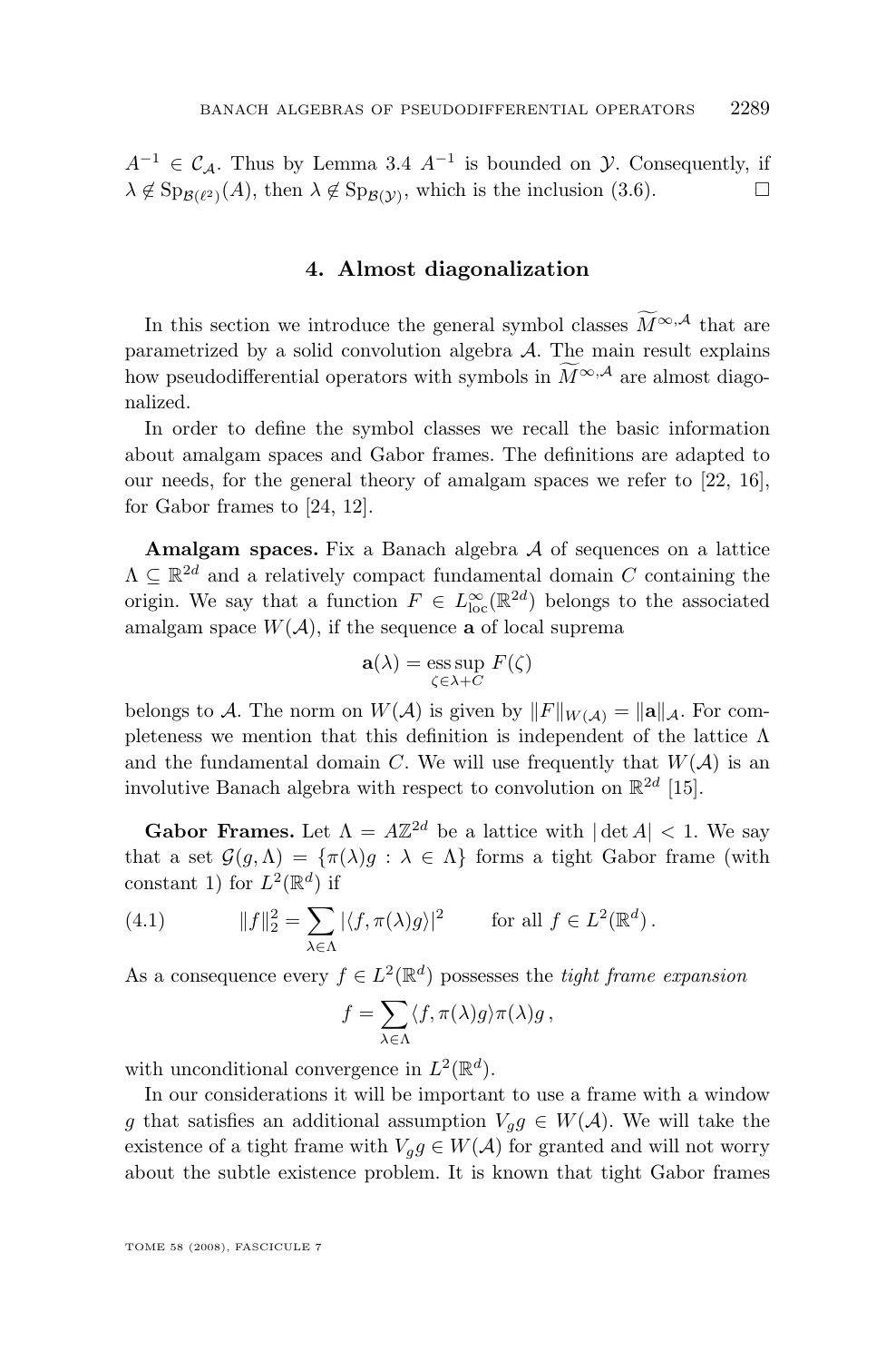$A^{-1} \in \mathcal{C}_{\mathcal{A}}$. Thus by Lemma 3.4 $A^{-1}$ is bounded on $\mathcal{Y}$. Consequently, if $\lambda \notin \mathrm{Sp}_{\mathcal{B}(\ell^2)}(A)$, then $\lambda \notin \mathrm{Sp}_{\mathcal{B}(\mathcal{Y})}$, which is the inclusion (3.6). □

## 4. Almost diagonalization

In this section we introduce the general symbol classes $\widetilde{M}^{\infty,\mathcal{A}}$ that are parametrized by a solid convolution algebra $\mathcal{A}$. The main result explains how pseudodifferential operators with symbols in $\widetilde{M}^{\infty,\mathcal{A}}$ are almost diagonalized.

In order to define the symbol classes we recall the basic information about amalgam spaces and Gabor frames. The definitions are adapted to our needs, for the general theory of amalgam spaces we refer to [22, 16], for Gabor frames to [24, 12].

**Amalgam spaces.** Fix a Banach algebra $\mathcal{A}$ of sequences on a lattice $\Lambda \subseteq \mathbb{R}^{2d}$ and a relatively compact fundamental domain $C$ containing the origin. We say that a function $F \in L^\infty_{\mathrm{loc}}(\mathbb{R}^{2d})$ belongs to the associated amalgam space $W(\mathcal{A})$, if the sequence $\mathbf{a}$ of local suprema

$$\mathbf{a}(\lambda) = \operatorname*{ess\,sup}_{\zeta \in \lambda + C} F(\zeta)$$

belongs to $\mathcal{A}$. The norm on $W(\mathcal{A})$ is given by $\|F\|_{W(\mathcal{A})} = \|\mathbf{a}\|_{\mathcal{A}}$. For completeness we mention that this definition is independent of the lattice $\Lambda$ and the fundamental domain $C$. We will use frequently that $W(\mathcal{A})$ is an involutive Banach algebra with respect to convolution on $\mathbb{R}^{2d}$ [15].

**Gabor Frames.** Let $\Lambda = A\mathbb{Z}^{2d}$ be a lattice with $|\det A| < 1$. We say that a set $\mathcal{G}(g, \Lambda) = \{\pi(\lambda)g : \lambda \in \Lambda\}$ forms a tight Gabor frame (with constant 1) for $L^2(\mathbb{R}^d)$ if

$$\|f\|_2^2 = \sum_{\lambda \in \Lambda} |\langle f, \pi(\lambda)g\rangle|^2 \qquad \text{for all } f \in L^2(\mathbb{R}^d)\,. \tag{4.1}$$

As a consequence every $f \in L^2(\mathbb{R}^d)$ possesses the *tight frame expansion*

$$f = \sum_{\lambda \in \Lambda} \langle f, \pi(\lambda)g\rangle \pi(\lambda)g\,,$$

with unconditional convergence in $L^2(\mathbb{R}^d)$.

In our considerations it will be important to use a frame with a window $g$ that satisfies an additional assumption $V_g g \in W(\mathcal{A})$. We will take the existence of a tight frame with $V_g g \in W(\mathcal{A})$ for granted and will not worry about the subtle existence problem. It is known that tight Gabor frames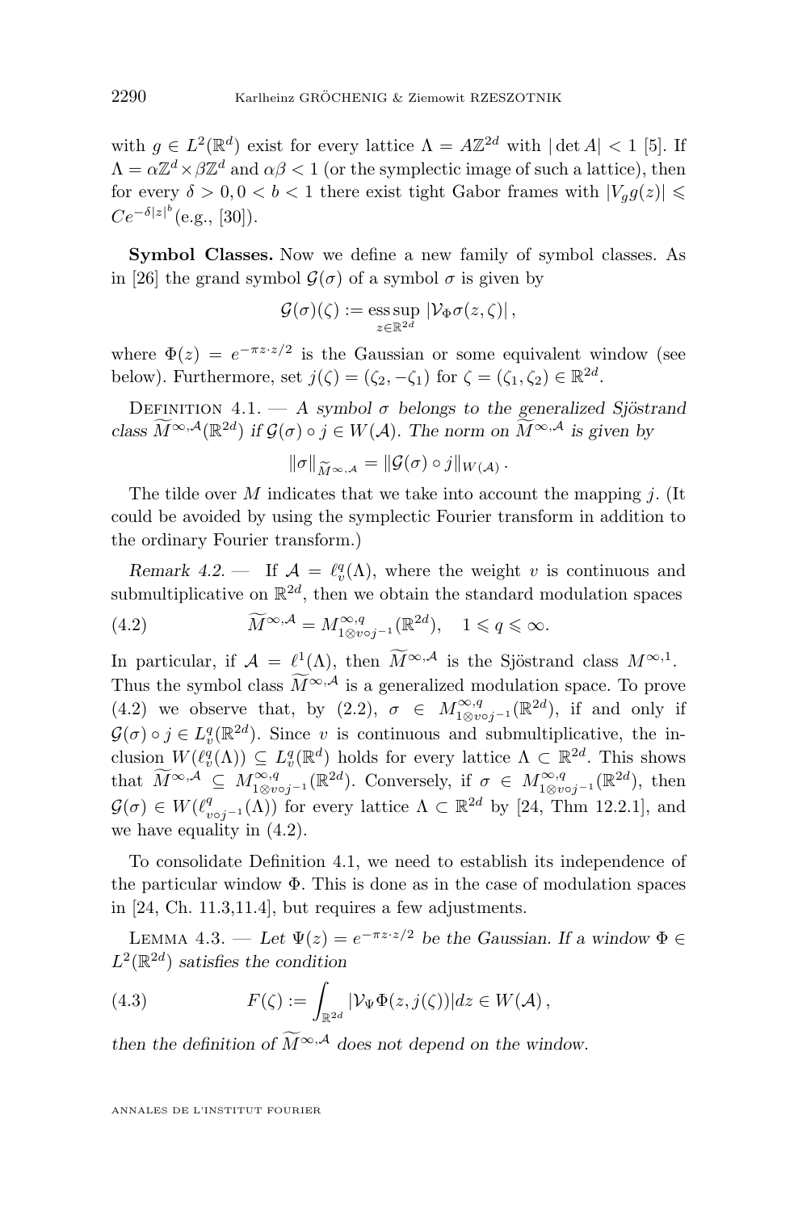with $g \in L^2(\mathbb{R}^d)$ exist for every lattice $\Lambda = A\mathbb{Z}^{2d}$ with $|\det A| < 1$ [5]. If $\Lambda = \alpha\mathbb{Z}^d \times \beta\mathbb{Z}^d$ and $\alpha\beta < 1$ (or the symplectic image of such a lattice), then for every $\delta > 0, 0 < b < 1$ there exist tight Gabor frames with $|V_g g(z)| \leqslant Ce^{-\delta|z|^b}$(e.g., [30]).

**Symbol Classes.** Now we define a new family of symbol classes. As in [26] the grand symbol $\mathcal{G}(\sigma)$ of a symbol $\sigma$ is given by

$$\mathcal{G}(\sigma)(\zeta) := \operatorname*{ess\,sup}_{z\in\mathbb{R}^{2d}} |\mathcal{V}_\Phi \sigma(z,\zeta)|\,,$$

where $\Phi(z) = e^{-\pi z\cdot z/2}$ is the Gaussian or some equivalent window (see below). Furthermore, set $j(\zeta) = (\zeta_2, -\zeta_1)$ for $\zeta = (\zeta_1, \zeta_2) \in \mathbb{R}^{2d}$.

Definition 4.1. — *A symbol $\sigma$ belongs to the generalized Sjöstrand class $\widetilde{M}^{\infty,\mathcal{A}}(\mathbb{R}^{2d})$ if $\mathcal{G}(\sigma)\circ j \in W(\mathcal{A})$. The norm on $\widetilde{M}^{\infty,\mathcal{A}}$ is given by*

$$\|\sigma\|_{\widetilde{M}^{\infty,\mathcal{A}}} = \|\mathcal{G}(\sigma)\circ j\|_{W(\mathcal{A})}\,.$$

The tilde over $M$ indicates that we take into account the mapping $j$. (It could be avoided by using the symplectic Fourier transform in addition to the ordinary Fourier transform.)

*Remark 4.2.* — If $\mathcal{A} = \ell^q_v(\Lambda)$, where the weight $v$ is continuous and submultiplicative on $\mathbb{R}^{2d}$, then we obtain the standard modulation spaces

$$\widetilde{M}^{\infty,\mathcal{A}} = M^{\infty,q}_{1\otimes v\circ j^{-1}}(\mathbb{R}^{2d}), \quad 1 \leqslant q \leqslant \infty. \tag{4.2}$$

In particular, if $\mathcal{A} = \ell^1(\Lambda)$, then $\widetilde{M}^{\infty,\mathcal{A}}$ is the Sjöstrand class $M^{\infty,1}$. Thus the symbol class $\widetilde{M}^{\infty,\mathcal{A}}$ is a generalized modulation space. To prove (4.2) we observe that, by (2.2), $\sigma \in M^{\infty,q}_{1\otimes v\circ j^{-1}}(\mathbb{R}^{2d})$, if and only if $\mathcal{G}(\sigma)\circ j \in L^q_v(\mathbb{R}^{2d})$. Since $v$ is continuous and submultiplicative, the inclusion $W(\ell^q_v(\Lambda)) \subseteq L^q_v(\mathbb{R}^d)$ holds for every lattice $\Lambda \subset \mathbb{R}^{2d}$. This shows that $\widetilde{M}^{\infty,\mathcal{A}} \subseteq M^{\infty,q}_{1\otimes v\circ j^{-1}}(\mathbb{R}^{2d})$. Conversely, if $\sigma \in M^{\infty,q}_{1\otimes v\circ j^{-1}}(\mathbb{R}^{2d})$, then $\mathcal{G}(\sigma) \in W(\ell^q_{v\circ j^{-1}}(\Lambda))$ for every lattice $\Lambda \subset \mathbb{R}^{2d}$ by [24, Thm 12.2.1], and we have equality in (4.2).

To consolidate Definition 4.1, we need to establish its independence of the particular window $\Phi$. This is done as in the case of modulation spaces in [24, Ch. 11.3,11.4], but requires a few adjustments.

Lemma 4.3. — *Let $\Psi(z) = e^{-\pi z\cdot z/2}$ be the Gaussian. If a window $\Phi \in L^2(\mathbb{R}^{2d})$ satisfies the condition*

$$F(\zeta) := \int_{\mathbb{R}^{2d}} |\mathcal{V}_\Psi \Phi(z, j(\zeta))|dz \in W(\mathcal{A})\,, \tag{4.3}$$

*then the definition of $\widetilde{M}^{\infty,\mathcal{A}}$ does not depend on the window.*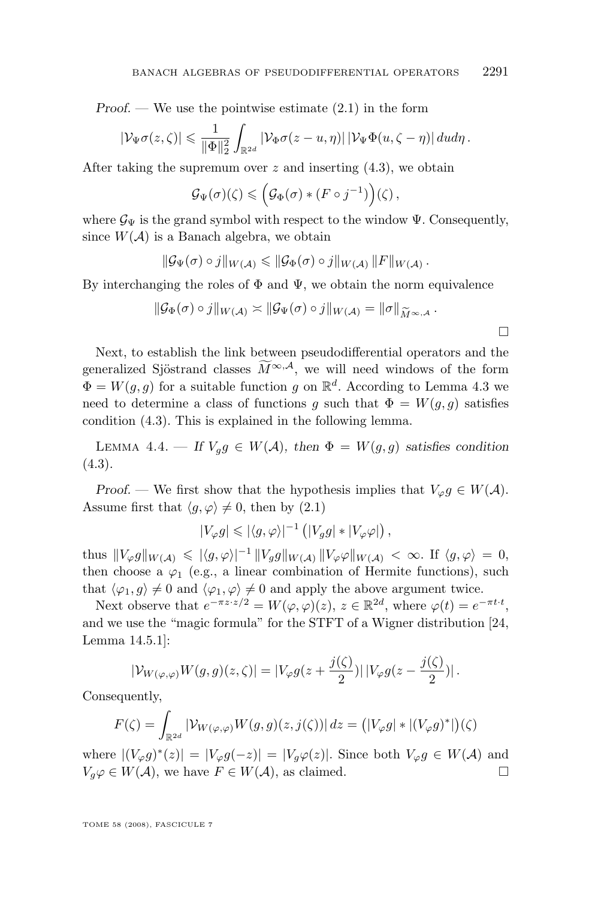*Proof.* — We use the pointwise estimate (2.1) in the form

$$|\mathcal{V}_\Psi \sigma(z,\zeta)| \leqslant \frac{1}{\|\Phi\|_2^2} \int_{\mathbb{R}^{2d}} |\mathcal{V}_\Phi \sigma(z-u,\eta)|\, |\mathcal{V}_\Psi \Phi(u,\zeta-\eta)|\, du d\eta\,.$$

After taking the supremum over $z$ and inserting (4.3), we obtain

$$\mathcal{G}_\Psi(\sigma)(\zeta) \leqslant \Big(\mathcal{G}_\Phi(\sigma) * (F \circ j^{-1})\Big)(\zeta)\,,$$

where $\mathcal{G}_\Psi$ is the grand symbol with respect to the window $\Psi$. Consequently, since $W(\mathcal{A})$ is a Banach algebra, we obtain

$$\|\mathcal{G}_\Psi(\sigma)\circ j\|_{W(\mathcal{A})} \leqslant \|\mathcal{G}_\Phi(\sigma)\circ j\|_{W(\mathcal{A})}\, \|F\|_{W(\mathcal{A})}\,.$$

By interchanging the roles of $\Phi$ and $\Psi$, we obtain the norm equivalence

$$\|\mathcal{G}_\Phi(\sigma)\circ j\|_{W(\mathcal{A})} \asymp \|\mathcal{G}_\Psi(\sigma)\circ j\|_{W(\mathcal{A})} = \|\sigma\|_{\widetilde{M}^{\infty,\mathcal{A}}}\,.$$

□

Next, to establish the link between pseudodifferential operators and the generalized Sjöstrand classes $\widetilde{M}^{\infty,\mathcal{A}}$, we will need windows of the form $\Phi = W(g,g)$ for a suitable function $g$ on $\mathbb{R}^d$. According to Lemma 4.3 we need to determine a class of functions $g$ such that $\Phi = W(g,g)$ satisfies condition (4.3). This is explained in the following lemma.

Lemma 4.4. — *If $V_g g \in W(\mathcal{A})$, then $\Phi = W(g,g)$ satisfies condition (4.3).*

*Proof.* — We first show that the hypothesis implies that $V_\varphi g \in W(\mathcal{A})$. Assume first that $\langle g,\varphi\rangle \neq 0$, then by (2.1)

$$|V_\varphi g| \leqslant |\langle g,\varphi\rangle|^{-1} \left(|V_g g| * |V_\varphi \varphi|\right),$$

thus $\|V_\varphi g\|_{W(\mathcal{A})} \leqslant |\langle g,\varphi\rangle|^{-1} \|V_g g\|_{W(\mathcal{A})} \|V_\varphi \varphi\|_{W(\mathcal{A})} < \infty$. If $\langle g,\varphi\rangle = 0$, then choose a $\varphi_1$ (e.g., a linear combination of Hermite functions), such that $\langle \varphi_1, g\rangle \neq 0$ and $\langle \varphi_1,\varphi\rangle \neq 0$ and apply the above argument twice.

Next observe that $e^{-\pi z\cdot z/2} = W(\varphi,\varphi)(z)$, $z \in \mathbb{R}^{2d}$, where $\varphi(t) = e^{-\pi t\cdot t}$, and we use the "magic formula" for the STFT of a Wigner distribution [24, Lemma 14.5.1]:

$$|\mathcal{V}_{W(\varphi,\varphi)} W(g,g)(z,\zeta)| = |V_\varphi g(z + \frac{j(\zeta)}{2})|\, |V_\varphi g(z - \frac{j(\zeta)}{2})|\,.$$

Consequently,

$$F(\zeta) = \int_{\mathbb{R}^{2d}} |\mathcal{V}_{W(\varphi,\varphi)} W(g,g)(z, j(\zeta))|\, dz = \left(|V_\varphi g| * |(V_\varphi g)^*|\right)(\zeta)$$

where $|(V_\varphi g)^*(z)| = |V_\varphi g(-z)| = |V_g \varphi(z)|$. Since both $V_\varphi g \in W(\mathcal{A})$ and $V_g \varphi \in W(\mathcal{A})$, we have $F \in W(\mathcal{A})$, as claimed. □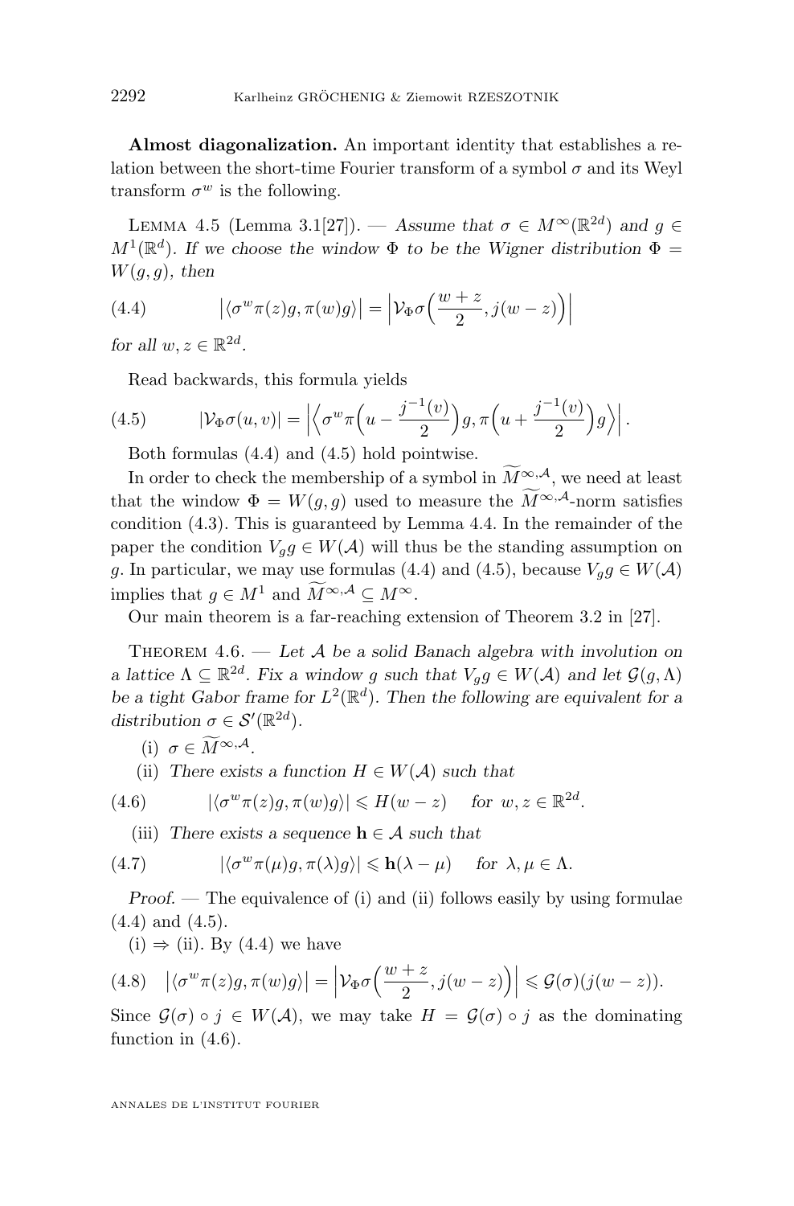**Almost diagonalization.** An important identity that establishes a relation between the short-time Fourier transform of a symbol $\sigma$ and its Weyl transform $\sigma^w$ is the following.

Lemma 4.5 (Lemma 3.1[27]). — *Assume that $\sigma \in M^\infty(\mathbb{R}^{2d})$ and $g \in M^1(\mathbb{R}^d)$. If we choose the window $\Phi$ to be the Wigner distribution $\Phi = W(g,g)$, then*

$$\big|\langle \sigma^w \pi(z) g, \pi(w) g\rangle\big| = \Big|\mathcal{V}_\Phi \sigma\Big(\frac{w+z}{2}, j(w-z)\Big)\Big| \tag{4.4}$$

*for all $w, z \in \mathbb{R}^{2d}$.*

Read backwards, this formula yields

$$|\mathcal{V}_\Phi \sigma(u,v)| = \Big|\Big\langle \sigma^w \pi\Big(u - \frac{j^{-1}(v)}{2}\Big) g, \pi\Big(u + \frac{j^{-1}(v)}{2}\Big) g\Big\rangle\Big|. \tag{4.5}$$

Both formulas (4.4) and (4.5) hold pointwise.

In order to check the membership of a symbol in $\widetilde{M}^{\infty,\mathcal{A}}$, we need at least that the window $\Phi = W(g,g)$ used to measure the $\widetilde{M}^{\infty,\mathcal{A}}$-norm satisfies condition (4.3). This is guaranteed by Lemma 4.4. In the remainder of the paper the condition $V_g g \in W(\mathcal{A})$ will thus be the standing assumption on $g$. In particular, we may use formulas (4.4) and (4.5), because $V_g g \in W(\mathcal{A})$ implies that $g \in M^1$ and $\widetilde{M}^{\infty,\mathcal{A}} \subseteq M^\infty$.

Our main theorem is a far-reaching extension of Theorem 3.2 in [27].

Theorem 4.6. — *Let $\mathcal{A}$ be a solid Banach algebra with involution on a lattice $\Lambda \subseteq \mathbb{R}^{2d}$. Fix a window $g$ such that $V_g g \in W(\mathcal{A})$ and let $\mathcal{G}(g,\Lambda)$ be a tight Gabor frame for $L^2(\mathbb{R}^d)$. Then the following are equivalent for a distribution $\sigma \in \mathcal{S}'(\mathbb{R}^{2d})$.*

(i) *$\sigma \in \widetilde{M}^{\infty,\mathcal{A}}$.*

(ii) *There exists a function $H \in W(\mathcal{A})$ such that*

$$|\langle \sigma^w \pi(z) g, \pi(w) g\rangle| \leqslant H(w-z) \quad \text{for } w, z \in \mathbb{R}^{2d}. \tag{4.6}$$

(iii) *There exists a sequence $\mathbf{h} \in \mathcal{A}$ such that*

$$|\langle \sigma^w \pi(\mu) g, \pi(\lambda) g\rangle| \leqslant \mathbf{h}(\lambda - \mu) \quad \text{for } \lambda, \mu \in \Lambda. \tag{4.7}$$

*Proof.* — The equivalence of (i) and (ii) follows easily by using formulae (4.4) and (4.5).

(i) $\Rightarrow$ (ii). By (4.4) we have

$$\big|\langle \sigma^w \pi(z) g, \pi(w) g\rangle\big| = \Big|\mathcal{V}_\Phi \sigma\Big(\frac{w+z}{2}, j(w-z)\Big)\Big| \leqslant \mathcal{G}(\sigma)(j(w-z)). \tag{4.8}$$

Since $\mathcal{G}(\sigma) \circ j \in W(\mathcal{A})$, we may take $H = \mathcal{G}(\sigma) \circ j$ as the dominating function in (4.6).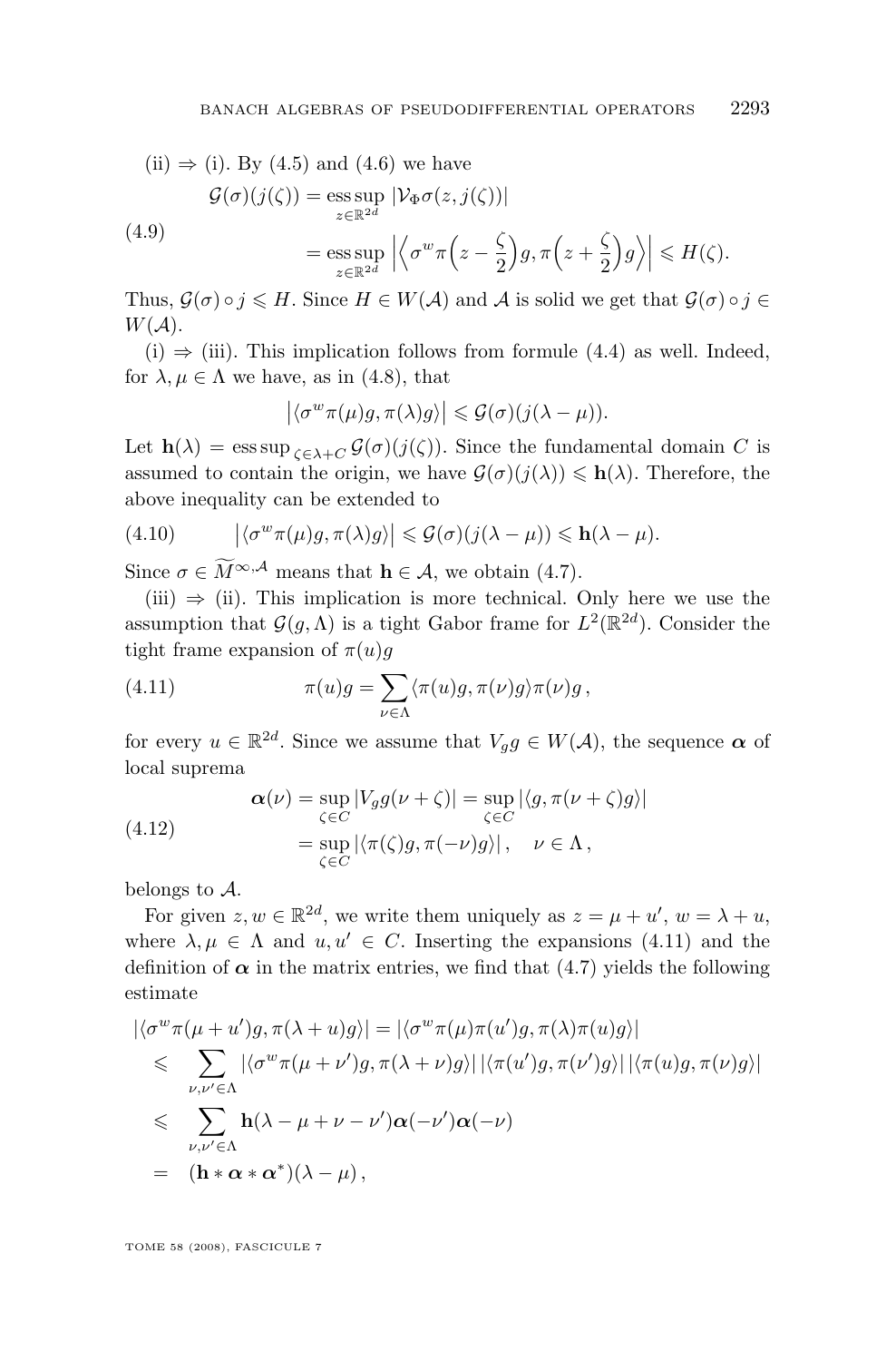(ii) $\Rightarrow$ (i). By (4.5) and (4.6) we have

$$
\begin{aligned}
\mathcal{G}(\sigma)(j(\zeta)) &= \operatorname*{ess\,sup}_{z\in\mathbb{R}^{2d}} |\mathcal{V}_\Phi \sigma(z, j(\zeta))| \\
&= \operatorname*{ess\,sup}_{z\in\mathbb{R}^{2d}} \left| \left\langle \sigma^w \pi\Big(z - \frac{\zeta}{2}\Big) g, \pi\Big(z + \frac{\zeta}{2}\Big) g \right\rangle \right| \leqslant H(\zeta).
\end{aligned}
\tag{4.9}
$$

Thus, $\mathcal{G}(\sigma)\circ j \leqslant H$. Since $H \in W(\mathcal{A})$ and $\mathcal{A}$ is solid we get that $\mathcal{G}(\sigma)\circ j \in W(\mathcal{A})$.

(i) $\Rightarrow$ (iii). This implication follows from formule (4.4) as well. Indeed, for $\lambda, \mu \in \Lambda$ we have, as in (4.8), that

$$
\left|\langle \sigma^w \pi(\mu) g, \pi(\lambda) g\rangle\right| \leqslant \mathcal{G}(\sigma)(j(\lambda-\mu)).
$$

Let $\mathbf{h}(\lambda) = \operatorname{ess\,sup}_{\zeta\in\lambda+C} \mathcal{G}(\sigma)(j(\zeta))$. Since the fundamental domain $C$ is assumed to contain the origin, we have $\mathcal{G}(\sigma)(j(\lambda)) \leqslant \mathbf{h}(\lambda)$. Therefore, the above inequality can be extended to

$$
\left|\langle \sigma^w \pi(\mu) g, \pi(\lambda) g\rangle\right| \leqslant \mathcal{G}(\sigma)(j(\lambda-\mu)) \leqslant \mathbf{h}(\lambda-\mu).
\tag{4.10}
$$

Since $\sigma \in \widetilde{M}^{\infty,\mathcal{A}}$ means that $\mathbf{h}\in\mathcal{A}$, we obtain (4.7).

(iii) $\Rightarrow$ (ii). This implication is more technical. Only here we use the assumption that $\mathcal{G}(g,\Lambda)$ is a tight Gabor frame for $L^2(\mathbb{R}^{2d})$. Consider the tight frame expansion of $\pi(u)g$

$$
\pi(u) g = \sum_{\nu\in\Lambda} \langle \pi(u) g, \pi(\nu) g\rangle \pi(\nu) g\,,
\tag{4.11}
$$

for every $u \in \mathbb{R}^{2d}$. Since we assume that $V_g g \in W(\mathcal{A})$, the sequence $\boldsymbol{\alpha}$ of local suprema

$$
\begin{aligned}
\boldsymbol{\alpha}(\nu) &= \sup_{\zeta\in C} |V_g g(\nu+\zeta)| = \sup_{\zeta\in C} |\langle g, \pi(\nu+\zeta) g\rangle| \\
&= \sup_{\zeta\in C} |\langle \pi(\zeta) g, \pi(-\nu) g\rangle|\,, \quad \nu\in\Lambda\,,
\end{aligned}
\tag{4.12}
$$

belongs to $\mathcal{A}$.

For given $z, w \in \mathbb{R}^{2d}$, we write them uniquely as $z = \mu + u'$, $w = \lambda + u$, where $\lambda, \mu \in \Lambda$ and $u, u' \in C$. Inserting the expansions (4.11) and the definition of $\boldsymbol{\alpha}$ in the matrix entries, we find that (4.7) yields the following estimate

$$
\begin{aligned}
|\langle \sigma^w \pi(\mu+u') g, \pi(\lambda+u) g\rangle| &= |\langle \sigma^w \pi(\mu)\pi(u') g, \pi(\lambda)\pi(u) g\rangle| \\
&\leqslant \sum_{\nu,\nu'\in\Lambda} |\langle \sigma^w \pi(\mu+\nu') g, \pi(\lambda+\nu) g\rangle|\,|\langle \pi(u') g, \pi(\nu') g\rangle|\,|\langle \pi(u) g, \pi(\nu) g\rangle| \\
&\leqslant \sum_{\nu,\nu'\in\Lambda} \mathbf{h}(\lambda-\mu+\nu-\nu')\boldsymbol{\alpha}(-\nu')\boldsymbol{\alpha}(-\nu) \\
&= (\mathbf{h}*\boldsymbol{\alpha}*\boldsymbol{\alpha}^*)(\lambda-\mu)\,,
\end{aligned}
$$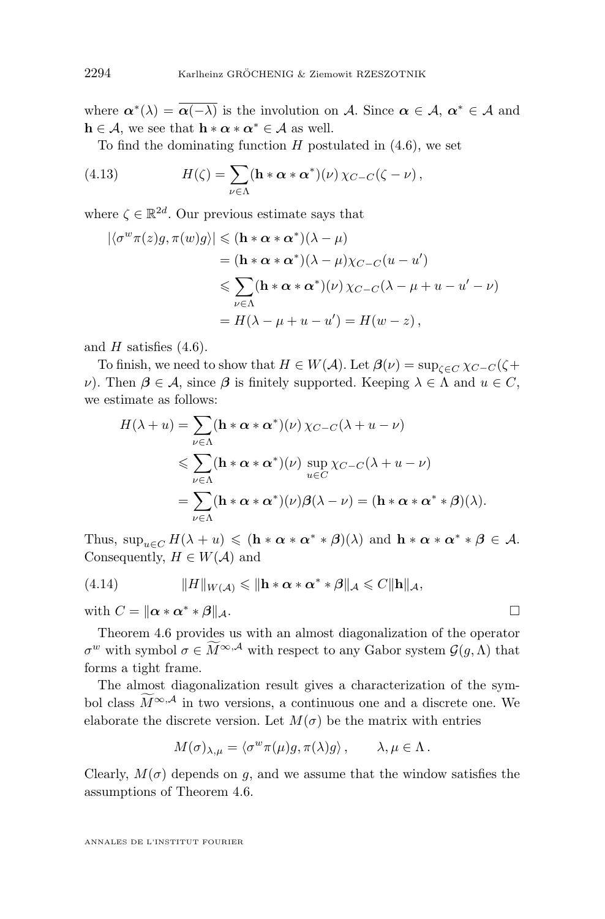where $\boldsymbol{\alpha}^*(\lambda) = \overline{\boldsymbol{\alpha}(-\lambda)}$ is the involution on $\mathcal{A}$. Since $\boldsymbol{\alpha} \in \mathcal{A}$, $\boldsymbol{\alpha}^* \in \mathcal{A}$ and $\mathbf{h} \in \mathcal{A}$, we see that $\mathbf{h} * \boldsymbol{\alpha} * \boldsymbol{\alpha}^* \in \mathcal{A}$ as well.

To find the dominating function $H$ postulated in (4.6), we set

$$H(\zeta) = \sum_{\nu \in \Lambda} (\mathbf{h} * \boldsymbol{\alpha} * \boldsymbol{\alpha}^*)(\nu)\, \chi_{C-C}(\zeta - \nu)\,, \tag{4.13}$$

where $\zeta \in \mathbb{R}^{2d}$. Our previous estimate says that

$$\begin{aligned}
|\langle \sigma^w \pi(z) g, \pi(w) g\rangle| &\leqslant (\mathbf{h} * \boldsymbol{\alpha} * \boldsymbol{\alpha}^*)(\lambda - \mu) \\
&= (\mathbf{h} * \boldsymbol{\alpha} * \boldsymbol{\alpha}^*)(\lambda - \mu)\chi_{C-C}(u - u') \\
&\leqslant \sum_{\nu \in \Lambda} (\mathbf{h} * \boldsymbol{\alpha} * \boldsymbol{\alpha}^*)(\nu)\, \chi_{C-C}(\lambda - \mu + u - u' - \nu) \\
&= H(\lambda - \mu + u - u') = H(w - z)\,,
\end{aligned}$$

and $H$ satisfies (4.6).

To finish, we need to show that $H \in W(\mathcal{A})$. Let $\boldsymbol{\beta}(\nu) = \sup_{\zeta \in C} \chi_{C-C}(\zeta + \nu)$. Then $\boldsymbol{\beta} \in \mathcal{A}$, since $\boldsymbol{\beta}$ is finitely supported. Keeping $\lambda \in \Lambda$ and $u \in C$, we estimate as follows:

$$\begin{aligned}
H(\lambda + u) &= \sum_{\nu \in \Lambda} (\mathbf{h} * \boldsymbol{\alpha} * \boldsymbol{\alpha}^*)(\nu)\, \chi_{C-C}(\lambda + u - \nu) \\
&\leqslant \sum_{\nu \in \Lambda} (\mathbf{h} * \boldsymbol{\alpha} * \boldsymbol{\alpha}^*)(\nu)\, \sup_{u \in C} \chi_{C-C}(\lambda + u - \nu) \\
&= \sum_{\nu \in \Lambda} (\mathbf{h} * \boldsymbol{\alpha} * \boldsymbol{\alpha}^*)(\nu) \boldsymbol{\beta}(\lambda - \nu) = (\mathbf{h} * \boldsymbol{\alpha} * \boldsymbol{\alpha}^* * \boldsymbol{\beta})(\lambda).
\end{aligned}$$

Thus, $\sup_{u \in C} H(\lambda + u) \leqslant (\mathbf{h} * \boldsymbol{\alpha} * \boldsymbol{\alpha}^* * \boldsymbol{\beta})(\lambda)$ and $\mathbf{h} * \boldsymbol{\alpha} * \boldsymbol{\alpha}^* * \boldsymbol{\beta} \in \mathcal{A}$. Consequently, $H \in W(\mathcal{A})$ and

$$\|H\|_{W(\mathcal{A})} \leqslant \|\mathbf{h} * \boldsymbol{\alpha} * \boldsymbol{\alpha}^* * \boldsymbol{\beta}\|_{\mathcal{A}} \leqslant C \|\mathbf{h}\|_{\mathcal{A}}, \tag{4.14}$$

with $C = \|\boldsymbol{\alpha} * \boldsymbol{\alpha}^* * \boldsymbol{\beta}\|_{\mathcal{A}}$. □

Theorem 4.6 provides us with an almost diagonalization of the operator $\sigma^w$ with symbol $\sigma \in \widetilde{M}^{\infty, \mathcal{A}}$ with respect to any Gabor system $\mathcal{G}(g, \Lambda)$ that forms a tight frame.

The almost diagonalization result gives a characterization of the symbol class $\widetilde{M}^{\infty, \mathcal{A}}$ in two versions, a continuous one and a discrete one. We elaborate the discrete version. Let $M(\sigma)$ be the matrix with entries

$$M(\sigma)_{\lambda, \mu} = \langle \sigma^w \pi(\mu) g, \pi(\lambda) g\rangle\,, \qquad \lambda, \mu \in \Lambda\,.$$

Clearly, $M(\sigma)$ depends on $g$, and we assume that the window satisfies the assumptions of Theorem 4.6.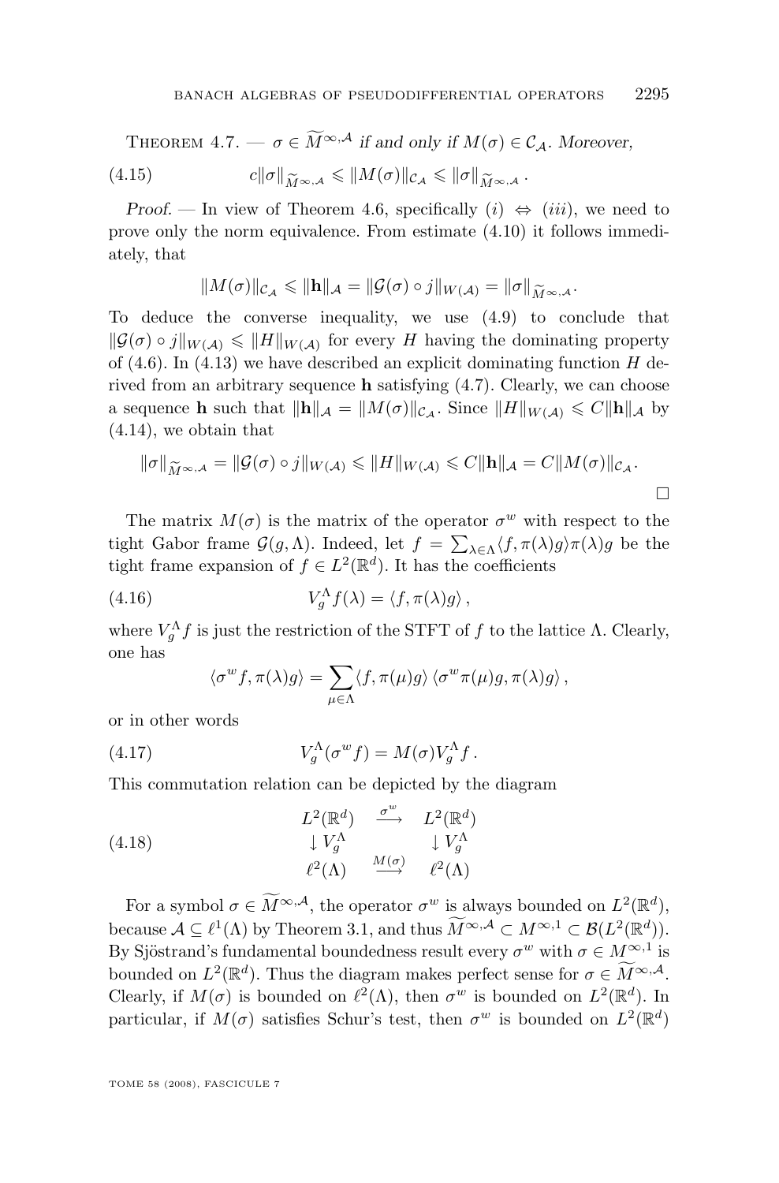THEOREM 4.7. — *$\sigma \in \widetilde{M}^{\infty,\mathcal{A}}$ if and only if $M(\sigma) \in \mathcal{C}_\mathcal{A}$. Moreover,*

$$c\|\sigma\|_{\widetilde{M}^{\infty,\mathcal{A}}} \leqslant \|M(\sigma)\|_{\mathcal{C}_\mathcal{A}} \leqslant \|\sigma\|_{\widetilde{M}^{\infty,\mathcal{A}}} . \tag{4.15}$$

*Proof.* — In view of Theorem 4.6, specifically $(i) \Leftrightarrow (iii)$, we need to prove only the norm equivalence. From estimate (4.10) it follows immediately, that

$$\|M(\sigma)\|_{\mathcal{C}_\mathcal{A}} \leqslant \|\mathbf{h}\|_\mathcal{A} = \|\mathcal{G}(\sigma) \circ j\|_{W(\mathcal{A})} = \|\sigma\|_{\widetilde{M}^{\infty,\mathcal{A}}}.$$

To deduce the converse inequality, we use (4.9) to conclude that $\|\mathcal{G}(\sigma) \circ j\|_{W(\mathcal{A})} \leqslant \|H\|_{W(\mathcal{A})}$ for every $H$ having the dominating property of (4.6). In (4.13) we have described an explicit dominating function $H$ derived from an arbitrary sequence $\mathbf{h}$ satisfying (4.7). Clearly, we can choose a sequence $\mathbf{h}$ such that $\|\mathbf{h}\|_\mathcal{A} = \|M(\sigma)\|_{\mathcal{C}_\mathcal{A}}$. Since $\|H\|_{W(\mathcal{A})} \leqslant C\|\mathbf{h}\|_\mathcal{A}$ by (4.14), we obtain that

$$\|\sigma\|_{\widetilde{M}^{\infty,\mathcal{A}}} = \|\mathcal{G}(\sigma) \circ j\|_{W(\mathcal{A})} \leqslant \|H\|_{W(\mathcal{A})} \leqslant C\|\mathbf{h}\|_\mathcal{A} = C\|M(\sigma)\|_{\mathcal{C}_\mathcal{A}}.$$

□

The matrix $M(\sigma)$ is the matrix of the operator $\sigma^w$ with respect to the tight Gabor frame $\mathcal{G}(g, \Lambda)$. Indeed, let $f = \sum_{\lambda\in\Lambda} \langle f, \pi(\lambda)g\rangle \pi(\lambda)g$ be the tight frame expansion of $f \in L^2(\mathbb{R}^d)$. It has the coefficients

$$V_g^\Lambda f(\lambda) = \langle f, \pi(\lambda)g\rangle , \tag{4.16}$$

where $V_g^\Lambda f$ is just the restriction of the STFT of $f$ to the lattice $\Lambda$. Clearly, one has

$$\langle \sigma^w f, \pi(\lambda)g\rangle = \sum_{\mu\in\Lambda} \langle f, \pi(\mu)g\rangle \, \langle \sigma^w \pi(\mu)g, \pi(\lambda)g\rangle ,$$

or in other words

$$V_g^\Lambda(\sigma^w f) = M(\sigma) V_g^\Lambda f . \tag{4.17}$$

This commutation relation can be depicted by the diagram

$$\begin{array}{ccc} L^2(\mathbb{R}^d) & \xrightarrow{\sigma^w} & L^2(\mathbb{R}^d) \\ \downarrow V_g^\Lambda & & \downarrow V_g^\Lambda \\ \ell^2(\Lambda) & \xrightarrow{M(\sigma)} & \ell^2(\Lambda) \end{array} \tag{4.18}$$

For a symbol $\sigma \in \widetilde{M}^{\infty,\mathcal{A}}$, the operator $\sigma^w$ is always bounded on $L^2(\mathbb{R}^d)$, because $\mathcal{A} \subseteq \ell^1(\Lambda)$ by Theorem 3.1, and thus $\widetilde{M}^{\infty,\mathcal{A}} \subset M^{\infty,1} \subset \mathcal{B}(L^2(\mathbb{R}^d))$. By Sjöstrand's fundamental boundedness result every $\sigma^w$ with $\sigma \in M^{\infty,1}$ is bounded on $L^2(\mathbb{R}^d)$. Thus the diagram makes perfect sense for $\sigma \in \widetilde{M}^{\infty,\mathcal{A}}$. Clearly, if $M(\sigma)$ is bounded on $\ell^2(\Lambda)$, then $\sigma^w$ is bounded on $L^2(\mathbb{R}^d)$. In particular, if $M(\sigma)$ satisfies Schur's test, then $\sigma^w$ is bounded on $L^2(\mathbb{R}^d)$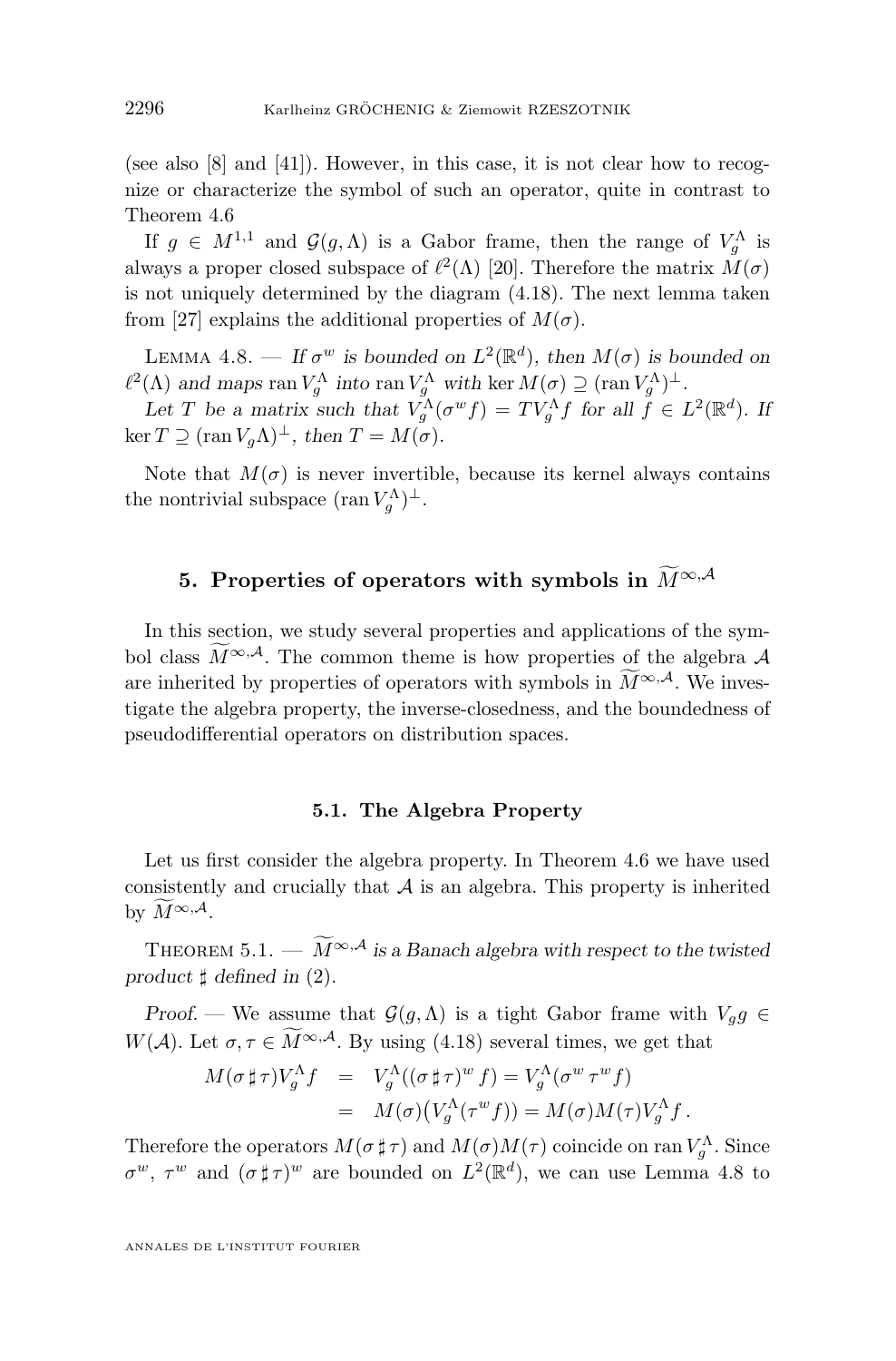(see also [8] and [41]). However, in this case, it is not clear how to recognize or characterize the symbol of such an operator, quite in contrast to Theorem 4.6

If $g \in M^{1,1}$ and $\mathcal{G}(g,\Lambda)$ is a Gabor frame, then the range of $V_g^\Lambda$ is always a proper closed subspace of $\ell^2(\Lambda)$ [20]. Therefore the matrix $M(\sigma)$ is not uniquely determined by the diagram (4.18). The next lemma taken from [27] explains the additional properties of $M(\sigma)$.

Lemma 4.8. — *If $\sigma^w$ is bounded on $L^2(\mathbb{R}^d)$, then $M(\sigma)$ is bounded on $\ell^2(\Lambda)$ and maps $\operatorname{ran} V_g^\Lambda$ into $\operatorname{ran} V_g^\Lambda$ with $\ker M(\sigma) \supseteq (\operatorname{ran} V_g^\Lambda)^\perp$.*

*Let $T$ be a matrix such that $V_g^\Lambda(\sigma^w f) = T V_g^\Lambda f$ for all $f \in L^2(\mathbb{R}^d)$. If $\ker T \supseteq (\operatorname{ran} V_g \Lambda)^\perp$, then $T = M(\sigma)$.*

Note that $M(\sigma)$ is never invertible, because its kernel always contains the nontrivial subspace $(\operatorname{ran} V_g^\Lambda)^\perp$.

## 5. Properties of operators with symbols in $\widetilde{M}^{\infty,\mathcal{A}}$

In this section, we study several properties and applications of the symbol class $\widetilde{M}^{\infty,\mathcal{A}}$. The common theme is how properties of the algebra $\mathcal{A}$ are inherited by properties of operators with symbols in $\widetilde{M}^{\infty,\mathcal{A}}$. We investigate the algebra property, the inverse-closedness, and the boundedness of pseudodifferential operators on distribution spaces.

### 5.1. The Algebra Property

Let us first consider the algebra property. In Theorem 4.6 we have used consistently and crucially that $\mathcal{A}$ is an algebra. This property is inherited by $\widetilde{M}^{\infty,\mathcal{A}}$.

Theorem 5.1. — *$\widetilde{M}^{\infty,\mathcal{A}}$ is a Banach algebra with respect to the twisted product $\sharp$ defined in (2).*

*Proof.* — We assume that $\mathcal{G}(g,\Lambda)$ is a tight Gabor frame with $V_g g \in W(\mathcal{A})$. Let $\sigma, \tau \in \widetilde{M}^{\infty,\mathcal{A}}$. By using (4.18) several times, we get that

$$
\begin{aligned}
M(\sigma \sharp \tau) V_g^\Lambda f &= V_g^\Lambda((\sigma \sharp \tau)^w f) = V_g^\Lambda(\sigma^w \tau^w f) \\
&= M(\sigma)\big(V_g^\Lambda(\tau^w f)\big) = M(\sigma) M(\tau) V_g^\Lambda f\,.
\end{aligned}
$$

Therefore the operators $M(\sigma \sharp \tau)$ and $M(\sigma)M(\tau)$ coincide on $\operatorname{ran} V_g^\Lambda$. Since $\sigma^w$, $\tau^w$ and $(\sigma \sharp \tau)^w$ are bounded on $L^2(\mathbb{R}^d)$, we can use Lemma 4.8 to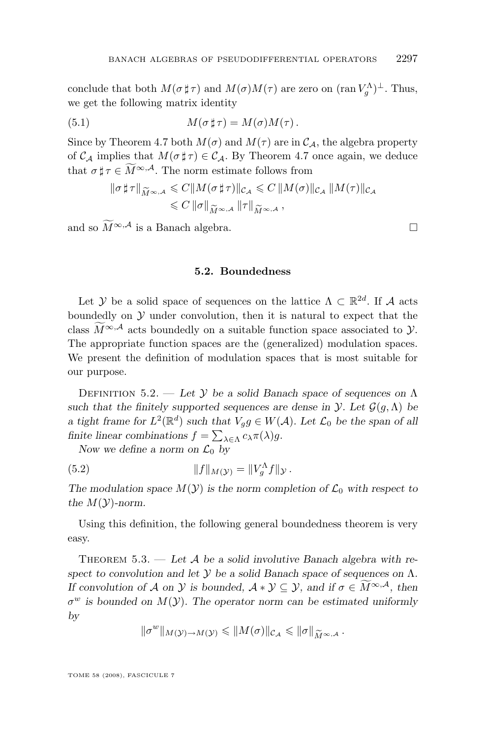conclude that both $M(\sigma \sharp \tau)$ and $M(\sigma)M(\tau)$ are zero on $(\operatorname{ran} V_g^\Lambda)^\perp$. Thus, we get the following matrix identity

$$M(\sigma \sharp \tau) = M(\sigma)M(\tau)\,. \tag{5.1}$$

Since by Theorem 4.7 both $M(\sigma)$ and $M(\tau)$ are in $\mathcal{C}_\mathcal{A}$, the algebra property of $\mathcal{C}_\mathcal{A}$ implies that $M(\sigma \sharp \tau) \in \mathcal{C}_\mathcal{A}$. By Theorem 4.7 once again, we deduce that $\sigma \sharp \tau \in \widetilde{M}^{\infty,\mathcal{A}}$. The norm estimate follows from

$$\begin{aligned}\|\sigma \sharp \tau\|_{\widetilde{M}^{\infty,\mathcal{A}}} &\leqslant C\|M(\sigma \sharp \tau)\|_{\mathcal{C}_\mathcal{A}} \leqslant C\,\|M(\sigma)\|_{\mathcal{C}_\mathcal{A}}\,\|M(\tau)\|_{\mathcal{C}_\mathcal{A}} \\ &\leqslant C\,\|\sigma\|_{\widetilde{M}^{\infty,\mathcal{A}}}\,\|\tau\|_{\widetilde{M}^{\infty,\mathcal{A}}}\,,\end{aligned}$$

and so $\widetilde{M}^{\infty,\mathcal{A}}$ is a Banach algebra. □

### 5.2. Boundedness

Let $\mathcal{Y}$ be a solid space of sequences on the lattice $\Lambda \subset \mathbb{R}^{2d}$. If $\mathcal{A}$ acts boundedly on $\mathcal{Y}$ under convolution, then it is natural to expect that the class $\widetilde{M}^{\infty,\mathcal{A}}$ acts boundedly on a suitable function space associated to $\mathcal{Y}$. The appropriate function spaces are the (generalized) modulation spaces. We present the definition of modulation spaces that is most suitable for our purpose.

Definition 5.2. — *Let $\mathcal{Y}$ be a solid Banach space of sequences on $\Lambda$ such that the finitely supported sequences are dense in $\mathcal{Y}$. Let $\mathcal{G}(g,\Lambda)$ be a tight frame for $L^2(\mathbb{R}^d)$ such that $V_g g \in W(\mathcal{A})$. Let $\mathcal{L}_0$ be the span of all finite linear combinations $f = \sum_{\lambda\in\Lambda} c_\lambda \pi(\lambda) g$.*

*Now we define a norm on $\mathcal{L}_0$ by*

$$\|f\|_{M(\mathcal{Y})} = \|V_g^\Lambda f\|_\mathcal{Y}\,. \tag{5.2}$$

*The modulation space $M(\mathcal{Y})$ is the norm completion of $\mathcal{L}_0$ with respect to the $M(\mathcal{Y})$-norm.*

Using this definition, the following general boundedness theorem is very easy.

Theorem 5.3. — *Let $\mathcal{A}$ be a solid involutive Banach algebra with respect to convolution and let $\mathcal{Y}$ be a solid Banach space of sequences on $\Lambda$. If convolution of $\mathcal{A}$ on $\mathcal{Y}$ is bounded, $\mathcal{A} * \mathcal{Y} \subseteq \mathcal{Y}$, and if $\sigma \in \widetilde{M}^{\infty,\mathcal{A}}$, then $\sigma^w$ is bounded on $M(\mathcal{Y})$. The operator norm can be estimated uniformly by*

$$\|\sigma^w\|_{M(\mathcal{Y})\to M(\mathcal{Y})} \leqslant \|M(\sigma)\|_{\mathcal{C}_\mathcal{A}} \leqslant \|\sigma\|_{\widetilde{M}^{\infty,\mathcal{A}}}\,.$$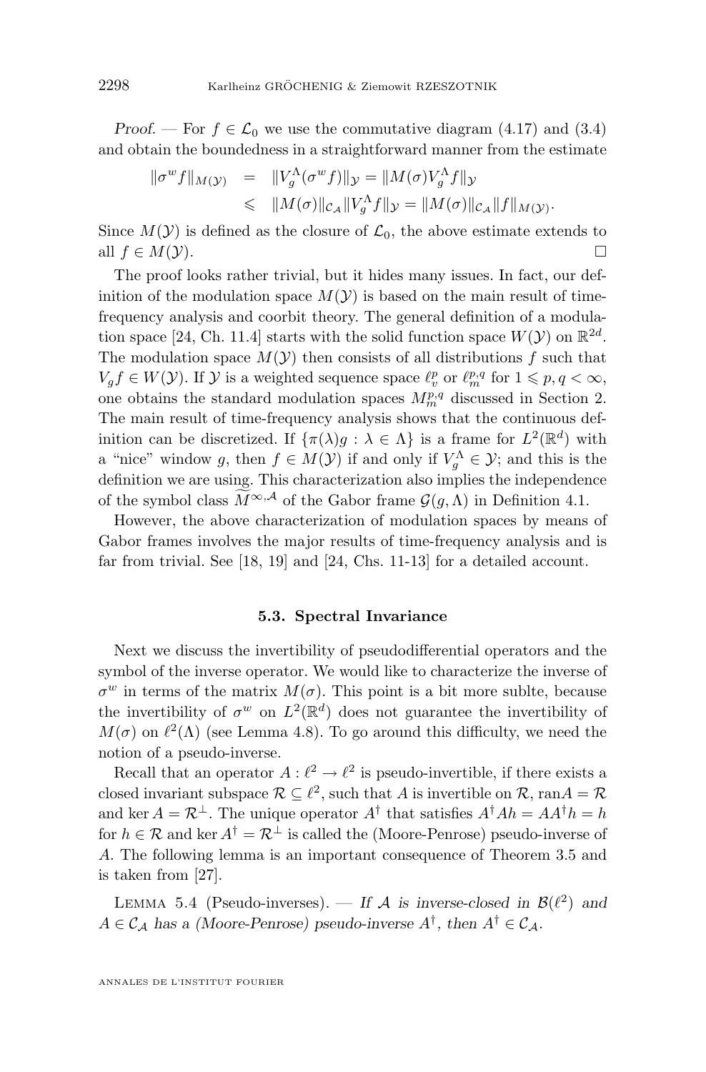*Proof.* — For $f \in \mathcal{L}_0$ we use the commutative diagram (4.17) and (3.4) and obtain the boundedness in a straightforward manner from the estimate

$$
\begin{aligned}
\|\sigma^w f\|_{M(\mathcal{Y})} &= \|V_g^\Lambda(\sigma^w f)\|_{\mathcal{Y}} = \|M(\sigma)V_g^\Lambda f\|_{\mathcal{Y}} \\
&\leqslant \|M(\sigma)\|_{\mathcal{C}_\mathcal{A}} \|V_g^\Lambda f\|_{\mathcal{Y}} = \|M(\sigma)\|_{\mathcal{C}_\mathcal{A}} \|f\|_{M(\mathcal{Y})}.
\end{aligned}
$$

Since $M(\mathcal{Y})$ is defined as the closure of $\mathcal{L}_0$, the above estimate extends to all $f \in M(\mathcal{Y})$. □

The proof looks rather trivial, but it hides many issues. In fact, our definition of the modulation space $M(\mathcal{Y})$ is based on the main result of time-frequency analysis and coorbit theory. The general definition of a modulation space [24, Ch. 11.4] starts with the solid function space $W(\mathcal{Y})$ on $\mathbb{R}^{2d}$. The modulation space $M(\mathcal{Y})$ then consists of all distributions $f$ such that $V_g f \in W(\mathcal{Y})$. If $\mathcal{Y}$ is a weighted sequence space $\ell^p_v$ or $\ell^{p,q}_m$ for $1 \leqslant p, q < \infty$, one obtains the standard modulation spaces $M^{p,q}_m$ discussed in Section 2. The main result of time-frequency analysis shows that the continuous definition can be discretized. If $\{\pi(\lambda)g : \lambda \in \Lambda\}$ is a frame for $L^2(\mathbb{R}^d)$ with a "nice" window $g$, then $f \in M(\mathcal{Y})$ if and only if $V_g^\Lambda \in \mathcal{Y}$; and this is the definition we are using. This characterization also implies the independence of the symbol class $\widetilde{M}^{\infty,\mathcal{A}}$ of the Gabor frame $\mathcal{G}(g,\Lambda)$ in Definition 4.1.

However, the above characterization of modulation spaces by means of Gabor frames involves the major results of time-frequency analysis and is far from trivial. See [18, 19] and [24, Chs. 11-13] for a detailed account.

### 5.3. Spectral Invariance

Next we discuss the invertibility of pseudodifferential operators and the symbol of the inverse operator. We would like to characterize the inverse of $\sigma^w$ in terms of the matrix $M(\sigma)$. This point is a bit more sublte, because the invertibility of $\sigma^w$ on $L^2(\mathbb{R}^d)$ does not guarantee the invertibility of $M(\sigma)$ on $\ell^2(\Lambda)$ (see Lemma 4.8). To go around this difficulty, we need the notion of a pseudo-inverse.

Recall that an operator $A : \ell^2 \to \ell^2$ is pseudo-invertible, if there exists a closed invariant subspace $\mathcal{R} \subseteq \ell^2$, such that $A$ is invertible on $\mathcal{R}$, $\operatorname{ran} A = \mathcal{R}$ and $\ker A = \mathcal{R}^\perp$. The unique operator $A^\dagger$ that satisfies $A^\dagger A h = A A^\dagger h = h$ for $h \in \mathcal{R}$ and $\ker A^\dagger = \mathcal{R}^\perp$ is called the (Moore-Penrose) pseudo-inverse of $A$. The following lemma is an important consequence of Theorem 3.5 and is taken from [27].

Lemma 5.4 (Pseudo-inverses). — *If $\mathcal{A}$ is inverse-closed in $\mathcal{B}(\ell^2)$ and $A \in \mathcal{C}_\mathcal{A}$ has a (Moore-Penrose) pseudo-inverse $A^\dagger$, then $A^\dagger \in \mathcal{C}_\mathcal{A}$.*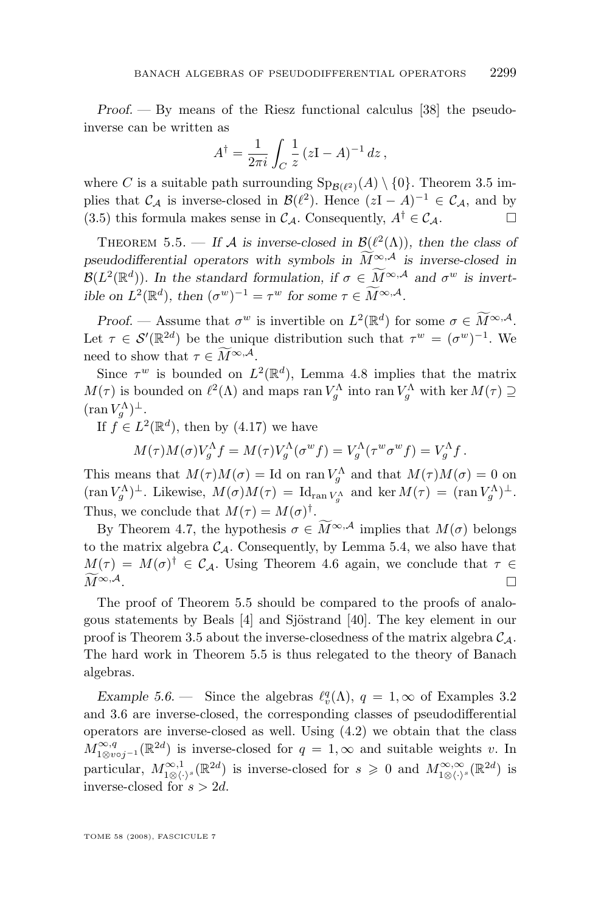*Proof.* — By means of the Riesz functional calculus [38] the pseudo-inverse can be written as

$$A^{\dagger} = \frac{1}{2\pi i} \int_C \frac{1}{z} \, (z\mathrm{I} - A)^{-1} \, dz \,,$$

where $C$ is a suitable path surrounding $\mathrm{Sp}_{\mathcal{B}(\ell^2)}(A) \setminus \{0\}$. Theorem 3.5 implies that $\mathcal{C}_{\mathcal{A}}$ is inverse-closed in $\mathcal{B}(\ell^2)$. Hence $(z\mathrm{I} - A)^{-1} \in \mathcal{C}_{\mathcal{A}}$, and by (3.5) this formula makes sense in $\mathcal{C}_{\mathcal{A}}$. Consequently, $A^{\dagger} \in \mathcal{C}_{\mathcal{A}}$. □

Theorem 5.5. — *If $\mathcal{A}$ is inverse-closed in $\mathcal{B}(\ell^2(\Lambda))$, then the class of pseudodifferential operators with symbols in $\widetilde{M}^{\infty,\mathcal{A}}$ is inverse-closed in $\mathcal{B}(L^2(\mathbb{R}^d))$. In the standard formulation, if $\sigma \in \widetilde{M}^{\infty,\mathcal{A}}$ and $\sigma^w$ is invertible on $L^2(\mathbb{R}^d)$, then $(\sigma^w)^{-1} = \tau^w$ for some $\tau \in \widetilde{M}^{\infty,\mathcal{A}}$.*

*Proof.* — Assume that $\sigma^w$ is invertible on $L^2(\mathbb{R}^d)$ for some $\sigma \in \widetilde{M}^{\infty,\mathcal{A}}$. Let $\tau \in \mathcal{S}'(\mathbb{R}^{2d})$ be the unique distribution such that $\tau^w = (\sigma^w)^{-1}$. We need to show that $\tau \in \widetilde{M}^{\infty,\mathcal{A}}$.

Since $\tau^w$ is bounded on $L^2(\mathbb{R}^d)$, Lemma 4.8 implies that the matrix $M(\tau)$ is bounded on $\ell^2(\Lambda)$ and maps $\operatorname{ran} V_g^{\Lambda}$ into $\operatorname{ran} V_g^{\Lambda}$ with $\ker M(\tau) \supseteq (\operatorname{ran} V_g^{\Lambda})^{\perp}$.

If $f \in L^2(\mathbb{R}^d)$, then by (4.17) we have

$$M(\tau)M(\sigma)V_g^{\Lambda} f = M(\tau)V_g^{\Lambda}(\sigma^w f) = V_g^{\Lambda}(\tau^w \sigma^w f) = V_g^{\Lambda} f \,.$$

This means that $M(\tau)M(\sigma) = \mathrm{Id}$ on $\operatorname{ran} V_g^{\Lambda}$ and that $M(\tau)M(\sigma) = 0$ on $(\operatorname{ran} V_g^{\Lambda})^{\perp}$. Likewise, $M(\sigma)M(\tau) = \mathrm{Id}_{\operatorname{ran} V_g^{\Lambda}}$ and $\ker M(\tau) = (\operatorname{ran} V_g^{\Lambda})^{\perp}$. Thus, we conclude that $M(\tau) = M(\sigma)^{\dagger}$.

By Theorem 4.7, the hypothesis $\sigma \in \widetilde{M}^{\infty,\mathcal{A}}$ implies that $M(\sigma)$ belongs to the matrix algebra $\mathcal{C}_{\mathcal{A}}$. Consequently, by Lemma 5.4, we also have that $M(\tau) = M(\sigma)^{\dagger} \in \mathcal{C}_{\mathcal{A}}$. Using Theorem 4.6 again, we conclude that $\tau \in \widetilde{M}^{\infty,\mathcal{A}}$. □

The proof of Theorem 5.5 should be compared to the proofs of analogous statements by Beals [4] and Sjöstrand [40]. The key element in our proof is Theorem 3.5 about the inverse-closedness of the matrix algebra $\mathcal{C}_{\mathcal{A}}$. The hard work in Theorem 5.5 is thus relegated to the theory of Banach algebras.

*Example 5.6.* — Since the algebras $\ell^q_v(\Lambda)$, $q = 1, \infty$ of Examples 3.2 and 3.6 are inverse-closed, the corresponding classes of pseudodifferential operators are inverse-closed as well. Using (4.2) we obtain that the class $M^{\infty,q}_{1\otimes v\circ j^{-1}}(\mathbb{R}^{2d})$ is inverse-closed for $q = 1, \infty$ and suitable weights $v$. In particular, $M^{\infty,1}_{1\otimes\langle\cdot\rangle^s}(\mathbb{R}^{2d})$ is inverse-closed for $s \geqslant 0$ and $M^{\infty,\infty}_{1\otimes\langle\cdot\rangle^s}(\mathbb{R}^{2d})$ is inverse-closed for $s > 2d$.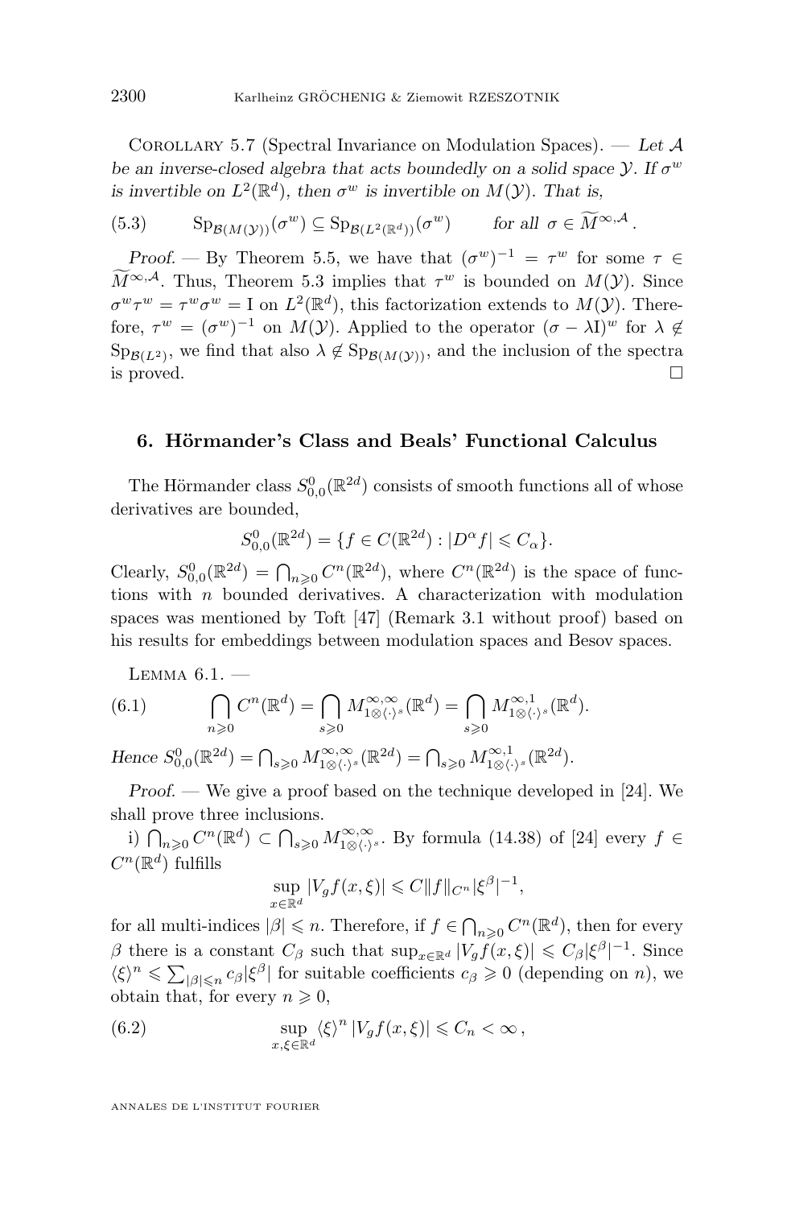Corollary 5.7 (Spectral Invariance on Modulation Spaces). — *Let $\mathcal{A}$ be an inverse-closed algebra that acts boundedly on a solid space $\mathcal{Y}$. If $\sigma^w$ is invertible on $L^2(\mathbb{R}^d)$, then $\sigma^w$ is invertible on $M(\mathcal{Y})$. That is,*

$$\mathrm{Sp}_{\mathcal{B}(M(\mathcal{Y}))}(\sigma^w) \subseteq \mathrm{Sp}_{\mathcal{B}(L^2(\mathbb{R}^d))}(\sigma^w) \qquad \text{for all } \sigma \in \widetilde{M}^{\infty,\mathcal{A}}. \tag{5.3}$$

*Proof.* — By Theorem 5.5, we have that $(\sigma^w)^{-1} = \tau^w$ for some $\tau \in \widetilde{M}^{\infty,\mathcal{A}}$. Thus, Theorem 5.3 implies that $\tau^w$ is bounded on $M(\mathcal{Y})$. Since $\sigma^w\tau^w = \tau^w\sigma^w = \mathrm{I}$ on $L^2(\mathbb{R}^d)$, this factorization extends to $M(\mathcal{Y})$. Therefore, $\tau^w = (\sigma^w)^{-1}$ on $M(\mathcal{Y})$. Applied to the operator $(\sigma - \lambda \mathrm{I})^w$ for $\lambda \notin \mathrm{Sp}_{\mathcal{B}(L^2)}$, we find that also $\lambda \notin \mathrm{Sp}_{\mathcal{B}(M(\mathcal{Y}))}$, and the inclusion of the spectra is proved. □

## 6. Hörmander's Class and Beals' Functional Calculus

The Hörmander class $S^0_{0,0}(\mathbb{R}^{2d})$ consists of smooth functions all of whose derivatives are bounded,

$$S^0_{0,0}(\mathbb{R}^{2d}) = \{f \in C(\mathbb{R}^{2d}) : |D^\alpha f| \leqslant C_\alpha\}.$$

Clearly, $S^0_{0,0}(\mathbb{R}^{2d}) = \bigcap_{n\geqslant 0} C^n(\mathbb{R}^{2d})$, where $C^n(\mathbb{R}^{2d})$ is the space of functions with $n$ bounded derivatives. A characterization with modulation spaces was mentioned by Toft [47] (Remark 3.1 without proof) based on his results for embeddings between modulation spaces and Besov spaces.

Lemma 6.1. —

$$\bigcap_{n\geqslant 0} C^n(\mathbb{R}^d) = \bigcap_{s\geqslant 0} M^{\infty,\infty}_{1\otimes\langle\cdot\rangle^s}(\mathbb{R}^d) = \bigcap_{s\geqslant 0} M^{\infty,1}_{1\otimes\langle\cdot\rangle^s}(\mathbb{R}^d). \tag{6.1}$$

*Hence* $S^0_{0,0}(\mathbb{R}^{2d}) = \bigcap_{s\geqslant 0} M^{\infty,\infty}_{1\otimes\langle\cdot\rangle^s}(\mathbb{R}^{2d}) = \bigcap_{s\geqslant 0} M^{\infty,1}_{1\otimes\langle\cdot\rangle^s}(\mathbb{R}^{2d})$.

*Proof.* — We give a proof based on the technique developed in [24]. We shall prove three inclusions.

i) $\bigcap_{n\geqslant 0} C^n(\mathbb{R}^d) \subset \bigcap_{s\geqslant 0} M^{\infty,\infty}_{1\otimes\langle\cdot\rangle^s}$. By formula (14.38) of [24] every $f \in C^n(\mathbb{R}^d)$ fulfills

$$\sup_{x\in\mathbb{R}^d} |V_g f(x,\xi)| \leqslant C\|f\|_{C^n} |\xi^\beta|^{-1},$$

for all multi-indices $|\beta| \leqslant n$. Therefore, if $f \in \bigcap_{n\geqslant 0} C^n(\mathbb{R}^d)$, then for every $\beta$ there is a constant $C_\beta$ such that $\sup_{x\in\mathbb{R}^d} |V_g f(x,\xi)| \leqslant C_\beta |\xi^\beta|^{-1}$. Since $\langle\xi\rangle^n \leqslant \sum_{|\beta|\leqslant n} c_\beta |\xi^\beta|$ for suitable coefficients $c_\beta \geqslant 0$ (depending on $n$), we obtain that, for every $n \geqslant 0$,

$$\sup_{x,\xi\in\mathbb{R}^d} \langle\xi\rangle^n \, |V_g f(x,\xi)| \leqslant C_n < \infty\,, \tag{6.2}$$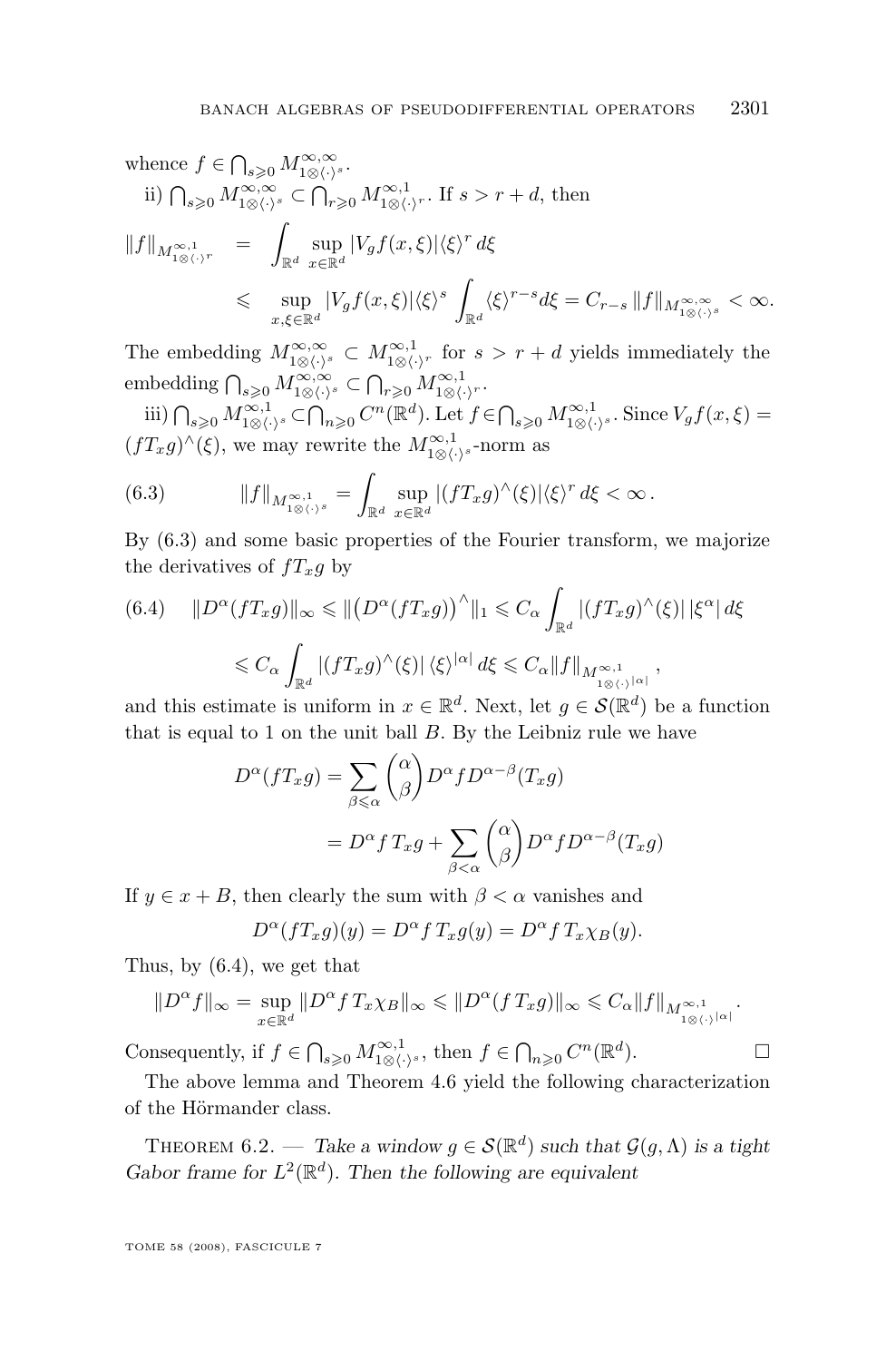whence $f \in \bigcap_{s\geqslant 0} M^{\infty,\infty}_{1\otimes\langle\cdot\rangle^s}$.

ii) $\bigcap_{s\geqslant 0} M^{\infty,\infty}_{1\otimes\langle\cdot\rangle^s} \subset \bigcap_{r\geqslant 0} M^{\infty,1}_{1\otimes\langle\cdot\rangle^r}$. If $s > r+d$, then

$$
\begin{aligned}
\|f\|_{M^{\infty,1}_{1\otimes\langle\cdot\rangle^r}} &= \int_{\mathbb{R}^d} \sup_{x\in\mathbb{R}^d} |V_g f(x,\xi)| \langle\xi\rangle^r \, d\xi \\
&\leqslant \sup_{x,\xi\in\mathbb{R}^d} |V_g f(x,\xi)|\langle\xi\rangle^s \int_{\mathbb{R}^d} \langle\xi\rangle^{r-s} d\xi = C_{r-s}\, \|f\|_{M^{\infty,\infty}_{1\otimes\langle\cdot\rangle^s}} < \infty.
\end{aligned}
$$

The embedding $M^{\infty,\infty}_{1\otimes\langle\cdot\rangle^s} \subset M^{\infty,1}_{1\otimes\langle\cdot\rangle^r}$ for $s > r+d$ yields immediately the embedding $\bigcap_{s\geqslant 0} M^{\infty,\infty}_{1\otimes\langle\cdot\rangle^s} \subset \bigcap_{r\geqslant 0} M^{\infty,1}_{1\otimes\langle\cdot\rangle^r}$.

iii) $\bigcap_{s\geqslant 0} M^{\infty,1}_{1\otimes\langle\cdot\rangle^s} \subset \bigcap_{n\geqslant 0} C^n(\mathbb{R}^d)$. Let $f \in \bigcap_{s\geqslant 0} M^{\infty,1}_{1\otimes\langle\cdot\rangle^s}$. Since $V_g f(x,\xi) = (fT_x g)^\wedge(\xi)$, we may rewrite the $M^{\infty,1}_{1\otimes\langle\cdot\rangle^s}$-norm as

$$
\|f\|_{M^{\infty,1}_{1\otimes\langle\cdot\rangle^s}} = \int_{\mathbb{R}^d} \sup_{x\in\mathbb{R}^d} |(fT_x g)^\wedge(\xi)| \langle\xi\rangle^r \, d\xi < \infty\,. \tag{6.3}
$$

By (6.3) and some basic properties of the Fourier transform, we majorize the derivatives of $fT_x g$ by

$$
\begin{aligned}
\|D^\alpha(fT_x g)\|_\infty &\leqslant \|\big(D^\alpha(fT_x g)\big)^\wedge\|_1 \leqslant C_\alpha \int_{\mathbb{R}^d} |(fT_x g)^\wedge(\xi)|\, |\xi^\alpha| \, d\xi \\
&\leqslant C_\alpha \int_{\mathbb{R}^d} |(fT_x g)^\wedge(\xi)|\, \langle\xi\rangle^{|\alpha|} \, d\xi \leqslant C_\alpha \|f\|_{M^{\infty,1}_{1\otimes\langle\cdot\rangle^{|\alpha|}}}\,,
\end{aligned} \tag{6.4}
$$

and this estimate is uniform in $x \in \mathbb{R}^d$. Next, let $g \in \mathcal{S}(\mathbb{R}^d)$ be a function that is equal to 1 on the unit ball $B$. By the Leibniz rule we have

$$
\begin{aligned}
D^\alpha(fT_x g) &= \sum_{\beta\leqslant\alpha} \binom{\alpha}{\beta} D^\alpha f D^{\alpha-\beta}(T_x g) \\
&= D^\alpha f\, T_x g + \sum_{\beta<\alpha} \binom{\alpha}{\beta} D^\alpha f D^{\alpha-\beta}(T_x g)
\end{aligned}
$$

If $y \in x + B$, then clearly the sum with $\beta < \alpha$ vanishes and

$$
D^\alpha(fT_x g)(y) = D^\alpha f\, T_x g(y) = D^\alpha f\, T_x \chi_B(y).
$$

Thus, by (6.4), we get that

$$
\|D^\alpha f\|_\infty = \sup_{x\in\mathbb{R}^d} \|D^\alpha f\, T_x \chi_B\|_\infty \leqslant \|D^\alpha(f\, T_x g)\|_\infty \leqslant C_\alpha \|f\|_{M^{\infty,1}_{1\otimes\langle\cdot\rangle^{|\alpha|}}}.
$$

Consequently, if $f \in \bigcap_{s\geqslant 0} M^{\infty,1}_{1\otimes\langle\cdot\rangle^s}$, then $f \in \bigcap_{n\geqslant 0} C^n(\mathbb{R}^d)$. $\square$

The above lemma and Theorem 4.6 yield the following characterization of the Hörmander class.

Theorem 6.2. — *Take a window $g \in \mathcal{S}(\mathbb{R}^d)$ such that $\mathcal{G}(g,\Lambda)$ is a tight Gabor frame for $L^2(\mathbb{R}^d)$. Then the following are equivalent*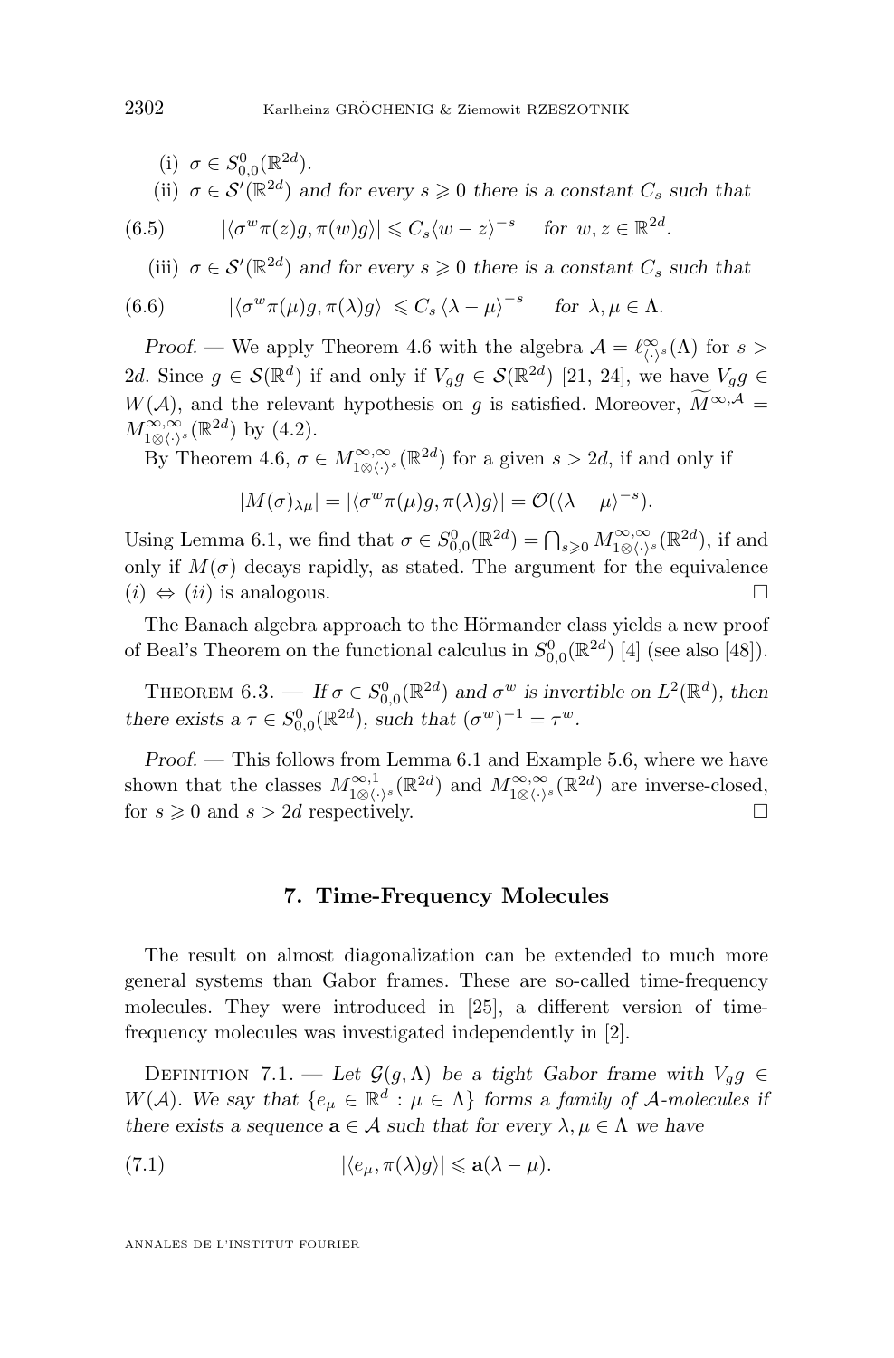(i) $\sigma \in S^0_{0,0}(\mathbb{R}^{2d})$.

(ii) $\sigma \in \mathcal{S}'(\mathbb{R}^{2d})$ *and for every* $s \geqslant 0$ *there is a constant* $C_s$ *such that*

$$|\langle \sigma^w \pi(z) g, \pi(w) g\rangle| \leqslant C_s \langle w - z\rangle^{-s} \quad \text{for } w, z \in \mathbb{R}^{2d}. \tag{6.5}$$

(iii) $\sigma \in \mathcal{S}'(\mathbb{R}^{2d})$ *and for every* $s \geqslant 0$ *there is a constant* $C_s$ *such that*

$$|\langle \sigma^w \pi(\mu) g, \pi(\lambda) g\rangle| \leqslant C_s \langle \lambda - \mu\rangle^{-s} \quad \text{for } \lambda, \mu \in \Lambda. \tag{6.6}$$

*Proof.* — We apply Theorem 4.6 with the algebra $\mathcal{A} = \ell^\infty_{\langle\cdot\rangle^s}(\Lambda)$ for $s > 2d$. Since $g \in \mathcal{S}(\mathbb{R}^d)$ if and only if $V_g g \in \mathcal{S}(\mathbb{R}^{2d})$ [21, 24], we have $V_g g \in W(\mathcal{A})$, and the relevant hypothesis on $g$ is satisfied. Moreover, $\widetilde{M}^{\infty,\mathcal{A}} = M^{\infty,\infty}_{1\otimes\langle\cdot\rangle^s}(\mathbb{R}^{2d})$ by (4.2).

By Theorem 4.6, $\sigma \in M^{\infty,\infty}_{1\otimes\langle\cdot\rangle^s}(\mathbb{R}^{2d})$ for a given $s > 2d$, if and only if

$$|M(\sigma)_{\lambda\mu}| = |\langle \sigma^w \pi(\mu) g, \pi(\lambda) g\rangle| = \mathcal{O}(\langle \lambda - \mu\rangle^{-s}).$$

Using Lemma 6.1, we find that $\sigma \in S^0_{0,0}(\mathbb{R}^{2d}) = \bigcap_{s\geqslant 0} M^{\infty,\infty}_{1\otimes\langle\cdot\rangle^s}(\mathbb{R}^{2d})$, if and only if $M(\sigma)$ decays rapidly, as stated. The argument for the equivalence $(i) \Leftrightarrow (ii)$ is analogous. □

The Banach algebra approach to the Hörmander class yields a new proof of Beal's Theorem on the functional calculus in $S^0_{0,0}(\mathbb{R}^{2d})$ [4] (see also [48]).

Theorem 6.3. — *If* $\sigma \in S^0_{0,0}(\mathbb{R}^{2d})$ *and* $\sigma^w$ *is invertible on* $L^2(\mathbb{R}^d)$*, then there exists a* $\tau \in S^0_{0,0}(\mathbb{R}^{2d})$*, such that* $(\sigma^w)^{-1} = \tau^w$.

*Proof.* — This follows from Lemma 6.1 and Example 5.6, where we have shown that the classes $M^{\infty,1}_{1\otimes\langle\cdot\rangle^s}(\mathbb{R}^{2d})$ and $M^{\infty,\infty}_{1\otimes\langle\cdot\rangle^s}(\mathbb{R}^{2d})$ are inverse-closed, for $s \geqslant 0$ and $s > 2d$ respectively. □

## 7. Time-Frequency Molecules

The result on almost diagonalization can be extended to much more general systems than Gabor frames. These are so-called time-frequency molecules. They were introduced in [25], a different version of time-frequency molecules was investigated independently in [2].

Definition 7.1. — *Let* $\mathcal{G}(g, \Lambda)$ *be a tight Gabor frame with* $V_g g \in W(\mathcal{A})$*. We say that* $\{e_\mu \in \mathbb{R}^d : \mu \in \Lambda\}$ *forms a family of* $\mathcal{A}$*-molecules if there exists a sequence* $\mathbf{a} \in \mathcal{A}$ *such that for every* $\lambda, \mu \in \Lambda$ *we have*

$$|\langle e_\mu, \pi(\lambda) g\rangle| \leqslant \mathbf{a}(\lambda - \mu). \tag{7.1}$$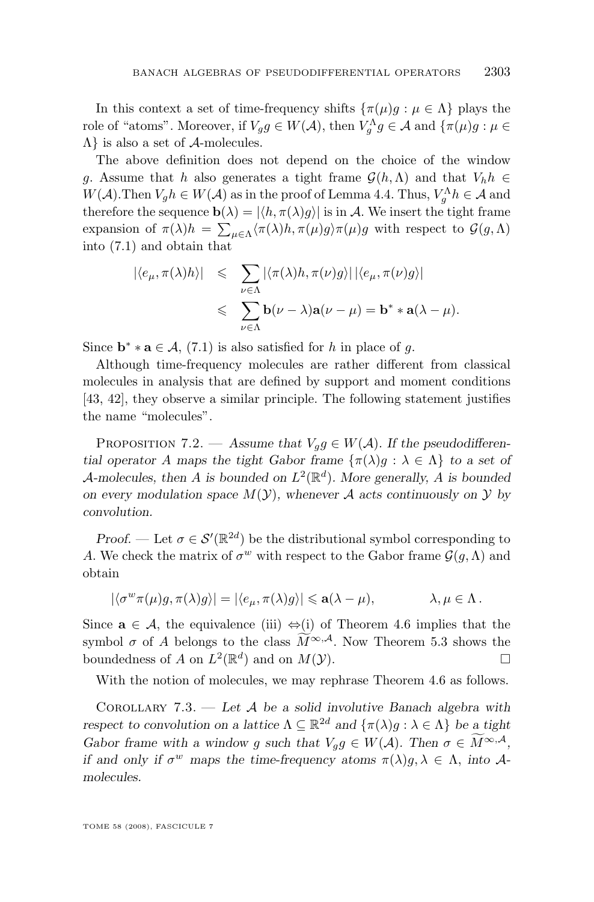In this context a set of time-frequency shifts $\{\pi(\mu)g : \mu \in \Lambda\}$ plays the role of "atoms". Moreover, if $V_g g \in W(\mathcal{A})$, then $V_g^\Lambda g \in \mathcal{A}$ and $\{\pi(\mu)g : \mu \in \Lambda\}$ is also a set of $\mathcal{A}$-molecules.

The above definition does not depend on the choice of the window $g$. Assume that $h$ also generates a tight frame $\mathcal{G}(h, \Lambda)$ and that $V_h h \in W(\mathcal{A})$.Then $V_g h \in W(\mathcal{A})$ as in the proof of Lemma 4.4. Thus, $V_g^\Lambda h \in \mathcal{A}$ and therefore the sequence $\mathbf{b}(\lambda) = |\langle h, \pi(\lambda)g\rangle|$ is in $\mathcal{A}$. We insert the tight frame expansion of $\pi(\lambda)h = \sum_{\mu\in\Lambda}\langle \pi(\lambda)h, \pi(\mu)g\rangle \pi(\mu)g$ with respect to $\mathcal{G}(g, \Lambda)$ into (7.1) and obtain that

$$
\begin{aligned}
|\langle e_\mu, \pi(\lambda)h\rangle| &\leqslant \sum_{\nu\in\Lambda} |\langle \pi(\lambda)h, \pi(\nu)g\rangle|\,|\langle e_\mu, \pi(\nu)g\rangle| \\
&\leqslant \sum_{\nu\in\Lambda} \mathbf{b}(\nu-\lambda)\mathbf{a}(\nu-\mu) = \mathbf{b}^* * \mathbf{a}(\lambda-\mu).
\end{aligned}
$$

Since $\mathbf{b}^* * \mathbf{a} \in \mathcal{A}$, (7.1) is also satisfied for $h$ in place of $g$.

Although time-frequency molecules are rather different from classical molecules in analysis that are defined by support and moment conditions [43, 42], they observe a similar principle. The following statement justifies the name "molecules".

Proposition 7.2. — *Assume that $V_g g \in W(\mathcal{A})$. If the pseudodifferential operator $A$ maps the tight Gabor frame $\{\pi(\lambda)g : \lambda \in \Lambda\}$ to a set of $\mathcal{A}$-molecules, then $A$ is bounded on $L^2(\mathbb{R}^d)$. More generally, $A$ is bounded on every modulation space $M(\mathcal{Y})$, whenever $\mathcal{A}$ acts continuously on $\mathcal{Y}$ by convolution.*

*Proof.* — Let $\sigma \in \mathcal{S}'(\mathbb{R}^{2d})$ be the distributional symbol corresponding to $A$. We check the matrix of $\sigma^w$ with respect to the Gabor frame $\mathcal{G}(g, \Lambda)$ and obtain

$$
|\langle \sigma^w \pi(\mu)g, \pi(\lambda)g\rangle| = |\langle e_\mu, \pi(\lambda)g\rangle| \leqslant \mathbf{a}(\lambda-\mu), \qquad \lambda, \mu \in \Lambda\,.
$$

Since $\mathbf{a} \in \mathcal{A}$, the equivalence (iii) $\Leftrightarrow$(i) of Theorem 4.6 implies that the symbol $\sigma$ of $A$ belongs to the class $\widetilde{M}^{\infty,\mathcal{A}}$. Now Theorem 5.3 shows the boundedness of $A$ on $L^2(\mathbb{R}^d)$ and on $M(\mathcal{Y})$. □

With the notion of molecules, we may rephrase Theorem 4.6 as follows.

Corollary 7.3. — *Let $\mathcal{A}$ be a solid involutive Banach algebra with respect to convolution on a lattice $\Lambda \subseteq \mathbb{R}^{2d}$ and $\{\pi(\lambda)g : \lambda \in \Lambda\}$ be a tight Gabor frame with a window $g$ such that $V_g g \in W(\mathcal{A})$. Then $\sigma \in \widetilde{M}^{\infty,\mathcal{A}}$, if and only if $\sigma^w$ maps the time-frequency atoms $\pi(\lambda)g, \lambda \in \Lambda$, into $\mathcal{A}$-molecules.*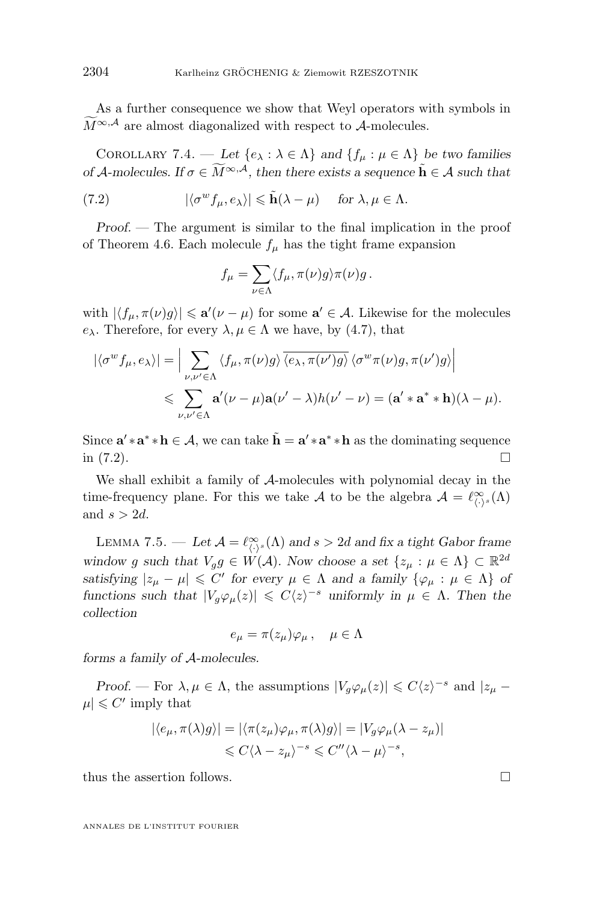As a further consequence we show that Weyl operators with symbols in $\widetilde{M}^{\infty,\mathcal{A}}$ are almost diagonalized with respect to $\mathcal{A}$-molecules.

Corollary 7.4. — *Let $\{e_\lambda : \lambda \in \Lambda\}$ and $\{f_\mu : \mu \in \Lambda\}$ be two families of $\mathcal{A}$-molecules. If $\sigma \in \widetilde{M}^{\infty,\mathcal{A}}$, then there exists a sequence $\tilde{\mathbf{h}} \in \mathcal{A}$ such that*

$$|\langle \sigma^w f_\mu, e_\lambda\rangle| \leqslant \tilde{\mathbf{h}}(\lambda - \mu) \quad \text{for } \lambda, \mu \in \Lambda. \tag{7.2}$$

*Proof.* — The argument is similar to the final implication in the proof of Theorem 4.6. Each molecule $f_\mu$ has the tight frame expansion

$$f_\mu = \sum_{\nu \in \Lambda} \langle f_\mu, \pi(\nu) g\rangle \pi(\nu) g\,.$$

with $|\langle f_\mu, \pi(\nu) g\rangle| \leqslant \mathbf{a}'(\nu - \mu)$ for some $\mathbf{a}' \in \mathcal{A}$. Likewise for the molecules $e_\lambda$. Therefore, for every $\lambda, \mu \in \Lambda$ we have, by (4.7), that

$$\begin{aligned} |\langle \sigma^w f_\mu, e_\lambda\rangle| &= \Big| \sum_{\nu,\nu' \in \Lambda} \langle f_\mu, \pi(\nu) g\rangle \, \overline{\langle e_\lambda, \pi(\nu') g\rangle} \, \langle \sigma^w \pi(\nu) g, \pi(\nu') g\rangle \Big| \\ &\leqslant \sum_{\nu,\nu' \in \Lambda} \mathbf{a}'(\nu - \mu) \mathbf{a}(\nu' - \lambda) h(\nu' - \nu) = (\mathbf{a}' * \mathbf{a}^* * \mathbf{h})(\lambda - \mu). \end{aligned}$$

Since $\mathbf{a}' * \mathbf{a}^* * \mathbf{h} \in \mathcal{A}$, we can take $\tilde{\mathbf{h}} = \mathbf{a}' * \mathbf{a}^* * \mathbf{h}$ as the dominating sequence in (7.2). $\square$

We shall exhibit a family of $\mathcal{A}$-molecules with polynomial decay in the time-frequency plane. For this we take $\mathcal{A}$ to be the algebra $\mathcal{A} = \ell^\infty_{\langle\cdot\rangle^s}(\Lambda)$ and $s > 2d$.

Lemma 7.5. — *Let $\mathcal{A} = \ell^\infty_{\langle\cdot\rangle^s}(\Lambda)$ and $s > 2d$ and fix a tight Gabor frame window $g$ such that $V_g g \in W(\mathcal{A})$. Now choose a set $\{z_\mu : \mu \in \Lambda\} \subset \mathbb{R}^{2d}$ satisfying $|z_\mu - \mu| \leqslant C'$ for every $\mu \in \Lambda$ and a family $\{\varphi_\mu : \mu \in \Lambda\}$ of functions such that $|V_g \varphi_\mu(z)| \leqslant C\langle z\rangle^{-s}$ uniformly in $\mu \in \Lambda$. Then the collection*

$$e_\mu = \pi(z_\mu)\varphi_\mu\,, \quad \mu \in \Lambda$$

*forms a family of $\mathcal{A}$-molecules.*

*Proof.* — For $\lambda, \mu \in \Lambda$, the assumptions $|V_g \varphi_\mu(z)| \leqslant C\langle z\rangle^{-s}$ and $|z_\mu - \mu| \leqslant C'$ imply that

$$\begin{aligned} |\langle e_\mu, \pi(\lambda) g\rangle| &= |\langle \pi(z_\mu)\varphi_\mu, \pi(\lambda) g\rangle| = |V_g \varphi_\mu(\lambda - z_\mu)| \\ &\leqslant C\langle \lambda - z_\mu\rangle^{-s} \leqslant C''\langle \lambda - \mu\rangle^{-s}, \end{aligned}$$

thus the assertion follows. $\square$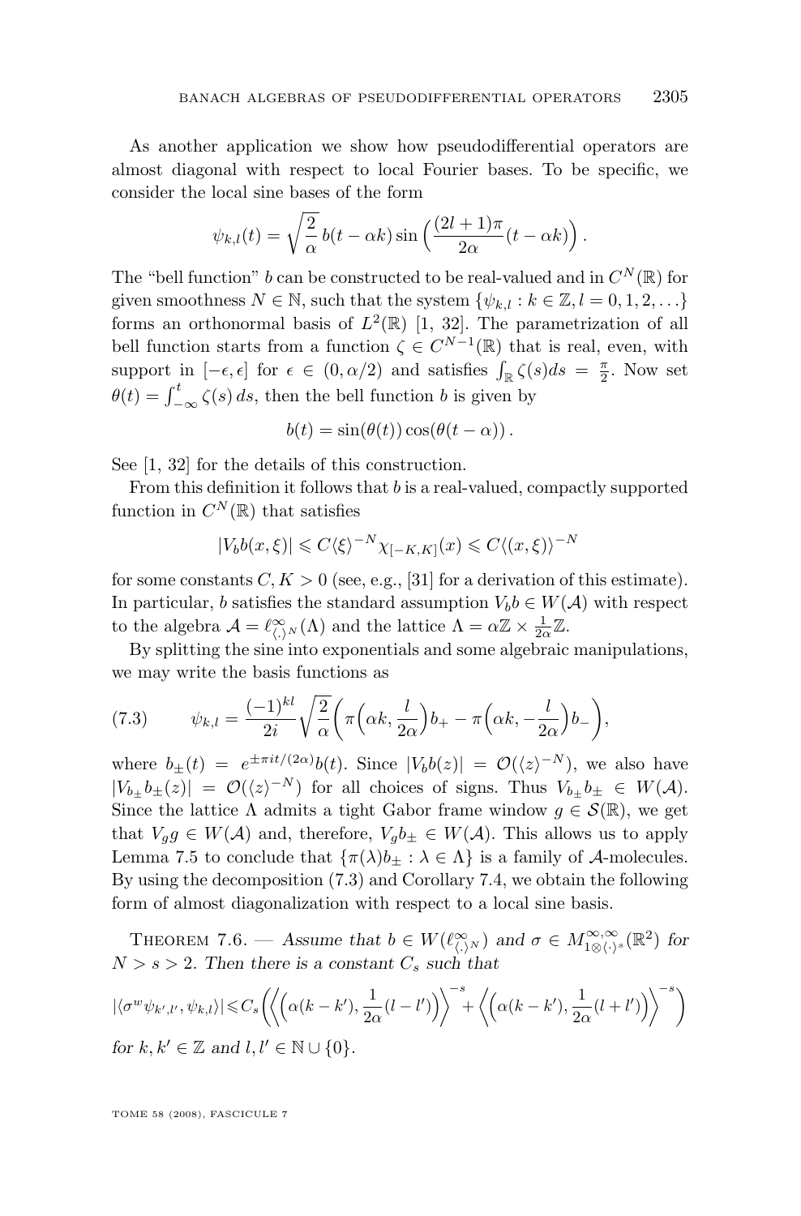As another application we show how pseudodifferential operators are almost diagonal with respect to local Fourier bases. To be specific, we consider the local sine bases of the form

$$\psi_{k,l}(t) = \sqrt{\frac{2}{\alpha}}\, b(t-\alpha k) \sin\Big(\frac{(2l+1)\pi}{2\alpha}(t-\alpha k)\Big)\,.$$

The "bell function" $b$ can be constructed to be real-valued and in $C^N(\mathbb{R})$ for given smoothness $N \in \mathbb{N}$, such that the system $\{\psi_{k,l} : k \in \mathbb{Z}, l = 0, 1, 2, \ldots\}$ forms an orthonormal basis of $L^2(\mathbb{R})$ [1, 32]. The parametrization of all bell function starts from a function $\zeta \in C^{N-1}(\mathbb{R})$ that is real, even, with support in $[-\epsilon, \epsilon]$ for $\epsilon \in (0, \alpha/2)$ and satisfies $\int_{\mathbb{R}} \zeta(s) ds = \frac{\pi}{2}$. Now set $\theta(t) = \int_{-\infty}^{t} \zeta(s)\, ds$, then the bell function $b$ is given by

$$b(t) = \sin(\theta(t)) \cos(\theta(t-\alpha))\,.$$

See [1, 32] for the details of this construction.

From this definition it follows that $b$ is a real-valued, compactly supported function in $C^N(\mathbb{R})$ that satisfies

$$|V_b b(x,\xi)| \leqslant C\langle \xi\rangle^{-N} \chi_{[-K,K]}(x) \leqslant C\langle (x,\xi)\rangle^{-N}$$

for some constants $C, K > 0$ (see, e.g., [31] for a derivation of this estimate). In particular, $b$ satisfies the standard assumption $V_b b \in W(\mathcal{A})$ with respect to the algebra $\mathcal{A} = \ell^\infty_{\langle \cdot \rangle^N}(\Lambda)$ and the lattice $\Lambda = \alpha\mathbb{Z} \times \frac{1}{2\alpha}\mathbb{Z}$.

By splitting the sine into exponentials and some algebraic manipulations, we may write the basis functions as

$$\psi_{k,l} = \frac{(-1)^{kl}}{2i}\sqrt{\frac{2}{\alpha}}\Big(\pi\Big(\alpha k, \frac{l}{2\alpha}\Big) b_+ - \pi\Big(\alpha k, -\frac{l}{2\alpha}\Big) b_-\Big), \tag{7.3}$$

where $b_\pm(t) = e^{\pm \pi i t/(2\alpha)} b(t)$. Since $|V_b b(z)| = \mathcal{O}(\langle z\rangle^{-N})$, we also have $|V_{b_\pm} b_\pm(z)| = \mathcal{O}(\langle z\rangle^{-N})$ for all choices of signs. Thus $V_{b_\pm} b_\pm \in W(\mathcal{A})$. Since the lattice $\Lambda$ admits a tight Gabor frame window $g \in \mathcal{S}(\mathbb{R})$, we get that $V_g g \in W(\mathcal{A})$ and, therefore, $V_g b_\pm \in W(\mathcal{A})$. This allows us to apply Lemma 7.5 to conclude that $\{\pi(\lambda) b_\pm : \lambda \in \Lambda\}$ is a family of $\mathcal{A}$-molecules. By using the decomposition (7.3) and Corollary 7.4, we obtain the following form of almost diagonalization with respect to a local sine basis.

Theorem 7.6. — *Assume that $b \in W(\ell^\infty_{\langle \cdot \rangle^N})$ and $\sigma \in M^{\infty,\infty}_{1\otimes\langle\cdot\rangle^s}(\mathbb{R}^2)$ for $N > s > 2$. Then there is a constant $C_s$ such that*

$$|\langle \sigma^w \psi_{k',l'}, \psi_{k,l}\rangle| \leqslant C_s \bigg(\Big\langle\Big(\alpha(k-k'), \frac{1}{2\alpha}(l-l')\Big)\Big\rangle^{-s} + \Big\langle\Big(\alpha(k-k'), \frac{1}{2\alpha}(l+l')\Big)\Big\rangle^{-s}\bigg)$$

*for $k, k' \in \mathbb{Z}$ and $l, l' \in \mathbb{N} \cup \{0\}$.*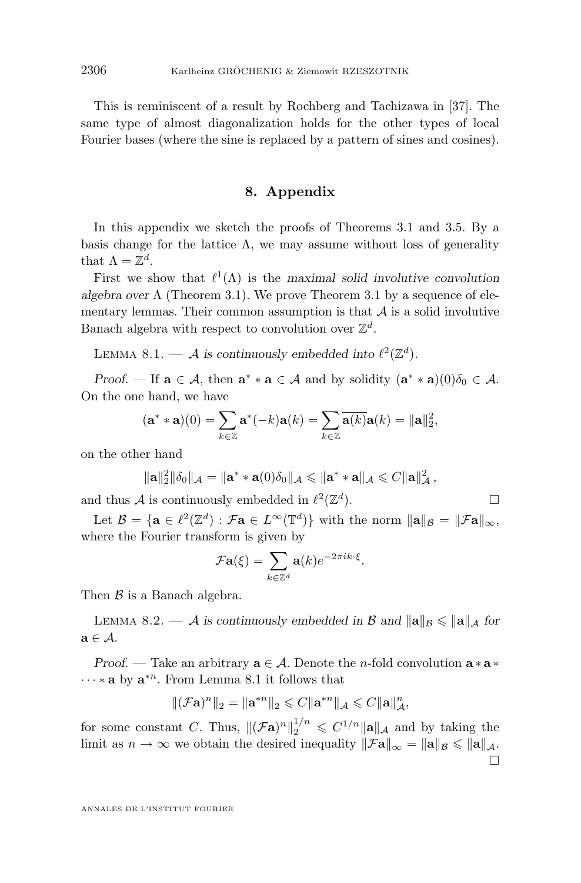This is reminiscent of a result by Rochberg and Tachizawa in [37]. The same type of almost diagonalization holds for the other types of local Fourier bases (where the sine is replaced by a pattern of sines and cosines).

## 8. Appendix

In this appendix we sketch the proofs of Theorems 3.1 and 3.5. By a basis change for the lattice $\Lambda$, we may assume without loss of generality that $\Lambda = \mathbb{Z}^d$.

First we show that $\ell^1(\Lambda)$ is the *maximal solid involutive convolution algebra over* $\Lambda$ (Theorem 3.1). We prove Theorem 3.1 by a sequence of elementary lemmas. Their common assumption is that $\mathcal{A}$ is a solid involutive Banach algebra with respect to convolution over $\mathbb{Z}^d$.

Lemma 8.1. — *$\mathcal{A}$ is continuously embedded into $\ell^2(\mathbb{Z}^d)$.*

*Proof.* — If $\mathbf{a} \in \mathcal{A}$, then $\mathbf{a}^* * \mathbf{a} \in \mathcal{A}$ and by solidity $(\mathbf{a}^* * \mathbf{a})(0)\delta_0 \in \mathcal{A}$. On the one hand, we have

$$(\mathbf{a}^* * \mathbf{a})(0) = \sum_{k \in \mathbb{Z}} \mathbf{a}^*(-k)\mathbf{a}(k) = \sum_{k \in \mathbb{Z}} \overline{\mathbf{a}(k)}\mathbf{a}(k) = \|\mathbf{a}\|_2^2,$$

on the other hand

$$\|\mathbf{a}\|_2^2 \|\delta_0\|_{\mathcal{A}} = \|\mathbf{a}^* * \mathbf{a}(0)\delta_0\|_{\mathcal{A}} \leqslant \|\mathbf{a}^* * \mathbf{a}\|_{\mathcal{A}} \leqslant C\|\mathbf{a}\|_{\mathcal{A}}^2 ,$$

and thus $\mathcal{A}$ is continuously embedded in $\ell^2(\mathbb{Z}^d)$. □

Let $\mathcal{B} = \{\mathbf{a} \in \ell^2(\mathbb{Z}^d) : \mathcal{F}\mathbf{a} \in L^\infty(\mathbb{T}^d)\}$ with the norm $\|\mathbf{a}\|_{\mathcal{B}} = \|\mathcal{F}\mathbf{a}\|_\infty$, where the Fourier transform is given by

$$\mathcal{F}\mathbf{a}(\xi) = \sum_{k \in \mathbb{Z}^d} \mathbf{a}(k) e^{-2\pi i k \cdot \xi}.$$

Then $\mathcal{B}$ is a Banach algebra.

Lemma 8.2. — *$\mathcal{A}$ is continuously embedded in $\mathcal{B}$ and $\|\mathbf{a}\|_{\mathcal{B}} \leqslant \|\mathbf{a}\|_{\mathcal{A}}$ for $\mathbf{a} \in \mathcal{A}$.*

*Proof.* — Take an arbitrary $\mathbf{a} \in \mathcal{A}$. Denote the $n$-fold convolution $\mathbf{a} * \mathbf{a} * \cdots * \mathbf{a}$ by $\mathbf{a}^{*n}$. From Lemma 8.1 it follows that

$$\|(\mathcal{F}\mathbf{a})^n\|_2 = \|\mathbf{a}^{*n}\|_2 \leqslant C\|\mathbf{a}^{*n}\|_{\mathcal{A}} \leqslant C\|\mathbf{a}\|_{\mathcal{A}}^n,$$

for some constant $C$. Thus, $\|(\mathcal{F}\mathbf{a})^n\|_2^{1/n} \leqslant C^{1/n}\|\mathbf{a}\|_{\mathcal{A}}$ and by taking the limit as $n \to \infty$ we obtain the desired inequality $\|\mathcal{F}\mathbf{a}\|_\infty = \|\mathbf{a}\|_{\mathcal{B}} \leqslant \|\mathbf{a}\|_{\mathcal{A}}$. □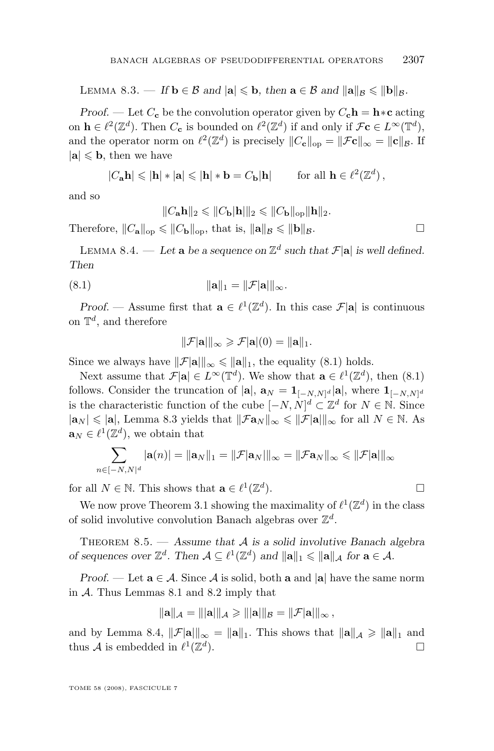Lemma 8.3. — *If $\mathbf{b} \in \mathcal{B}$ and $|\mathbf{a}| \leqslant \mathbf{b}$, then $\mathbf{a} \in \mathcal{B}$ and $\|\mathbf{a}\|_{\mathcal{B}} \leqslant \|\mathbf{b}\|_{\mathcal{B}}$.*

*Proof.* — Let $C_{\mathbf{c}}$ be the convolution operator given by $C_{\mathbf{c}}\mathbf{h} = \mathbf{h} * \mathbf{c}$ acting on $\mathbf{h} \in \ell^2(\mathbb{Z}^d)$. Then $C_{\mathbf{c}}$ is bounded on $\ell^2(\mathbb{Z}^d)$ if and only if $\mathcal{F}\mathbf{c} \in L^\infty(\mathbb{T}^d)$, and the operator norm on $\ell^2(\mathbb{Z}^d)$ is precisely $\|C_{\mathbf{c}}\|_{\mathrm{op}} = \|\mathcal{F}\mathbf{c}\|_\infty = \|\mathbf{c}\|_{\mathcal{B}}$. If $|\mathbf{a}| \leqslant \mathbf{b}$, then we have

$$|C_{\mathbf{a}}\mathbf{h}| \leqslant |\mathbf{h}| * |\mathbf{a}| \leqslant |\mathbf{h}| * \mathbf{b} = C_{\mathbf{b}}|\mathbf{h}| \qquad \text{for all } \mathbf{h} \in \ell^2(\mathbb{Z}^d)\,,$$

and so

$$\|C_{\mathbf{a}}\mathbf{h}\|_2 \leqslant \|C_{\mathbf{b}}|\mathbf{h}|\|_2 \leqslant \|C_{\mathbf{b}}\|_{\mathrm{op}}\|\mathbf{h}\|_2.$$

Therefore, $\|C_{\mathbf{a}}\|_{\mathrm{op}} \leqslant \|C_{\mathbf{b}}\|_{\mathrm{op}}$, that is, $\|\mathbf{a}\|_{\mathcal{B}} \leqslant \|\mathbf{b}\|_{\mathcal{B}}$. □

Lemma 8.4. — *Let $\mathbf{a}$ be a sequence on $\mathbb{Z}^d$ such that $\mathcal{F}|\mathbf{a}|$ is well defined. Then*

$$\|\mathbf{a}\|_1 = \|\mathcal{F}|\mathbf{a}|\|_\infty. \tag{8.1}$$

*Proof.* — Assume first that $\mathbf{a} \in \ell^1(\mathbb{Z}^d)$. In this case $\mathcal{F}|\mathbf{a}|$ is continuous on $\mathbb{T}^d$, and therefore

$$\|\mathcal{F}|\mathbf{a}|\|_\infty \geqslant \mathcal{F}|\mathbf{a}|(0) = \|\mathbf{a}\|_1.$$

Since we always have $\|\mathcal{F}|\mathbf{a}|\|_\infty \leqslant \|\mathbf{a}\|_1$, the equality (8.1) holds.

Next assume that $\mathcal{F}|\mathbf{a}| \in L^\infty(\mathbb{T}^d)$. We show that $\mathbf{a} \in \ell^1(\mathbb{Z}^d)$, then (8.1) follows. Consider the truncation of $|\mathbf{a}|$, $\mathbf{a}_N = \mathbf{1}_{[-N,N]^d}|\mathbf{a}|$, where $\mathbf{1}_{[-N,N]^d}$ is the characteristic function of the cube $[-N,N]^d \subset \mathbb{Z}^d$ for $N \in \mathbb{N}$. Since $|\mathbf{a}_N| \leqslant |\mathbf{a}|$, Lemma 8.3 yields that $\|\mathcal{F}\mathbf{a}_N\|_\infty \leqslant \|\mathcal{F}|\mathbf{a}|\|_\infty$ for all $N \in \mathbb{N}$. As $\mathbf{a}_N \in \ell^1(\mathbb{Z}^d)$, we obtain that

$$\sum_{n \in [-N,N]^d} |\mathbf{a}(n)| = \|\mathbf{a}_N\|_1 = \|\mathcal{F}|\mathbf{a}_N|\|_\infty = \|\mathcal{F}\mathbf{a}_N\|_\infty \leqslant \|\mathcal{F}|\mathbf{a}|\|_\infty$$

for all $N \in \mathbb{N}$. This shows that $\mathbf{a} \in \ell^1(\mathbb{Z}^d)$. □

We now prove Theorem 3.1 showing the maximality of $\ell^1(\mathbb{Z}^d)$ in the class of solid involutive convolution Banach algebras over $\mathbb{Z}^d$.

Theorem 8.5. — *Assume that $\mathcal{A}$ is a solid involutive Banach algebra of sequences over $\mathbb{Z}^d$. Then $\mathcal{A} \subseteq \ell^1(\mathbb{Z}^d)$ and $\|\mathbf{a}\|_1 \leqslant \|\mathbf{a}\|_{\mathcal{A}}$ for $\mathbf{a} \in \mathcal{A}$.*

*Proof.* — Let $\mathbf{a} \in \mathcal{A}$. Since $\mathcal{A}$ is solid, both $\mathbf{a}$ and $|\mathbf{a}|$ have the same norm in $\mathcal{A}$. Thus Lemmas 8.1 and 8.2 imply that

$$\|\mathbf{a}\|_{\mathcal{A}} = \||\mathbf{a}|\|_{\mathcal{A}} \geqslant \||\mathbf{a}|\|_{\mathcal{B}} = \|\mathcal{F}|\mathbf{a}|\|_\infty\,,$$

and by Lemma 8.4, $\|\mathcal{F}|\mathbf{a}|\|_\infty = \|\mathbf{a}\|_1$. This shows that $\|\mathbf{a}\|_{\mathcal{A}} \geqslant \|\mathbf{a}\|_1$ and thus $\mathcal{A}$ is embedded in $\ell^1(\mathbb{Z}^d)$. □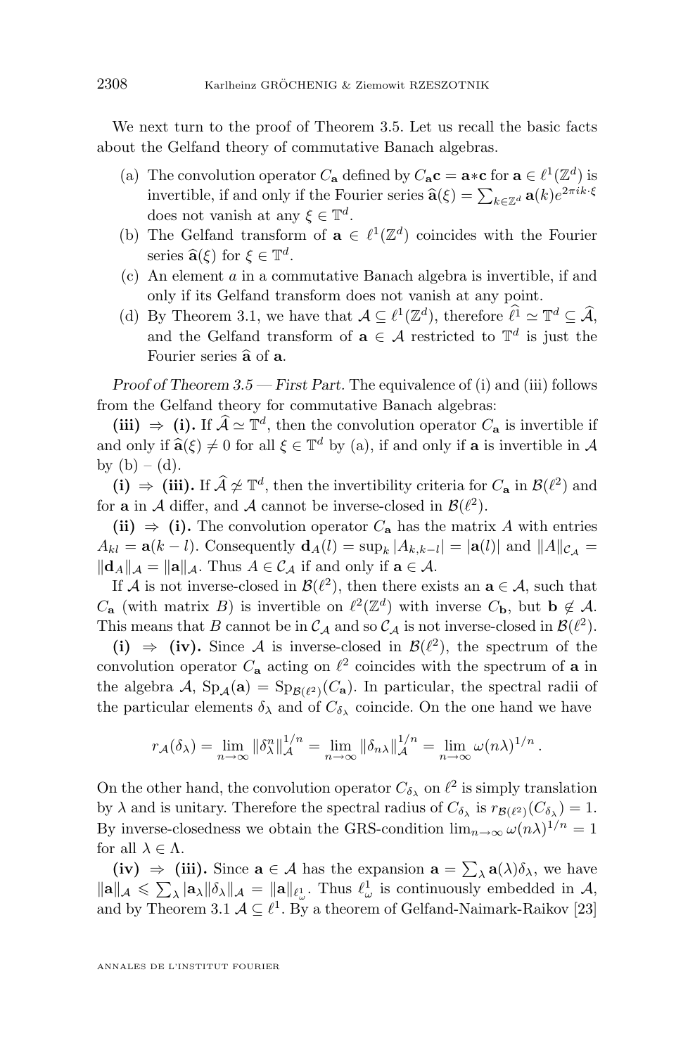We next turn to the proof of Theorem 3.5. Let us recall the basic facts about the Gelfand theory of commutative Banach algebras.

(a) The convolution operator $C_{\mathbf{a}}$ defined by $C_{\mathbf{a}}\mathbf{c} = \mathbf{a}*\mathbf{c}$ for $\mathbf{a} \in \ell^1(\mathbb{Z}^d)$ is invertible, if and only if the Fourier series $\widehat{\mathbf{a}}(\xi) = \sum_{k\in\mathbb{Z}^d} \mathbf{a}(k)e^{2\pi ik\cdot\xi}$ does not vanish at any $\xi \in \mathbb{T}^d$.

(b) The Gelfand transform of $\mathbf{a} \in \ell^1(\mathbb{Z}^d)$ coincides with the Fourier series $\widehat{\mathbf{a}}(\xi)$ for $\xi \in \mathbb{T}^d$.

(c) An element $a$ in a commutative Banach algebra is invertible, if and only if its Gelfand transform does not vanish at any point.

(d) By Theorem 3.1, we have that $\mathcal{A} \subseteq \ell^1(\mathbb{Z}^d)$, therefore $\widehat{\ell^1} \simeq \mathbb{T}^d \subseteq \widehat{\mathcal{A}}$, and the Gelfand transform of $\mathbf{a} \in \mathcal{A}$ restricted to $\mathbb{T}^d$ is just the Fourier series $\widehat{\mathbf{a}}$ of $\mathbf{a}$.

*Proof of Theorem 3.5 — First Part.* The equivalence of (i) and (iii) follows from the Gelfand theory for commutative Banach algebras:

**(iii) $\Rightarrow$ (i).** If $\widehat{\mathcal{A}} \simeq \mathbb{T}^d$, then the convolution operator $C_{\mathbf{a}}$ is invertible if and only if $\widehat{\mathbf{a}}(\xi) \neq 0$ for all $\xi \in \mathbb{T}^d$ by (a), if and only if $\mathbf{a}$ is invertible in $\mathcal{A}$ by (b) – (d).

**(i) $\Rightarrow$ (iii).** If $\widehat{\mathcal{A}} \not\simeq \mathbb{T}^d$, then the invertibility criteria for $C_{\mathbf{a}}$ in $\mathcal{B}(\ell^2)$ and for $\mathbf{a}$ in $\mathcal{A}$ differ, and $\mathcal{A}$ cannot be inverse-closed in $\mathcal{B}(\ell^2)$.

**(ii) $\Rightarrow$ (i).** The convolution operator $C_{\mathbf{a}}$ has the matrix $A$ with entries $A_{kl} = \mathbf{a}(k-l)$. Consequently $\mathbf{d}_A(l) = \sup_k |A_{k,k-l}| = |\mathbf{a}(l)|$ and $\|A\|_{\mathcal{C}_{\mathcal{A}}} = \|\mathbf{d}_A\|_{\mathcal{A}} = \|\mathbf{a}\|_{\mathcal{A}}$. Thus $A \in \mathcal{C}_{\mathcal{A}}$ if and only if $\mathbf{a} \in \mathcal{A}$.

If $\mathcal{A}$ is not inverse-closed in $\mathcal{B}(\ell^2)$, then there exists an $\mathbf{a} \in \mathcal{A}$, such that $C_{\mathbf{a}}$ (with matrix $B$) is invertible on $\ell^2(\mathbb{Z}^d)$ with inverse $C_{\mathbf{b}}$, but $\mathbf{b} \notin \mathcal{A}$. This means that $B$ cannot be in $\mathcal{C}_{\mathcal{A}}$ and so $\mathcal{C}_{\mathcal{A}}$ is not inverse-closed in $\mathcal{B}(\ell^2)$.

**(i) $\Rightarrow$ (iv).** Since $\mathcal{A}$ is inverse-closed in $\mathcal{B}(\ell^2)$, the spectrum of the convolution operator $C_{\mathbf{a}}$ acting on $\ell^2$ coincides with the spectrum of $\mathbf{a}$ in the algebra $\mathcal{A}$, $\mathrm{Sp}_{\mathcal{A}}(\mathbf{a}) = \mathrm{Sp}_{\mathcal{B}(\ell^2)}(C_{\mathbf{a}})$. In particular, the spectral radii of the particular elements $\delta_\lambda$ and of $C_{\delta_\lambda}$ coincide. On the one hand we have

$$r_{\mathcal{A}}(\delta_\lambda) = \lim_{n\to\infty} \|\delta_\lambda^n\|_{\mathcal{A}}^{1/n} = \lim_{n\to\infty} \|\delta_{n\lambda}\|_{\mathcal{A}}^{1/n} = \lim_{n\to\infty} \omega(n\lambda)^{1/n}.$$

On the other hand, the convolution operator $C_{\delta_\lambda}$ on $\ell^2$ is simply translation by $\lambda$ and is unitary. Therefore the spectral radius of $C_{\delta_\lambda}$ is $r_{\mathcal{B}(\ell^2)}(C_{\delta_\lambda}) = 1$. By inverse-closedness we obtain the GRS-condition $\lim_{n\to\infty} \omega(n\lambda)^{1/n} = 1$ for all $\lambda \in \Lambda$.

**(iv) $\Rightarrow$ (iii).** Since $\mathbf{a} \in \mathcal{A}$ has the expansion $\mathbf{a} = \sum_\lambda \mathbf{a}(\lambda)\delta_\lambda$, we have $\|\mathbf{a}\|_{\mathcal{A}} \leqslant \sum_\lambda |\mathbf{a}_\lambda| \|\delta_\lambda\|_{\mathcal{A}} = \|\mathbf{a}\|_{\ell^1_\omega}$. Thus $\ell^1_\omega$ is continuously embedded in $\mathcal{A}$, and by Theorem 3.1 $\mathcal{A} \subseteq \ell^1$. By a theorem of Gelfand-Naimark-Raikov [23]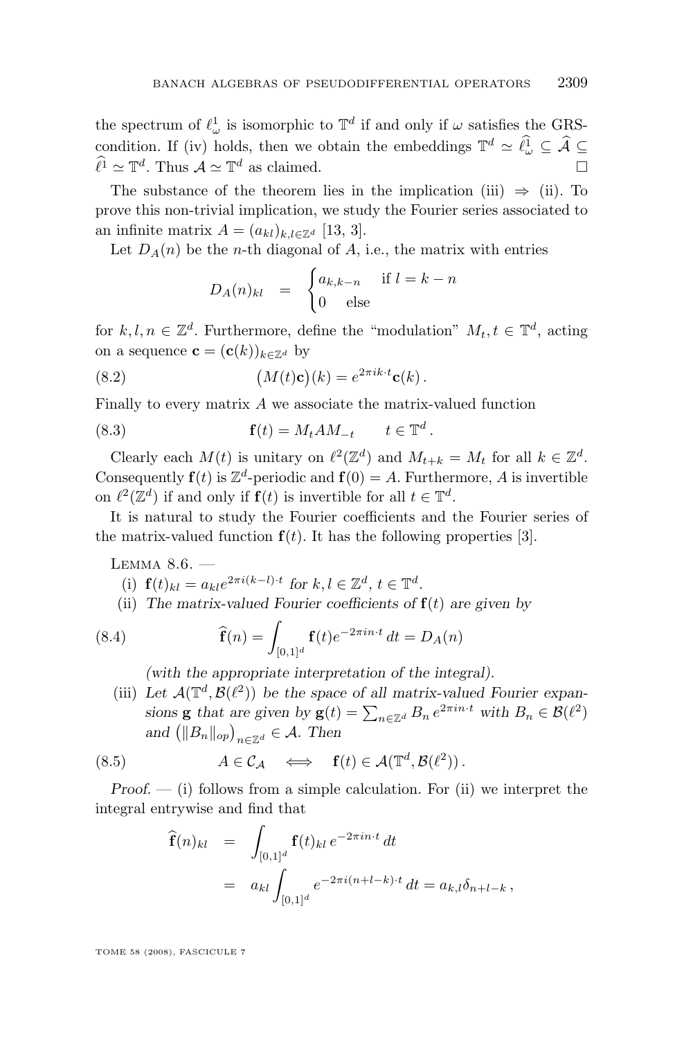the spectrum of $\ell^1_\omega$ is isomorphic to $\mathbb{T}^d$ if and only if $\omega$ satisfies the GRS-condition. If (iv) holds, then we obtain the embeddings $\mathbb{T}^d \simeq \widehat{\ell^1_\omega} \subseteq \widehat{\mathcal{A}} \subseteq \widehat{\ell^1} \simeq \mathbb{T}^d$. Thus $\mathcal{A} \simeq \mathbb{T}^d$ as claimed. □

The substance of the theorem lies in the implication (iii) $\Rightarrow$ (ii). To prove this non-trivial implication, we study the Fourier series associated to an infinite matrix $A = (a_{kl})_{k,l \in \mathbb{Z}^d}$ [13, 3].

Let $D_A(n)$ be the $n$-th diagonal of $A$, i.e., the matrix with entries

$$D_A(n)_{kl} \quad = \quad \begin{cases} a_{k,k-n} & \text{if } l = k-n \\ 0 & \text{else} \end{cases}$$

for $k, l, n \in \mathbb{Z}^d$. Furthermore, define the "modulation" $M_t, t \in \mathbb{T}^d$, acting on a sequence $\mathbf{c} = (\mathbf{c}(k))_{k \in \mathbb{Z}^d}$ by

$$\big(M(t)\mathbf{c}\big)(k) = e^{2\pi i k \cdot t}\mathbf{c}(k)\,. \tag{8.2}$$

Finally to every matrix $A$ we associate the matrix-valued function

$$\mathbf{f}(t) = M_t A M_{-t} \qquad t \in \mathbb{T}^d\,. \tag{8.3}$$

Clearly each $M(t)$ is unitary on $\ell^2(\mathbb{Z}^d)$ and $M_{t+k} = M_t$ for all $k \in \mathbb{Z}^d$. Consequently $\mathbf{f}(t)$ is $\mathbb{Z}^d$-periodic and $\mathbf{f}(0) = A$. Furthermore, $A$ is invertible on $\ell^2(\mathbb{Z}^d)$ if and only if $\mathbf{f}(t)$ is invertible for all $t \in \mathbb{T}^d$.

It is natural to study the Fourier coefficients and the Fourier series of the matrix-valued function $\mathbf{f}(t)$. It has the following properties [3].

Lemma 8.6. —

(i) $\mathbf{f}(t)_{kl} = a_{kl} e^{2\pi i (k-l)\cdot t}$ *for* $k, l \in \mathbb{Z}^d$, $t \in \mathbb{T}^d$.

(ii) *The matrix-valued Fourier coefficients of* $\mathbf{f}(t)$ *are given by*

$$\widehat{\mathbf{f}}(n) = \int_{[0,1]^d} \mathbf{f}(t) e^{-2\pi i n \cdot t}\, dt = D_A(n) \tag{8.4}$$

*(with the appropriate interpretation of the integral).*

(iii) *Let* $\mathcal{A}(\mathbb{T}^d, \mathcal{B}(\ell^2))$ *be the space of all matrix-valued Fourier expansions* $\mathbf{g}$ *that are given by* $\mathbf{g}(t) = \sum_{n \in \mathbb{Z}^d} B_n\, e^{2\pi i n \cdot t}$ *with* $B_n \in \mathcal{B}(\ell^2)$ *and* $\big(\|B_n\|_{op}\big)_{n \in \mathbb{Z}^d} \in \mathcal{A}$. *Then*

$$A \in \mathcal{C}_{\mathcal{A}} \quad \Longleftrightarrow \quad \mathbf{f}(t) \in \mathcal{A}(\mathbb{T}^d, \mathcal{B}(\ell^2))\,. \tag{8.5}$$

*Proof.* — (i) follows from a simple calculation. For (ii) we interpret the integral entrywise and find that

$$\begin{aligned} \widehat{\mathbf{f}}(n)_{kl} &= \int_{[0,1]^d} \mathbf{f}(t)_{kl}\, e^{-2\pi i n \cdot t}\, dt \\ &= a_{kl} \int_{[0,1]^d} e^{-2\pi i (n+l-k)\cdot t}\, dt = a_{k,l}\delta_{n+l-k}\,, \end{aligned}$$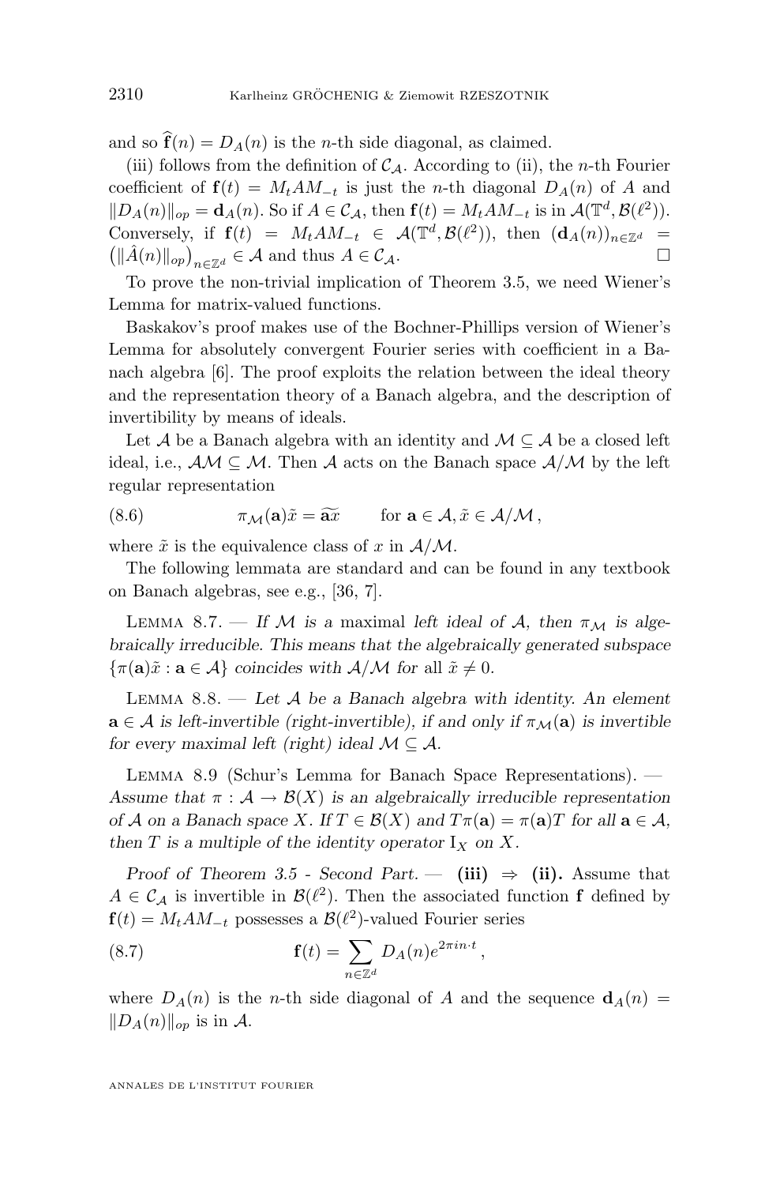and so $\widehat{\mathbf{f}}(n) = D_A(n)$ is the $n$-th side diagonal, as claimed.

(iii) follows from the definition of $\mathcal{C}_\mathcal{A}$. According to (ii), the $n$-th Fourier coefficient of $\mathbf{f}(t) = M_t A M_{-t}$ is just the $n$-th diagonal $D_A(n)$ of $A$ and $\|D_A(n)\|_{op} = \mathbf{d}_A(n)$. So if $A \in \mathcal{C}_\mathcal{A}$, then $\mathbf{f}(t) = M_t A M_{-t}$ is in $\mathcal{A}(\mathbb{T}^d, \mathcal{B}(\ell^2))$. Conversely, if $\mathbf{f}(t) = M_t A M_{-t} \in \mathcal{A}(\mathbb{T}^d, \mathcal{B}(\ell^2))$, then $(\mathbf{d}_A(n))_{n\in\mathbb{Z}^d} = \big(\|\hat{A}(n)\|_{op}\big)_{n\in\mathbb{Z}^d} \in \mathcal{A}$ and thus $A \in \mathcal{C}_\mathcal{A}$. $\square$

To prove the non-trivial implication of Theorem 3.5, we need Wiener's Lemma for matrix-valued functions.

Baskakov's proof makes use of the Bochner-Phillips version of Wiener's Lemma for absolutely convergent Fourier series with coefficient in a Banach algebra [6]. The proof exploits the relation between the ideal theory and the representation theory of a Banach algebra, and the description of invertibility by means of ideals.

Let $\mathcal{A}$ be a Banach algebra with an identity and $\mathcal{M} \subseteq \mathcal{A}$ be a closed left ideal, i.e., $\mathcal{A}\mathcal{M} \subseteq \mathcal{M}$. Then $\mathcal{A}$ acts on the Banach space $\mathcal{A}/\mathcal{M}$ by the left regular representation

$$\pi_\mathcal{M}(\mathbf{a})\tilde{x} = \widetilde{\mathbf{a}x} \qquad \text{for } \mathbf{a} \in \mathcal{A}, \tilde{x} \in \mathcal{A}/\mathcal{M}\,, \tag{8.6}$$

where $\tilde{x}$ is the equivalence class of $x$ in $\mathcal{A}/\mathcal{M}$.

The following lemmata are standard and can be found in any textbook on Banach algebras, see e.g., [36, 7].

Lemma 8.7. — *If $\mathcal{M}$ is a* maximal *left ideal of $\mathcal{A}$, then $\pi_\mathcal{M}$ is algebraically irreducible. This means that the algebraically generated subspace $\{\pi(\mathbf{a})\tilde{x} : \mathbf{a} \in \mathcal{A}\}$ coincides with $\mathcal{A}/\mathcal{M}$ for* all $\tilde{x} \neq 0$.

Lemma 8.8. — *Let $\mathcal{A}$ be a Banach algebra with identity. An element $\mathbf{a} \in \mathcal{A}$ is left-invertible (right-invertible), if and only if $\pi_\mathcal{M}(\mathbf{a})$ is invertible for every maximal left (right) ideal $\mathcal{M} \subseteq \mathcal{A}$.*

Lemma 8.9 (Schur's Lemma for Banach Space Representations). — *Assume that $\pi : \mathcal{A} \to \mathcal{B}(X)$ is an algebraically irreducible representation of $\mathcal{A}$ on a Banach space $X$. If $T \in \mathcal{B}(X)$ and $T\pi(\mathbf{a}) = \pi(\mathbf{a})T$ for all $\mathbf{a} \in \mathcal{A}$, then $T$ is a multiple of the identity operator $\mathrm{I}_X$ on $X$.*

*Proof of Theorem 3.5 - Second Part.* — **(iii) $\Rightarrow$ (ii).** Assume that $A \in \mathcal{C}_\mathcal{A}$ is invertible in $\mathcal{B}(\ell^2)$. Then the associated function $\mathbf{f}$ defined by $\mathbf{f}(t) = M_t A M_{-t}$ possesses a $\mathcal{B}(\ell^2)$-valued Fourier series

$$\mathbf{f}(t) = \sum_{n\in\mathbb{Z}^d} D_A(n) e^{2\pi i n\cdot t}\,, \tag{8.7}$$

where $D_A(n)$ is the $n$-th side diagonal of $A$ and the sequence $\mathbf{d}_A(n) = \|D_A(n)\|_{op}$ is in $\mathcal{A}$.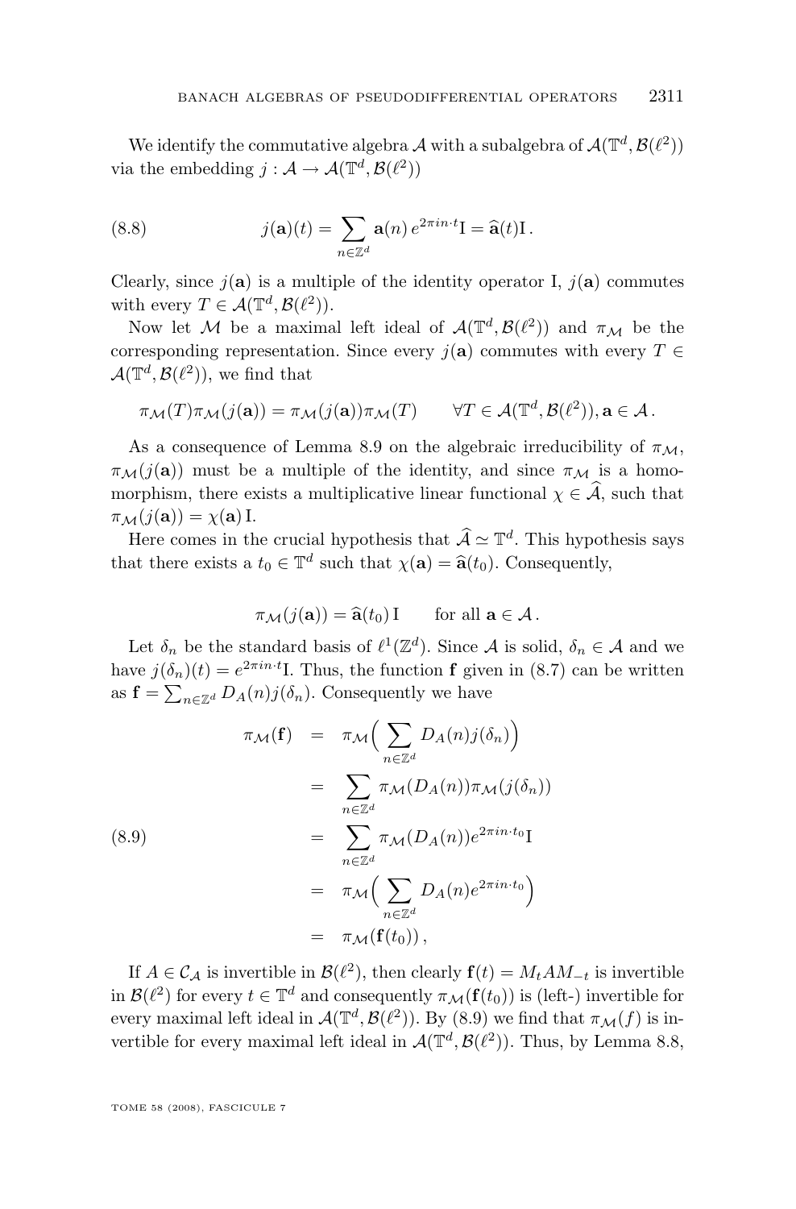We identify the commutative algebra $\mathcal{A}$ with a subalgebra of $\mathcal{A}(\mathbb{T}^d, \mathcal{B}(\ell^2))$ via the embedding $j : \mathcal{A} \to \mathcal{A}(\mathbb{T}^d, \mathcal{B}(\ell^2))$

$$j(\mathbf{a})(t) = \sum_{n\in\mathbb{Z}^d} \mathbf{a}(n)\, e^{2\pi i n\cdot t}\mathrm{I} = \widehat{\mathbf{a}}(t)\mathrm{I}\,. \tag{8.8}$$

Clearly, since $j(\mathbf{a})$ is a multiple of the identity operator I, $j(\mathbf{a})$ commutes with every $T \in \mathcal{A}(\mathbb{T}^d, \mathcal{B}(\ell^2))$.

Now let $\mathcal{M}$ be a maximal left ideal of $\mathcal{A}(\mathbb{T}^d, \mathcal{B}(\ell^2))$ and $\pi_\mathcal{M}$ be the corresponding representation. Since every $j(\mathbf{a})$ commutes with every $T \in \mathcal{A}(\mathbb{T}^d, \mathcal{B}(\ell^2))$, we find that

$$\pi_\mathcal{M}(T)\pi_\mathcal{M}(j(\mathbf{a})) = \pi_\mathcal{M}(j(\mathbf{a}))\pi_\mathcal{M}(T) \qquad \forall T \in \mathcal{A}(\mathbb{T}^d, \mathcal{B}(\ell^2)), \mathbf{a} \in \mathcal{A}\,.$$

As a consequence of Lemma 8.9 on the algebraic irreducibility of $\pi_\mathcal{M}$, $\pi_\mathcal{M}(j(\mathbf{a}))$ must be a multiple of the identity, and since $\pi_\mathcal{M}$ is a homomorphism, there exists a multiplicative linear functional $\chi \in \widehat{\mathcal{A}}$, such that $\pi_\mathcal{M}(j(\mathbf{a})) = \chi(\mathbf{a})\,\mathrm{I}$.

Here comes in the crucial hypothesis that $\widehat{\mathcal{A}} \simeq \mathbb{T}^d$. This hypothesis says that there exists a $t_0 \in \mathbb{T}^d$ such that $\chi(\mathbf{a}) = \widehat{\mathbf{a}}(t_0)$. Consequently,

$$\pi_\mathcal{M}(j(\mathbf{a})) = \widehat{\mathbf{a}}(t_0)\,\mathrm{I} \qquad \text{for all } \mathbf{a} \in \mathcal{A}\,.$$

Let $\delta_n$ be the standard basis of $\ell^1(\mathbb{Z}^d)$. Since $\mathcal{A}$ is solid, $\delta_n \in \mathcal{A}$ and we have $j(\delta_n)(t) = e^{2\pi i n\cdot t}\mathrm{I}$. Thus, the function $\mathbf{f}$ given in (8.7) can be written as $\mathbf{f} = \sum_{n\in\mathbb{Z}^d} D_A(n) j(\delta_n)$. Consequently we have

$$\begin{aligned}
\pi_\mathcal{M}(\mathbf{f}) &= \pi_\mathcal{M}\Big(\sum_{n\in\mathbb{Z}^d} D_A(n) j(\delta_n)\Big)\\
&= \sum_{n\in\mathbb{Z}^d} \pi_\mathcal{M}(D_A(n))\pi_\mathcal{M}(j(\delta_n))\\
&= \sum_{n\in\mathbb{Z}^d} \pi_\mathcal{M}(D_A(n)) e^{2\pi i n\cdot t_0}\mathrm{I}\\
&= \pi_\mathcal{M}\Big(\sum_{n\in\mathbb{Z}^d} D_A(n) e^{2\pi i n\cdot t_0}\Big)\\
&= \pi_\mathcal{M}(\mathbf{f}(t_0))\,,
\end{aligned} \tag{8.9}$$

If $A \in \mathcal{C}_\mathcal{A}$ is invertible in $\mathcal{B}(\ell^2)$, then clearly $\mathbf{f}(t) = M_t A M_{-t}$ is invertible in $\mathcal{B}(\ell^2)$ for every $t \in \mathbb{T}^d$ and consequently $\pi_\mathcal{M}(\mathbf{f}(t_0))$ is (left-) invertible for every maximal left ideal in $\mathcal{A}(\mathbb{T}^d, \mathcal{B}(\ell^2))$. By (8.9) we find that $\pi_\mathcal{M}(f)$ is invertible for every maximal left ideal in $\mathcal{A}(\mathbb{T}^d, \mathcal{B}(\ell^2))$. Thus, by Lemma 8.8,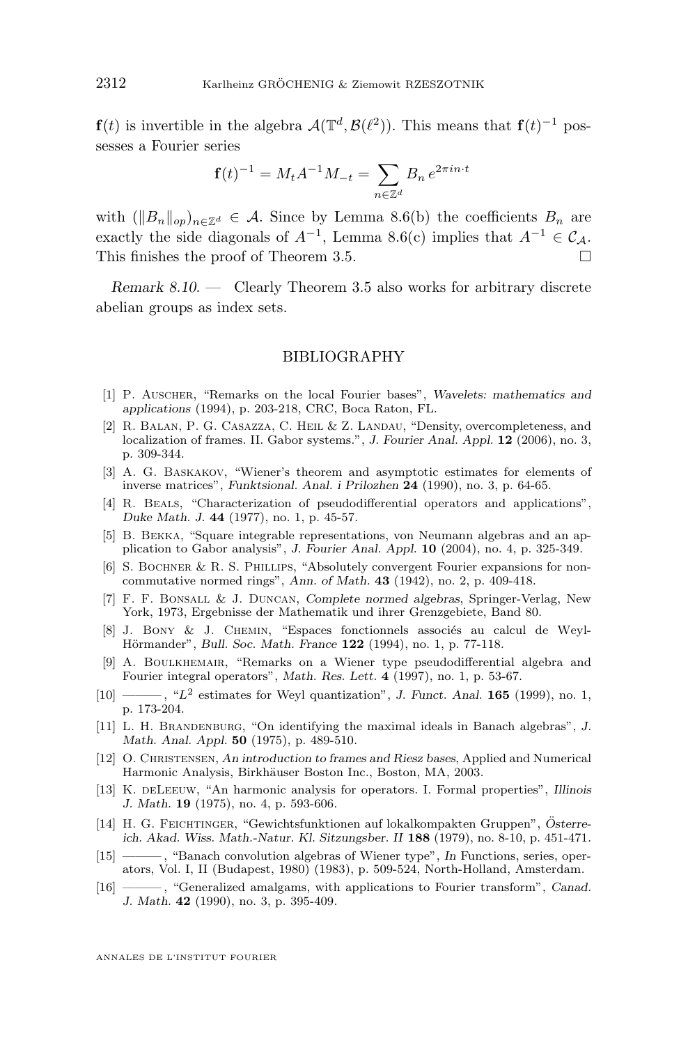$\mathbf{f}(t)$ is invertible in the algebra $\mathcal{A}(\mathbb{T}^d, \mathcal{B}(\ell^2))$. This means that $\mathbf{f}(t)^{-1}$ possesses a Fourier series

$$\mathbf{f}(t)^{-1} = M_t A^{-1} M_{-t} = \sum_{n \in \mathbb{Z}^d} B_n \, e^{2\pi i n \cdot t}$$

with $(\|B_n\|_{op})_{n \in \mathbb{Z}^d} \in \mathcal{A}$. Since by Lemma 8.6(b) the coefficients $B_n$ are exactly the side diagonals of $A^{-1}$, Lemma 8.6(c) implies that $A^{-1} \in \mathcal{C}_{\mathcal{A}}$. This finishes the proof of Theorem 3.5. □

*Remark 8.10.* — Clearly Theorem 3.5 also works for arbitrary discrete abelian groups as index sets.

## BIBLIOGRAPHY

[1] P. Auscher, "Remarks on the local Fourier bases", *Wavelets: mathematics and applications* (1994), p. 203-218, CRC, Boca Raton, FL.

[2] R. Balan, P. G. Casazza, C. Heil & Z. Landau, "Density, overcompleteness, and localization of frames. II. Gabor systems.", *J. Fourier Anal. Appl.* **12** (2006), no. 3, p. 309-344.

[3] A. G. Baskakov, "Wiener's theorem and asymptotic estimates for elements of inverse matrices", *Funktsional. Anal. i Prilozhen* **24** (1990), no. 3, p. 64-65.

[4] R. Beals, "Characterization of pseudodifferential operators and applications", *Duke Math. J.* **44** (1977), no. 1, p. 45-57.

[5] B. Bekka, "Square integrable representations, von Neumann algebras and an application to Gabor analysis", *J. Fourier Anal. Appl.* **10** (2004), no. 4, p. 325-349.

[6] S. Bochner & R. S. Phillips, "Absolutely convergent Fourier expansions for non-commutative normed rings", *Ann. of Math.* **43** (1942), no. 2, p. 409-418.

[7] F. F. Bonsall & J. Duncan, *Complete normed algebras*, Springer-Verlag, New York, 1973, Ergebnisse der Mathematik und ihrer Grenzgebiete, Band 80.

[8] J. Bony & J. Chemin, "Espaces fonctionnels associés au calcul de Weyl-Hörmander", *Bull. Soc. Math. France* **122** (1994), no. 1, p. 77-118.

[9] A. Boulkhemair, "Remarks on a Wiener type pseudodifferential algebra and Fourier integral operators", *Math. Res. Lett.* **4** (1997), no. 1, p. 53-67.

[10] ———, "$L^2$ estimates for Weyl quantization", *J. Funct. Anal.* **165** (1999), no. 1, p. 173-204.

[11] L. H. Brandenburg, "On identifying the maximal ideals in Banach algebras", *J. Math. Anal. Appl.* **50** (1975), p. 489-510.

[12] O. Christensen, *An introduction to frames and Riesz bases*, Applied and Numerical Harmonic Analysis, Birkhäuser Boston Inc., Boston, MA, 2003.

[13] K. deLeeuw, "An harmonic analysis for operators. I. Formal properties", *Illinois J. Math.* **19** (1975), no. 4, p. 593-606.

[14] H. G. Feichtinger, "Gewichtsfunktionen auf lokalkompakten Gruppen", *Österreich. Akad. Wiss. Math.-Natur. Kl. Sitzungsber. II* **188** (1979), no. 8-10, p. 451-471.

[15] ———, "Banach convolution algebras of Wiener type", *In* Functions, series, operators, Vol. I, II (Budapest, 1980) (1983), p. 509-524, North-Holland, Amsterdam.

[16] ———, "Generalized amalgams, with applications to Fourier transform", *Canad. J. Math.* **42** (1990), no. 3, p. 395-409.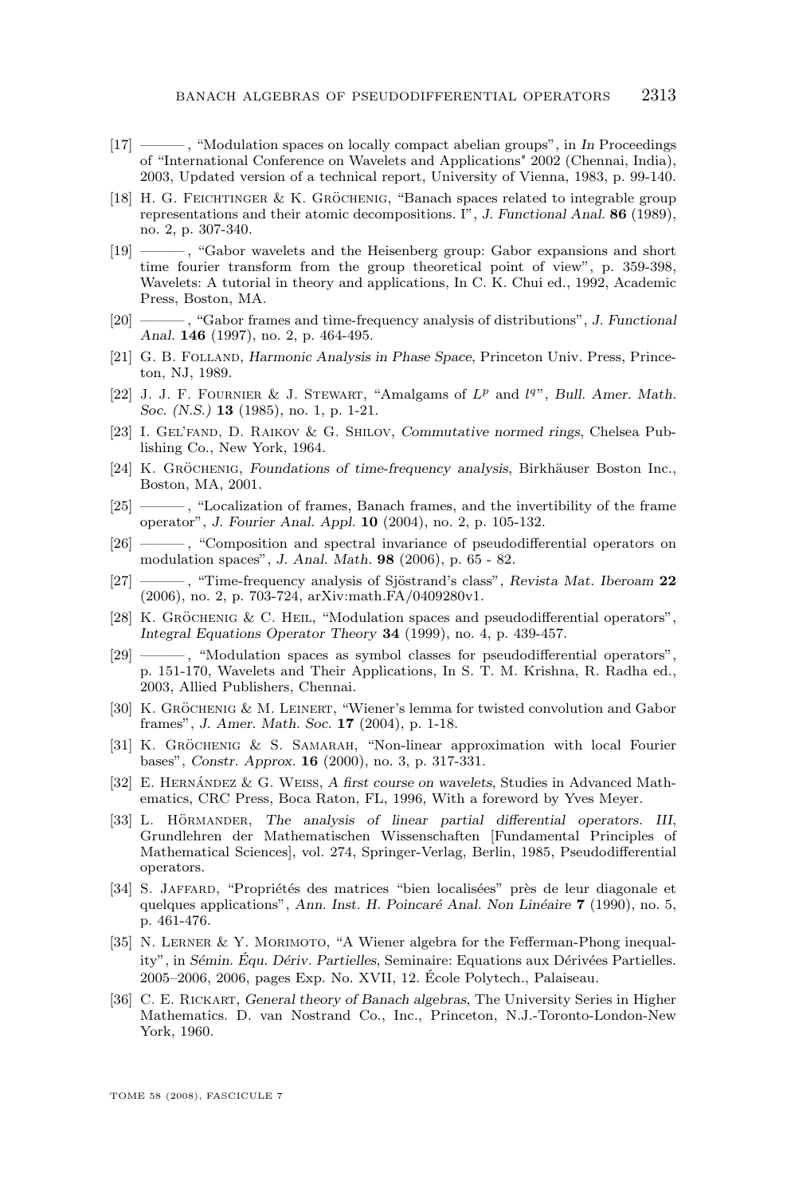[17] ———, "Modulation spaces on locally compact abelian groups", in *In* Proceedings of "International Conference on Wavelets and Applications" 2002 (Chennai, India), 2003, Updated version of a technical report, University of Vienna, 1983, p. 99-140.

[18] H. G. Feichtinger & K. Gröchenig, "Banach spaces related to integrable group representations and their atomic decompositions. I", *J. Functional Anal.* **86** (1989), no. 2, p. 307-340.

[19] ———, "Gabor wavelets and the Heisenberg group: Gabor expansions and short time fourier transform from the group theoretical point of view", p. 359-398, Wavelets: A tutorial in theory and applications, In C. K. Chui ed., 1992, Academic Press, Boston, MA.

[20] ———, "Gabor frames and time-frequency analysis of distributions", *J. Functional Anal.* **146** (1997), no. 2, p. 464-495.

[21] G. B. Folland, *Harmonic Analysis in Phase Space*, Princeton Univ. Press, Princeton, NJ, 1989.

[22] J. J. F. Fournier & J. Stewart, "Amalgams of $L^p$ and $l^q$", *Bull. Amer. Math. Soc. (N.S.)* **13** (1985), no. 1, p. 1-21.

[23] I. Gel'fand, D. Raikov & G. Shilov, *Commutative normed rings*, Chelsea Publishing Co., New York, 1964.

[24] K. Gröchenig, *Foundations of time-frequency analysis*, Birkhäuser Boston Inc., Boston, MA, 2001.

[25] ———, "Localization of frames, Banach frames, and the invertibility of the frame operator", *J. Fourier Anal. Appl.* **10** (2004), no. 2, p. 105-132.

[26] ———, "Composition and spectral invariance of pseudodifferential operators on modulation spaces", *J. Anal. Math.* **98** (2006), p. 65 - 82.

[27] ———, "Time-frequency analysis of Sjöstrand's class", *Revista Mat. Iberoam* **22** (2006), no. 2, p. 703-724, arXiv:math.FA/0409280v1.

[28] K. Gröchenig & C. Heil, "Modulation spaces and pseudodifferential operators", *Integral Equations Operator Theory* **34** (1999), no. 4, p. 439-457.

[29] ———, "Modulation spaces as symbol classes for pseudodifferential operators", p. 151-170, Wavelets and Their Applications, In S. T. M. Krishna, R. Radha ed., 2003, Allied Publishers, Chennai.

[30] K. Gröchenig & M. Leinert, "Wiener's lemma for twisted convolution and Gabor frames", *J. Amer. Math. Soc.* **17** (2004), p. 1-18.

[31] K. Gröchenig & S. Samarah, "Non-linear approximation with local Fourier bases", *Constr. Approx.* **16** (2000), no. 3, p. 317-331.

[32] E. Hernández & G. Weiss, *A first course on wavelets*, Studies in Advanced Mathematics, CRC Press, Boca Raton, FL, 1996, With a foreword by Yves Meyer.

[33] L. Hörmander, *The analysis of linear partial differential operators. III*, Grundlehren der Mathematischen Wissenschaften [Fundamental Principles of Mathematical Sciences], vol. 274, Springer-Verlag, Berlin, 1985, Pseudodifferential operators.

[34] S. Jaffard, "Propriétés des matrices "bien localisées" près de leur diagonale et quelques applications", *Ann. Inst. H. Poincaré Anal. Non Linéaire* **7** (1990), no. 5, p. 461-476.

[35] N. Lerner & Y. Morimoto, "A Wiener algebra for the Fefferman-Phong inequality", in *Sémin. Équ. Dériv. Partielles*, Seminaire: Equations aux Dérivées Partielles. 2005–2006, 2006, pages Exp. No. XVII, 12. École Polytech., Palaiseau.

[36] C. E. Rickart, *General theory of Banach algebras*, The University Series in Higher Mathematics. D. van Nostrand Co., Inc., Princeton, N.J.-Toronto-London-New York, 1960.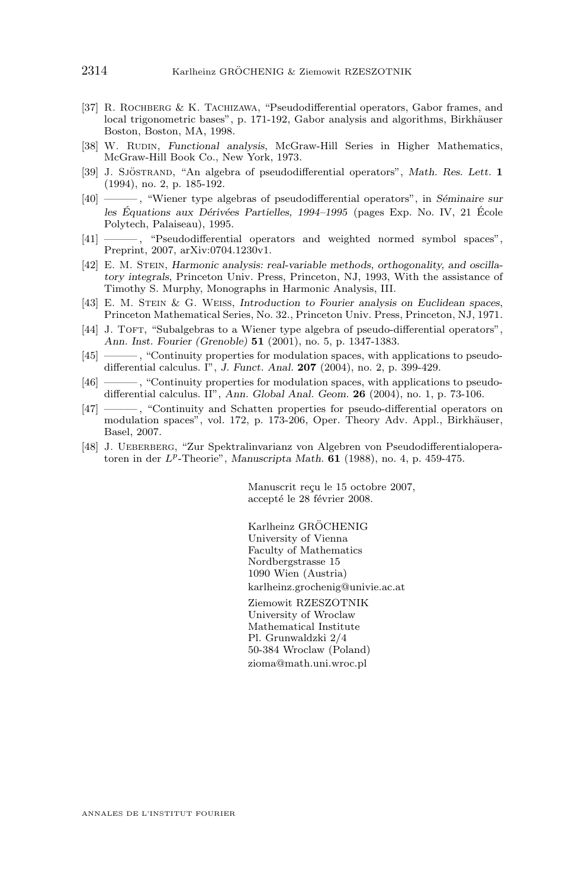[37] R. Rochberg & K. Tachizawa, "Pseudodifferential operators, Gabor frames, and local trigonometric bases", p. 171-192, Gabor analysis and algorithms, Birkhäuser Boston, Boston, MA, 1998.

[38] W. Rudin, *Functional analysis*, McGraw-Hill Series in Higher Mathematics, McGraw-Hill Book Co., New York, 1973.

[39] J. Sjöstrand, "An algebra of pseudodifferential operators", *Math. Res. Lett.* **1** (1994), no. 2, p. 185-192.

[40] ———, "Wiener type algebras of pseudodifferential operators", in *Séminaire sur les Équations aux Dérivées Partielles, 1994–1995* (pages Exp. No. IV, 21 École Polytech, Palaiseau), 1995.

[41] ———, "Pseudodifferential operators and weighted normed symbol spaces", Preprint, 2007, arXiv:0704.1230v1.

[42] E. M. Stein, *Harmonic analysis: real-variable methods, orthogonality, and oscillatory integrals*, Princeton Univ. Press, Princeton, NJ, 1993, With the assistance of Timothy S. Murphy, Monographs in Harmonic Analysis, III.

[43] E. M. Stein & G. Weiss, *Introduction to Fourier analysis on Euclidean spaces*, Princeton Mathematical Series, No. 32., Princeton Univ. Press, Princeton, NJ, 1971.

[44] J. Toft, "Subalgebras to a Wiener type algebra of pseudo-differential operators", *Ann. Inst. Fourier (Grenoble)* **51** (2001), no. 5, p. 1347-1383.

[45] ———, "Continuity properties for modulation spaces, with applications to pseudo-differential calculus. I", *J. Funct. Anal.* **207** (2004), no. 2, p. 399-429.

[46] ———, "Continuity properties for modulation spaces, with applications to pseudo-differential calculus. II", *Ann. Global Anal. Geom.* **26** (2004), no. 1, p. 73-106.

[47] ———, "Continuity and Schatten properties for pseudo-differential operators on modulation spaces", vol. 172, p. 173-206, Oper. Theory Adv. Appl., Birkhäuser, Basel, 2007.

[48] J. Ueberberg, "Zur Spektralinvarianz von Algebren von Pseudodifferentialoperatoren in der $L^p$-Theorie", *Manuscripta Math.* **61** (1988), no. 4, p. 459-475.

Manuscrit reçu le 15 octobre 2007,
accepté le 28 février 2008.

Karlheinz GRÖCHENIG
University of Vienna
Faculty of Mathematics
Nordbergstrasse 15
1090 Wien (Austria)
karlheinz.grochenig@univie.ac.at

Ziemowit RZESZOTNIK
University of Wroclaw
Mathematical Institute
Pl. Grunwaldzki 2/4
50-384 Wroclaw (Poland)
zioma@math.uni.wroc.pl